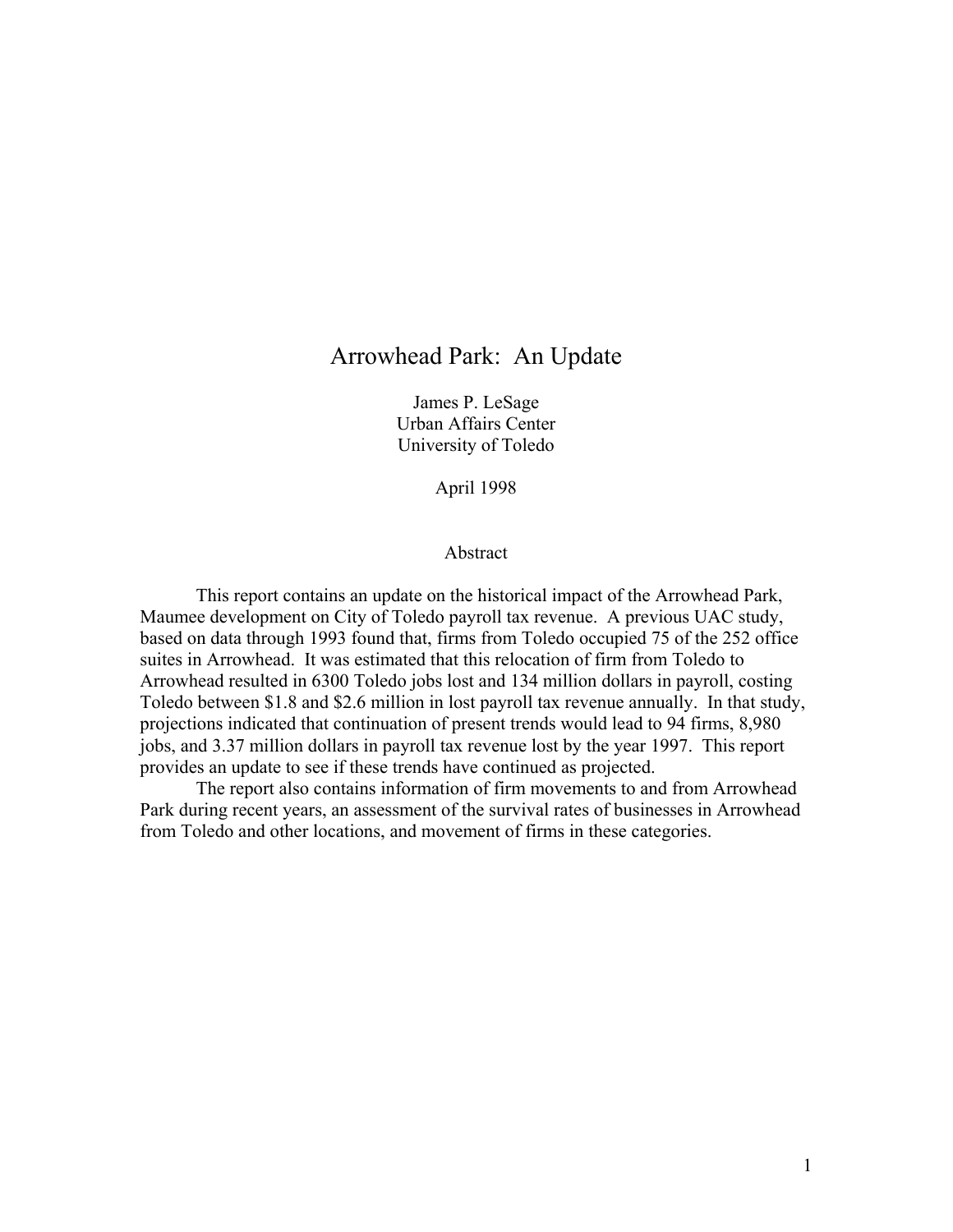# Arrowhead Park: An Update

James P. LeSage
Urban Affairs Center
University of Toledo

April 1998

## Abstract

This report contains an update on the historical impact of the Arrowhead Park, Maumee development on City of Toledo payroll tax revenue. A previous UAC study, based on data through 1993 found that, firms from Toledo occupied 75 of the 252 office suites in Arrowhead. It was estimated that this relocation of firm from Toledo to Arrowhead resulted in 6300 Toledo jobs lost and 134 million dollars in payroll, costing Toledo between $1.8 and $2.6 million in lost payroll tax revenue annually. In that study, projections indicated that continuation of present trends would lead to 94 firms, 8,980 jobs, and 3.37 million dollars in payroll tax revenue lost by the year 1997. This report provides an update to see if these trends have continued as projected.

The report also contains information of firm movements to and from Arrowhead Park during recent years, an assessment of the survival rates of businesses in Arrowhead from Toledo and other locations, and movement of firms in these categories.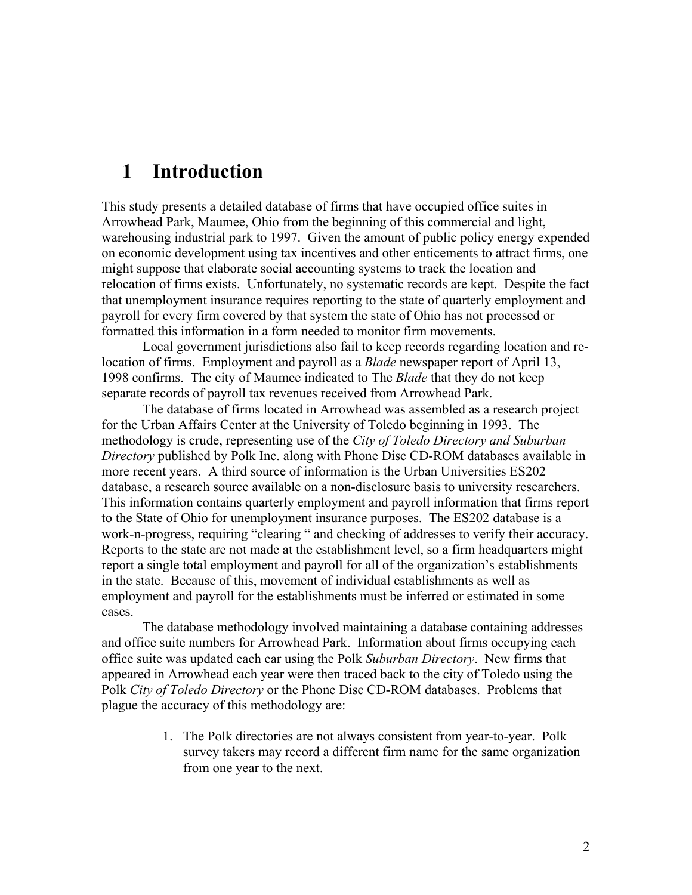# 1 Introduction

This study presents a detailed database of firms that have occupied office suites in Arrowhead Park, Maumee, Ohio from the beginning of this commercial and light, warehousing industrial park to 1997. Given the amount of public policy energy expended on economic development using tax incentives and other enticements to attract firms, one might suppose that elaborate social accounting systems to track the location and relocation of firms exists. Unfortunately, no systematic records are kept. Despite the fact that unemployment insurance requires reporting to the state of quarterly employment and payroll for every firm covered by that system the state of Ohio has not processed or formatted this information in a form needed to monitor firm movements.

Local government jurisdictions also fail to keep records regarding location and re-location of firms. Employment and payroll as a *Blade* newspaper report of April 13, 1998 confirms. The city of Maumee indicated to The *Blade* that they do not keep separate records of payroll tax revenues received from Arrowhead Park.

The database of firms located in Arrowhead was assembled as a research project for the Urban Affairs Center at the University of Toledo beginning in 1993. The methodology is crude, representing use of the *City of Toledo Directory and Suburban Directory* published by Polk Inc. along with Phone Disc CD-ROM databases available in more recent years. A third source of information is the Urban Universities ES202 database, a research source available on a non-disclosure basis to university researchers. This information contains quarterly employment and payroll information that firms report to the State of Ohio for unemployment insurance purposes. The ES202 database is a work-n-progress, requiring "clearing " and checking of addresses to verify their accuracy. Reports to the state are not made at the establishment level, so a firm headquarters might report a single total employment and payroll for all of the organization's establishments in the state. Because of this, movement of individual establishments as well as employment and payroll for the establishments must be inferred or estimated in some cases.

The database methodology involved maintaining a database containing addresses and office suite numbers for Arrowhead Park. Information about firms occupying each office suite was updated each ear using the Polk *Suburban Directory*. New firms that appeared in Arrowhead each year were then traced back to the city of Toledo using the Polk *City of Toledo Directory* or the Phone Disc CD-ROM databases. Problems that plague the accuracy of this methodology are:

1. The Polk directories are not always consistent from year-to-year. Polk survey takers may record a different firm name for the same organization from one year to the next.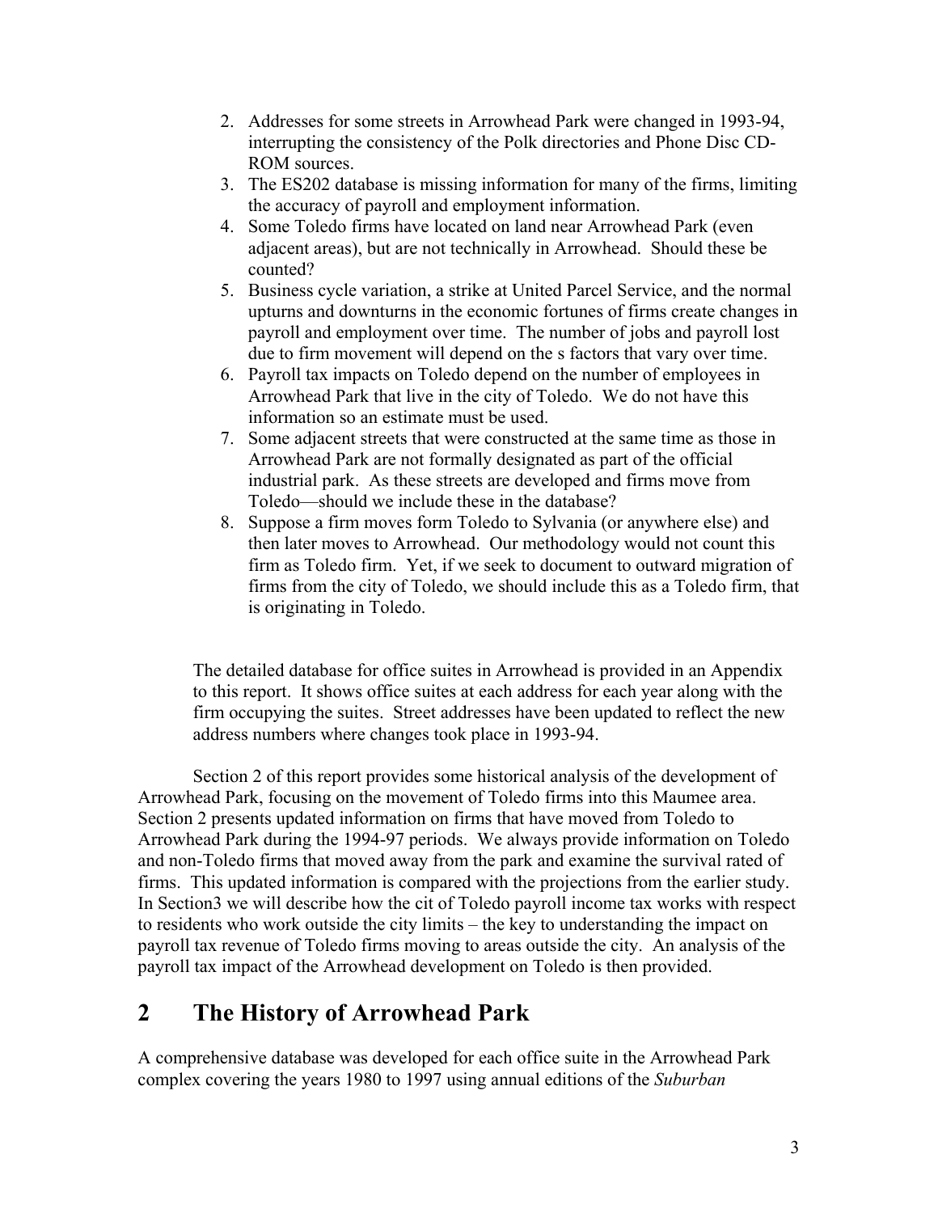2. Addresses for some streets in Arrowhead Park were changed in 1993-94, interrupting the consistency of the Polk directories and Phone Disc CD-ROM sources.
3. The ES202 database is missing information for many of the firms, limiting the accuracy of payroll and employment information.
4. Some Toledo firms have located on land near Arrowhead Park (even adjacent areas), but are not technically in Arrowhead. Should these be counted?
5. Business cycle variation, a strike at United Parcel Service, and the normal upturns and downturns in the economic fortunes of firms create changes in payroll and employment over time. The number of jobs and payroll lost due to firm movement will depend on the s factors that vary over time.
6. Payroll tax impacts on Toledo depend on the number of employees in Arrowhead Park that live in the city of Toledo. We do not have this information so an estimate must be used.
7. Some adjacent streets that were constructed at the same time as those in Arrowhead Park are not formally designated as part of the official industrial park. As these streets are developed and firms move from Toledo—should we include these in the database?
8. Suppose a firm moves form Toledo to Sylvania (or anywhere else) and then later moves to Arrowhead. Our methodology would not count this firm as Toledo firm. Yet, if we seek to document to outward migration of firms from the city of Toledo, we should include this as a Toledo firm, that is originating in Toledo.

The detailed database for office suites in Arrowhead is provided in an Appendix to this report. It shows office suites at each address for each year along with the firm occupying the suites. Street addresses have been updated to reflect the new address numbers where changes took place in 1993-94.

Section 2 of this report provides some historical analysis of the development of Arrowhead Park, focusing on the movement of Toledo firms into this Maumee area. Section 2 presents updated information on firms that have moved from Toledo to Arrowhead Park during the 1994-97 periods. We always provide information on Toledo and non-Toledo firms that moved away from the park and examine the survival rated of firms. This updated information is compared with the projections from the earlier study. In Section3 we will describe how the cit of Toledo payroll income tax works with respect to residents who work outside the city limits – the key to understanding the impact on payroll tax revenue of Toledo firms moving to areas outside the city. An analysis of the payroll tax impact of the Arrowhead development on Toledo is then provided.

# 2 The History of Arrowhead Park

A comprehensive database was developed for each office suite in the Arrowhead Park complex covering the years 1980 to 1997 using annual editions of the *Suburban*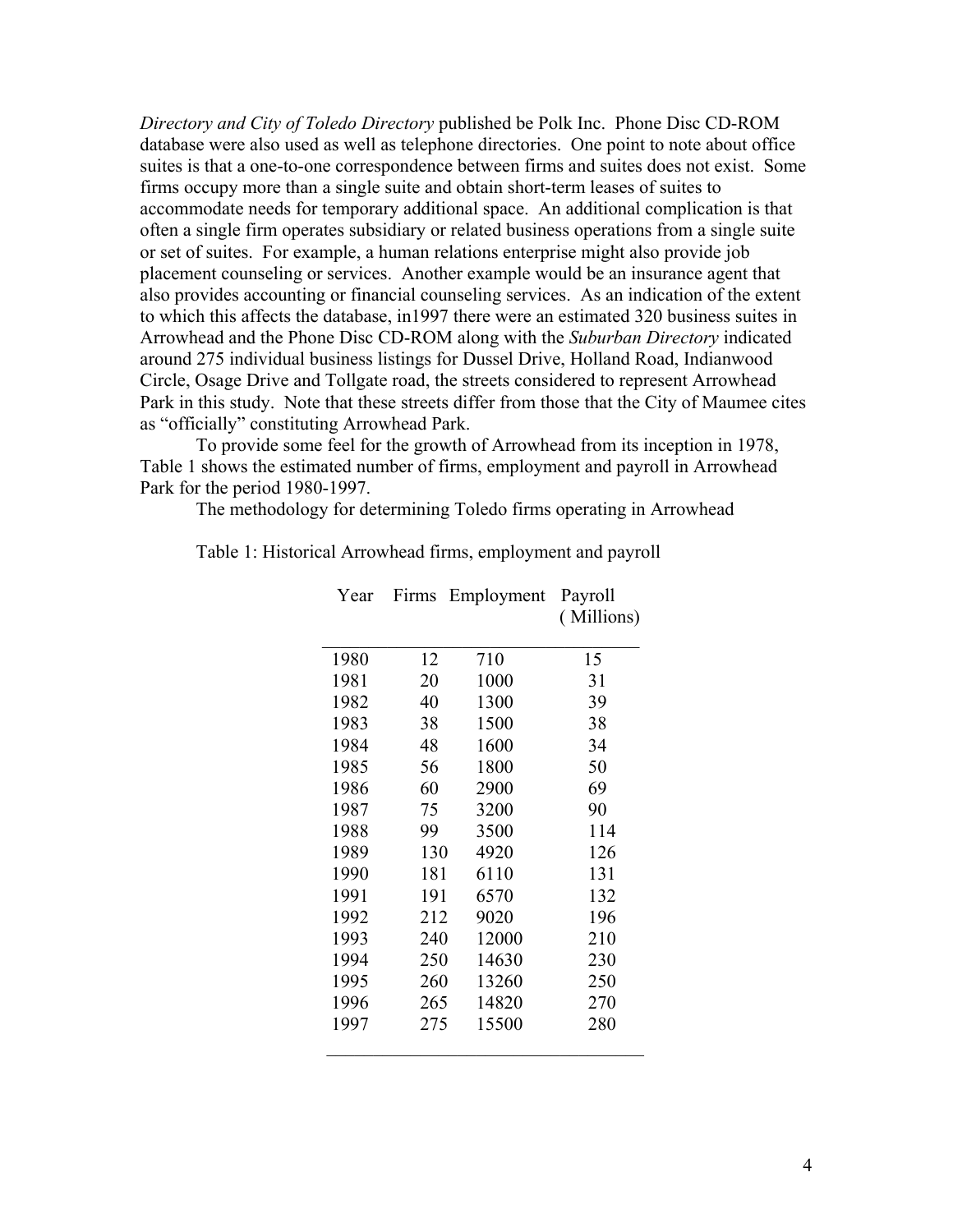*Directory and City of Toledo Directory* published be Polk Inc. Phone Disc CD-ROM database were also used as well as telephone directories. One point to note about office suites is that a one-to-one correspondence between firms and suites does not exist. Some firms occupy more than a single suite and obtain short-term leases of suites to accommodate needs for temporary additional space. An additional complication is that often a single firm operates subsidiary or related business operations from a single suite or set of suites. For example, a human relations enterprise might also provide job placement counseling or services. Another example would be an insurance agent that also provides accounting or financial counseling services. As an indication of the extent to which this affects the database, in1997 there were an estimated 320 business suites in Arrowhead and the Phone Disc CD-ROM along with the *Suburban Directory* indicated around 275 individual business listings for Dussel Drive, Holland Road, Indianwood Circle, Osage Drive and Tollgate road, the streets considered to represent Arrowhead Park in this study. Note that these streets differ from those that the City of Maumee cites as "officially" constituting Arrowhead Park.

To provide some feel for the growth of Arrowhead from its inception in 1978, Table 1 shows the estimated number of firms, employment and payroll in Arrowhead Park for the period 1980-1997.

The methodology for determining Toledo firms operating in Arrowhead

Table 1: Historical Arrowhead firms, employment and payroll

| Year | Firms | Employment | Payroll ( Millions) |
|---|---|---|---|
| 1980 | 12 | 710 | 15 |
| 1981 | 20 | 1000 | 31 |
| 1982 | 40 | 1300 | 39 |
| 1983 | 38 | 1500 | 38 |
| 1984 | 48 | 1600 | 34 |
| 1985 | 56 | 1800 | 50 |
| 1986 | 60 | 2900 | 69 |
| 1987 | 75 | 3200 | 90 |
| 1988 | 99 | 3500 | 114 |
| 1989 | 130 | 4920 | 126 |
| 1990 | 181 | 6110 | 131 |
| 1991 | 191 | 6570 | 132 |
| 1992 | 212 | 9020 | 196 |
| 1993 | 240 | 12000 | 210 |
| 1994 | 250 | 14630 | 230 |
| 1995 | 260 | 13260 | 250 |
| 1996 | 265 | 14820 | 270 |
| 1997 | 275 | 15500 | 280 |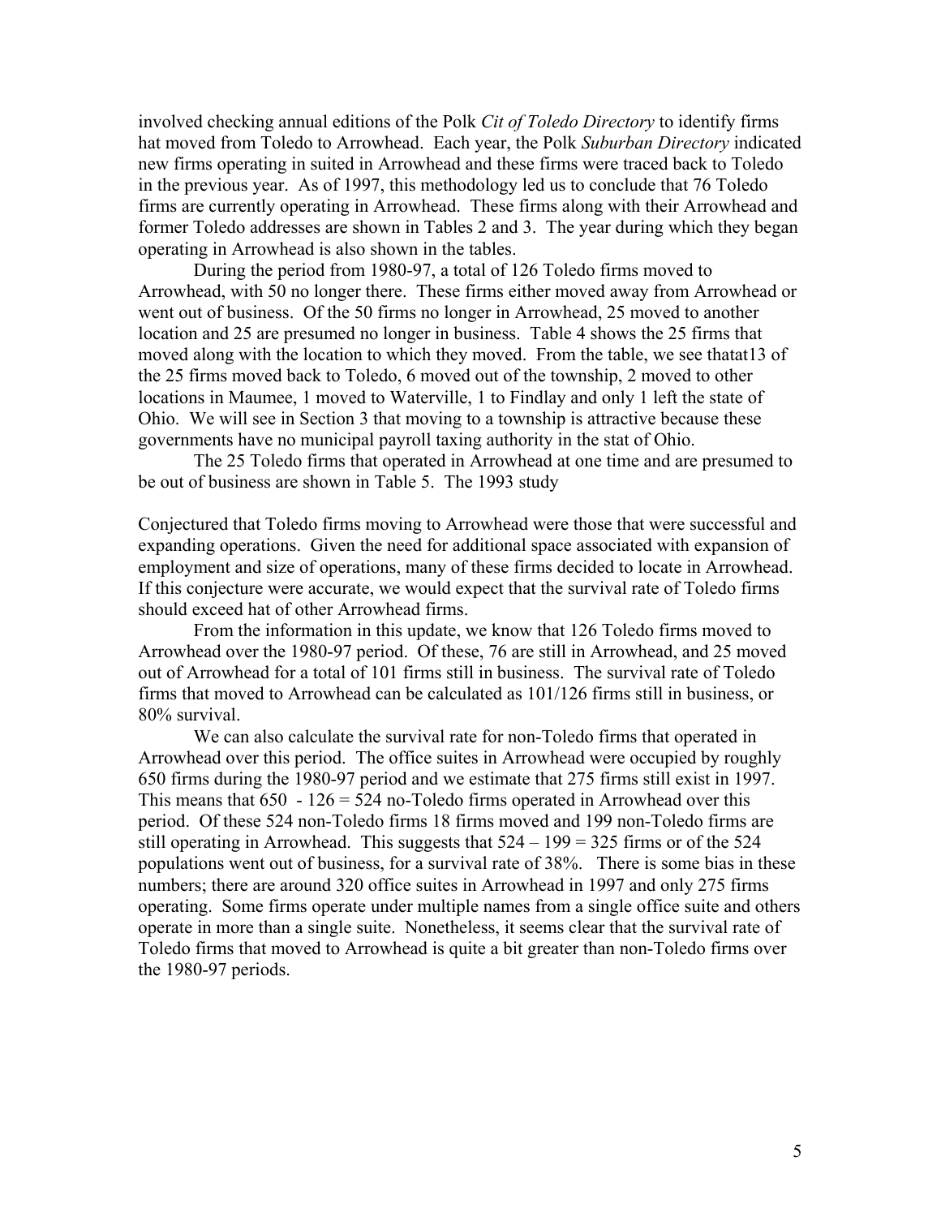involved checking annual editions of the Polk *Cit of Toledo Directory* to identify firms hat moved from Toledo to Arrowhead. Each year, the Polk *Suburban Directory* indicated new firms operating in suited in Arrowhead and these firms were traced back to Toledo in the previous year. As of 1997, this methodology led us to conclude that 76 Toledo firms are currently operating in Arrowhead. These firms along with their Arrowhead and former Toledo addresses are shown in Tables 2 and 3. The year during which they began operating in Arrowhead is also shown in the tables.

During the period from 1980-97, a total of 126 Toledo firms moved to Arrowhead, with 50 no longer there. These firms either moved away from Arrowhead or went out of business. Of the 50 firms no longer in Arrowhead, 25 moved to another location and 25 are presumed no longer in business. Table 4 shows the 25 firms that moved along with the location to which they moved. From the table, we see thatat13 of the 25 firms moved back to Toledo, 6 moved out of the township, 2 moved to other locations in Maumee, 1 moved to Waterville, 1 to Findlay and only 1 left the state of Ohio. We will see in Section 3 that moving to a township is attractive because these governments have no municipal payroll taxing authority in the stat of Ohio.

The 25 Toledo firms that operated in Arrowhead at one time and are presumed to be out of business are shown in Table 5. The 1993 study

Conjectured that Toledo firms moving to Arrowhead were those that were successful and expanding operations. Given the need for additional space associated with expansion of employment and size of operations, many of these firms decided to locate in Arrowhead. If this conjecture were accurate, we would expect that the survival rate of Toledo firms should exceed hat of other Arrowhead firms.

From the information in this update, we know that 126 Toledo firms moved to Arrowhead over the 1980-97 period. Of these, 76 are still in Arrowhead, and 25 moved out of Arrowhead for a total of 101 firms still in business. The survival rate of Toledo firms that moved to Arrowhead can be calculated as 101/126 firms still in business, or 80% survival.

We can also calculate the survival rate for non-Toledo firms that operated in Arrowhead over this period. The office suites in Arrowhead were occupied by roughly 650 firms during the 1980-97 period and we estimate that 275 firms still exist in 1997. This means that 650 - 126 = 524 no-Toledo firms operated in Arrowhead over this period. Of these 524 non-Toledo firms 18 firms moved and 199 non-Toledo firms are still operating in Arrowhead. This suggests that 524 – 199 = 325 firms or of the 524 populations went out of business, for a survival rate of 38%. There is some bias in these numbers; there are around 320 office suites in Arrowhead in 1997 and only 275 firms operating. Some firms operate under multiple names from a single office suite and others operate in more than a single suite. Nonetheless, it seems clear that the survival rate of Toledo firms that moved to Arrowhead is quite a bit greater than non-Toledo firms over the 1980-97 periods.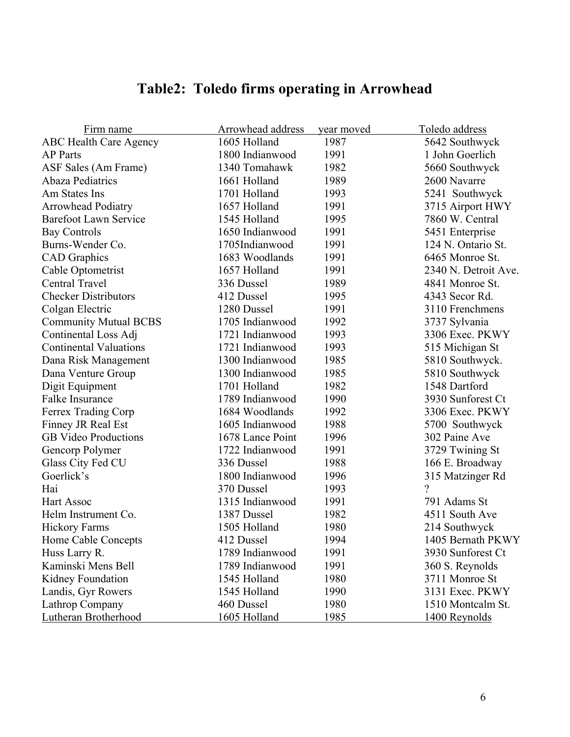## Table2: Toledo firms operating in Arrowhead

| Firm name | Arrowhead address | year moved | Toledo address |
|---|---|---|---|
| ABC Health Care Agency | 1605 Holland | 1987 | 5642 Southwyck |
| AP Parts | 1800 Indianwood | 1991 | 1 John Goerlich |
| ASF Sales (Am Frame) | 1340 Tomahawk | 1982 | 5660 Southwyck |
| Abaza Pediatrics | 1661 Holland | 1989 | 2600 Navarre |
| Am States Ins | 1701 Holland | 1993 | 5241 Southwyck |
| Arrowhead Podiatry | 1657 Holland | 1991 | 3715 Airport HWY |
| Barefoot Lawn Service | 1545 Holland | 1995 | 7860 W. Central |
| Bay Controls | 1650 Indianwood | 1991 | 5451 Enterprise |
| Burns-Wender Co. | 1705Indianwood | 1991 | 124 N. Ontario St. |
| CAD Graphics | 1683 Woodlands | 1991 | 6465 Monroe St. |
| Cable Optometrist | 1657 Holland | 1991 | 2340 N. Detroit Ave. |
| Central Travel | 336 Dussel | 1989 | 4841 Monroe St. |
| Checker Distributors | 412 Dussel | 1995 | 4343 Secor Rd. |
| Colgan Electric | 1280 Dussel | 1991 | 3110 Frenchmens |
| Community Mutual BCBS | 1705 Indianwood | 1992 | 3737 Sylvania |
| Continental Loss Adj | 1721 Indianwood | 1993 | 3306 Exec. PKWY |
| Continental Valuations | 1721 Indianwood | 1993 | 515 Michigan St |
| Dana Risk Management | 1300 Indianwood | 1985 | 5810 Southwyck. |
| Dana Venture Group | 1300 Indianwood | 1985 | 5810 Southwyck |
| Digit Equipment | 1701 Holland | 1982 | 1548 Dartford |
| Falke Insurance | 1789 Indianwood | 1990 | 3930 Sunforest Ct |
| Ferrex Trading Corp | 1684 Woodlands | 1992 | 3306 Exec. PKWY |
| Finney JR Real Est | 1605 Indianwood | 1988 | 5700 Southwyck |
| GB Video Productions | 1678 Lance Point | 1996 | 302 Paine Ave |
| Gencorp Polymer | 1722 Indianwood | 1991 | 3729 Twining St |
| Glass City Fed CU | 336 Dussel | 1988 | 166 E. Broadway |
| Goerlick's | 1800 Indianwood | 1996 | 315 Matzinger Rd |
| Hai | 370 Dussel | 1993 | ? |
| Hart Assoc | 1315 Indianwood | 1991 | 791 Adams St |
| Helm Instrument Co. | 1387 Dussel | 1982 | 4511 South Ave |
| Hickory Farms | 1505 Holland | 1980 | 214 Southwyck |
| Home Cable Concepts | 412 Dussel | 1994 | 1405 Bernath PKWY |
| Huss Larry R. | 1789 Indianwood | 1991 | 3930 Sunforest Ct |
| Kaminski Mens Bell | 1789 Indianwood | 1991 | 360 S. Reynolds |
| Kidney Foundation | 1545 Holland | 1980 | 3711 Monroe St |
| Landis, Gyr Rowers | 1545 Holland | 1990 | 3131 Exec. PKWY |
| Lathrop Company | 460 Dussel | 1980 | 1510 Montcalm St. |
| Lutheran Brotherhood | 1605 Holland | 1985 | 1400 Reynolds |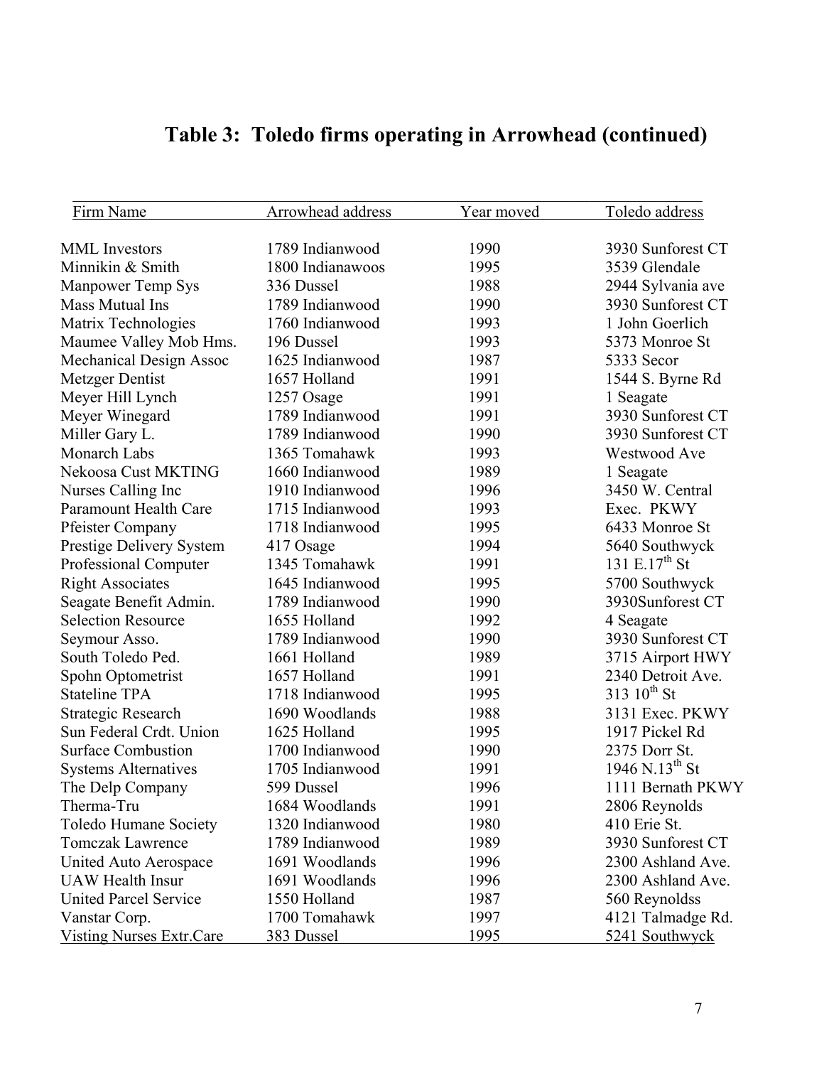# Table 3: Toledo firms operating in Arrowhead (continued)

| Firm Name | Arrowhead address | Year moved | Toledo address |
|---|---|---|---|
| MML Investors | 1789 Indianwood | 1990 | 3930 Sunforest CT |
| Minnikin & Smith | 1800 Indianawoos | 1995 | 3539 Glendale |
| Manpower Temp Sys | 336 Dussel | 1988 | 2944 Sylvania ave |
| Mass Mutual Ins | 1789 Indianwood | 1990 | 3930 Sunforest CT |
| Matrix Technologies | 1760 Indianwood | 1993 | 1 John Goerlich |
| Maumee Valley Mob Hms. | 196 Dussel | 1993 | 5373 Monroe St |
| Mechanical Design Assoc | 1625 Indianwood | 1987 | 5333 Secor |
| Metzger Dentist | 1657 Holland | 1991 | 1544 S. Byrne Rd |
| Meyer Hill Lynch | 1257 Osage | 1991 | 1 Seagate |
| Meyer Winegard | 1789 Indianwood | 1991 | 3930 Sunforest CT |
| Miller Gary L. | 1789 Indianwood | 1990 | 3930 Sunforest CT |
| Monarch Labs | 1365 Tomahawk | 1993 | Westwood Ave |
| Nekoosa Cust MKTING | 1660 Indianwood | 1989 | 1 Seagate |
| Nurses Calling Inc | 1910 Indianwood | 1996 | 3450 W. Central |
| Paramount Health Care | 1715 Indianwood | 1993 | Exec. PKWY |
| Pfeister Company | 1718 Indianwood | 1995 | 6433 Monroe St |
| Prestige Delivery System | 417 Osage | 1994 | 5640 Southwyck |
| Professional Computer | 1345 Tomahawk | 1991 | 131 E.17th St |
| Right Associates | 1645 Indianwood | 1995 | 5700 Southwyck |
| Seagate Benefit Admin. | 1789 Indianwood | 1990 | 3930Sunforest CT |
| Selection Resource | 1655 Holland | 1992 | 4 Seagate |
| Seymour Asso. | 1789 Indianwood | 1990 | 3930 Sunforest CT |
| South Toledo Ped. | 1661 Holland | 1989 | 3715 Airport HWY |
| Spohn Optometrist | 1657 Holland | 1991 | 2340 Detroit Ave. |
| Stateline TPA | 1718 Indianwood | 1995 | 313 10th St |
| Strategic Research | 1690 Woodlands | 1988 | 3131 Exec. PKWY |
| Sun Federal Crdt. Union | 1625 Holland | 1995 | 1917 Pickel Rd |
| Surface Combustion | 1700 Indianwood | 1990 | 2375 Dorr St. |
| Systems Alternatives | 1705 Indianwood | 1991 | 1946 N.13th St |
| The Delp Company | 599 Dussel | 1996 | 1111 Bernath PKWY |
| Therma-Tru | 1684 Woodlands | 1991 | 2806 Reynolds |
| Toledo Humane Society | 1320 Indianwood | 1980 | 410 Erie St. |
| Tomczak Lawrence | 1789 Indianwood | 1989 | 3930 Sunforest CT |
| United Auto Aerospace | 1691 Woodlands | 1996 | 2300 Ashland Ave. |
| UAW Health Insur | 1691 Woodlands | 1996 | 2300 Ashland Ave. |
| United Parcel Service | 1550 Holland | 1987 | 560 Reynoldss |
| Vanstar Corp. | 1700 Tomahawk | 1997 | 4121 Talmadge Rd. |
| Visting Nurses Extr.Care | 383 Dussel | 1995 | 5241 Southwyck |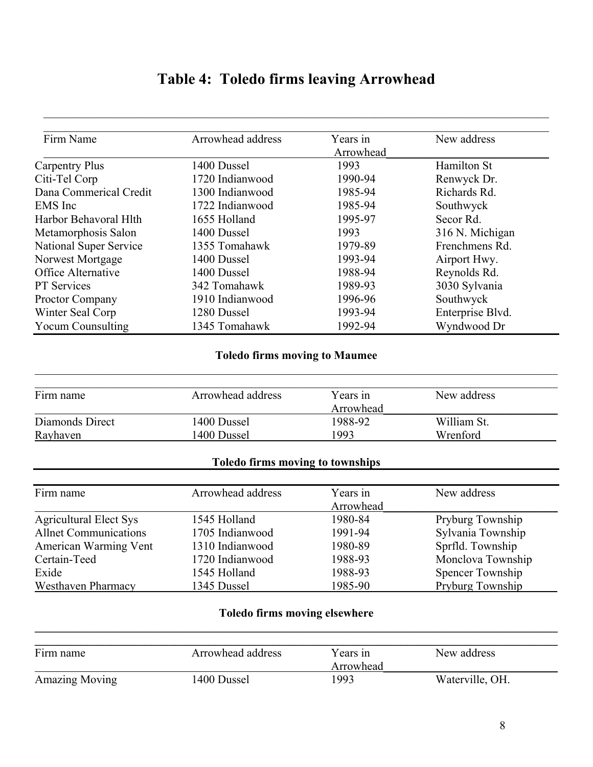# Table 4: Toledo firms leaving Arrowhead

| Firm Name | Arrowhead address | Years in Arrowhead | New address |
|---|---|---|---|
| Carpentry Plus | 1400 Dussel | 1993 | Hamilton St |
| Citi-Tel Corp | 1720 Indianwood | 1990-94 | Renwyck Dr. |
| Dana Commerical Credit | 1300 Indianwood | 1985-94 | Richards Rd. |
| EMS Inc | 1722 Indianwood | 1985-94 | Southwyck |
| Harbor Behavoral Hlth | 1655 Holland | 1995-97 | Secor Rd. |
| Metamorphosis Salon | 1400 Dussel | 1993 | 316 N. Michigan |
| National Super Service | 1355 Tomahawk | 1979-89 | Frenchmens Rd. |
| Norwest Mortgage | 1400 Dussel | 1993-94 | Airport Hwy. |
| Office Alternative | 1400 Dussel | 1988-94 | Reynolds Rd. |
| PT Services | 342 Tomahawk | 1989-93 | 3030 Sylvania |
| Proctor Company | 1910 Indianwood | 1996-96 | Southwyck |
| Winter Seal Corp | 1280 Dussel | 1993-94 | Enterprise Blvd. |
| Yocum Counsulting | 1345 Tomahawk | 1992-94 | Wyndwood Dr |

**Toledo firms moving to Maumee**

| Firm name | Arrowhead address | Years in Arrowhead | New address |
|---|---|---|---|
| Diamonds Direct | 1400 Dussel | 1988-92 | William St. |
| Rayhaven | 1400 Dussel | 1993 | Wrenford |

**Toledo firms moving to townships**

| Firm name | Arrowhead address | Years in Arrowhead | New address |
|---|---|---|---|
| Agricultural Elect Sys | 1545 Holland | 1980-84 | Pryburg Township |
| Allnet Communications | 1705 Indianwood | 1991-94 | Sylvania Township |
| American Warming Vent | 1310 Indianwood | 1980-89 | Sprfld. Township |
| Certain-Teed | 1720 Indianwood | 1988-93 | Monclova Township |
| Exide | 1545 Holland | 1988-93 | Spencer Township |
| Westhaven Pharmacy | 1345 Dussel | 1985-90 | Pryburg Township |

**Toledo firms moving elsewhere**

| Firm name | Arrowhead address | Years in Arrowhead | New address |
|---|---|---|---|
| Amazing Moving | 1400 Dussel | 1993 | Waterville, OH. |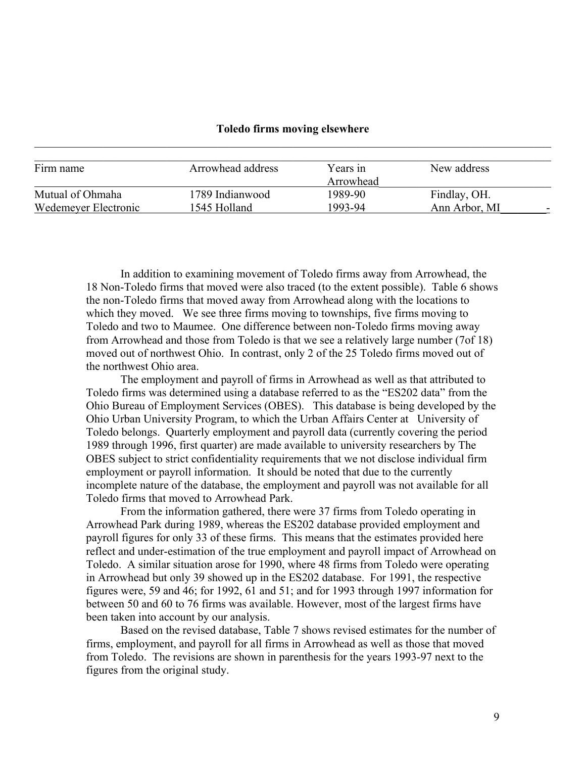**Toledo firms moving elsewhere**

| Firm name | Arrowhead address | Years in Arrowhead | New address |
|---|---|---|---|
| Mutual of Ohmaha | 1789 Indianwood | 1989-90 | Findlay, OH. |
| Wedemeyer Electronic | 1545 Holland | 1993-94 | Ann Arbor, MI |

In addition to examining movement of Toledo firms away from Arrowhead, the 18 Non-Toledo firms that moved were also traced (to the extent possible). Table 6 shows the non-Toledo firms that moved away from Arrowhead along with the locations to which they moved. We see three firms moving to townships, five firms moving to Toledo and two to Maumee. One difference between non-Toledo firms moving away from Arrowhead and those from Toledo is that we see a relatively large number (7of 18) moved out of northwest Ohio. In contrast, only 2 of the 25 Toledo firms moved out of the northwest Ohio area.

The employment and payroll of firms in Arrowhead as well as that attributed to Toledo firms was determined using a database referred to as the "ES202 data" from the Ohio Bureau of Employment Services (OBES). This database is being developed by the Ohio Urban University Program, to which the Urban Affairs Center at University of Toledo belongs. Quarterly employment and payroll data (currently covering the period 1989 through 1996, first quarter) are made available to university researchers by The OBES subject to strict confidentiality requirements that we not disclose individual firm employment or payroll information. It should be noted that due to the currently incomplete nature of the database, the employment and payroll was not available for all Toledo firms that moved to Arrowhead Park.

From the information gathered, there were 37 firms from Toledo operating in Arrowhead Park during 1989, whereas the ES202 database provided employment and payroll figures for only 33 of these firms. This means that the estimates provided here reflect and under-estimation of the true employment and payroll impact of Arrowhead on Toledo. A similar situation arose for 1990, where 48 firms from Toledo were operating in Arrowhead but only 39 showed up in the ES202 database. For 1991, the respective figures were, 59 and 46; for 1992, 61 and 51; and for 1993 through 1997 information for between 50 and 60 to 76 firms was available. However, most of the largest firms have been taken into account by our analysis.

Based on the revised database, Table 7 shows revised estimates for the number of firms, employment, and payroll for all firms in Arrowhead as well as those that moved from Toledo. The revisions are shown in parenthesis for the years 1993-97 next to the figures from the original study.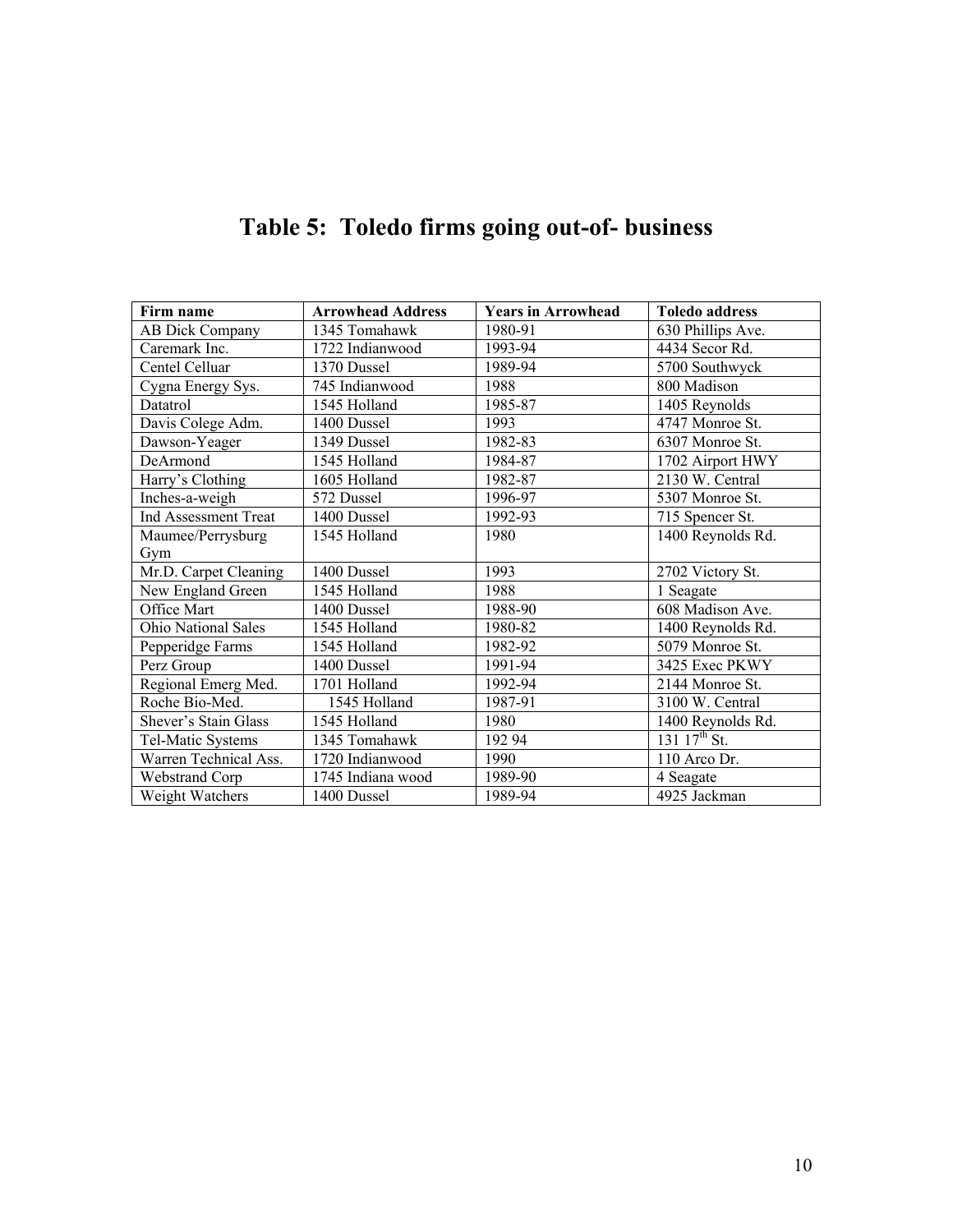# Table 5: Toledo firms going out-of- business

| Firm name | Arrowhead Address | Years in Arrowhead | Toledo address |
|---|---|---|---|
| AB Dick Company | 1345 Tomahawk | 1980-91 | 630 Phillips Ave. |
| Caremark Inc. | 1722 Indianwood | 1993-94 | 4434 Secor Rd. |
| Centel Celluar | 1370 Dussel | 1989-94 | 5700 Southwyck |
| Cygna Energy Sys. | 745 Indianwood | 1988 | 800 Madison |
| Datatrol | 1545 Holland | 1985-87 | 1405 Reynolds |
| Davis Colege Adm. | 1400 Dussel | 1993 | 4747 Monroe St. |
| Dawson-Yeager | 1349 Dussel | 1982-83 | 6307 Monroe St. |
| DeArmond | 1545 Holland | 1984-87 | 1702 Airport HWY |
| Harry's Clothing | 1605 Holland | 1982-87 | 2130 W. Central |
| Inches-a-weigh | 572 Dussel | 1996-97 | 5307 Monroe St. |
| Ind Assessment Treat | 1400 Dussel | 1992-93 | 715 Spencer St. |
| Maumee/Perrysburg Gym | 1545 Holland | 1980 | 1400 Reynolds Rd. |
| Mr.D. Carpet Cleaning | 1400 Dussel | 1993 | 2702 Victory St. |
| New England Green | 1545 Holland | 1988 | 1 Seagate |
| Office Mart | 1400 Dussel | 1988-90 | 608 Madison Ave. |
| Ohio National Sales | 1545 Holland | 1980-82 | 1400 Reynolds Rd. |
| Pepperidge Farms | 1545 Holland | 1982-92 | 5079 Monroe St. |
| Perz Group | 1400 Dussel | 1991-94 | 3425 Exec PKWY |
| Regional Emerg Med. | 1701 Holland | 1992-94 | 2144 Monroe St. |
| Roche Bio-Med. | 1545 Holland | 1987-91 | 3100 W. Central |
| Shever's Stain Glass | 1545 Holland | 1980 | 1400 Reynolds Rd. |
| Tel-Matic Systems | 1345 Tomahawk | 192 94 | 131 17th St. |
| Warren Technical Ass. | 1720 Indianwood | 1990 | 110 Arco Dr. |
| Webstrand Corp | 1745 Indiana wood | 1989-90 | 4 Seagate |
| Weight Watchers | 1400 Dussel | 1989-94 | 4925 Jackman |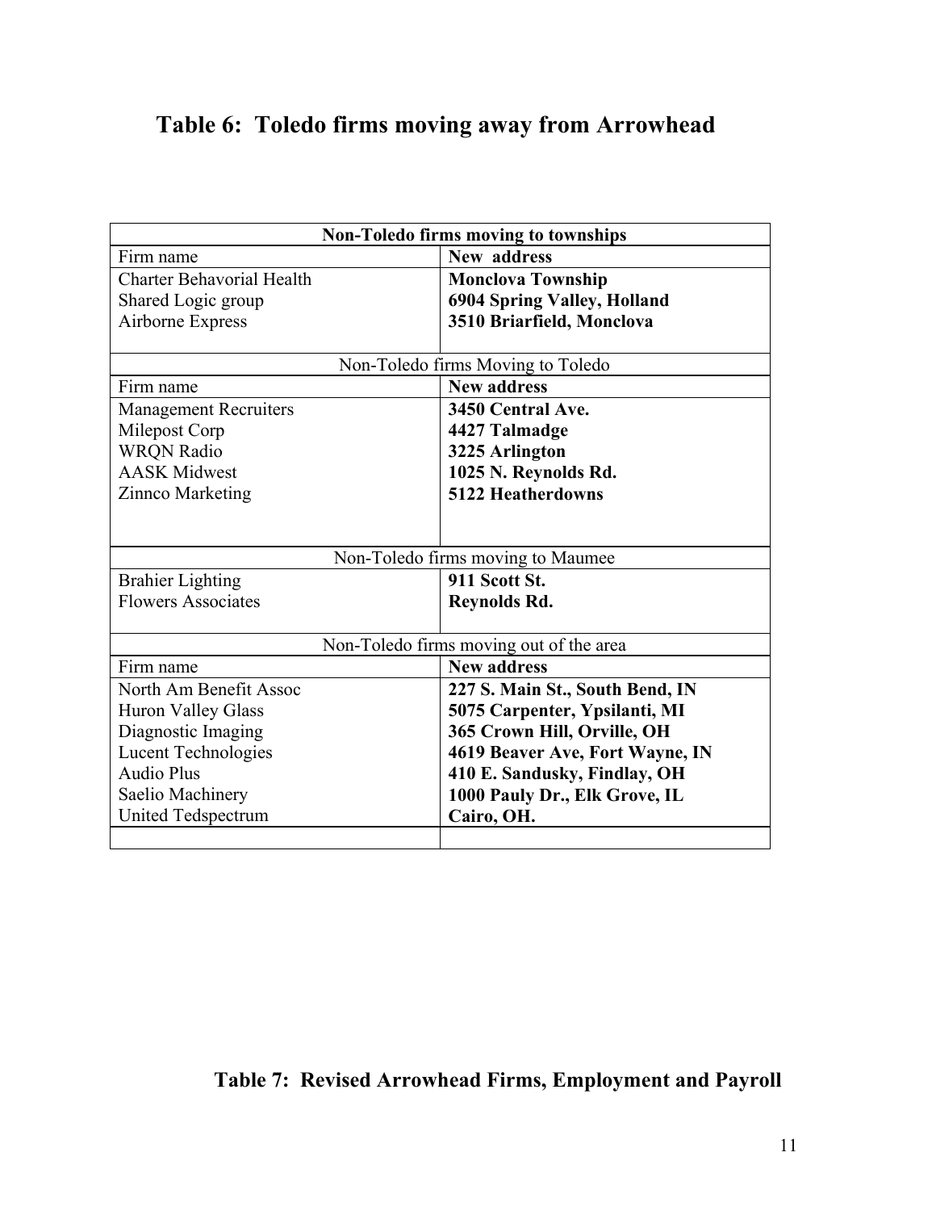## Table 6: Toledo firms moving away from Arrowhead

| **Non-Toledo firms moving to townships** | |
|---|---|
| Firm name | **New address** |
| Charter Behavoríal Health | **Monclova Township** |
| Shared Logic group | **6904 Spring Valley, Holland** |
| Airborne Express | **3510 Briarfield, Monclova** |
| Non-Toledo firms Moving to Toledo | |
| Firm name | **New address** |
| Management Recruiters | **3450 Central Ave.** |
| Milepost Corp | **4427 Talmadge** |
| WRQN Radio | **3225 Arlington** |
| AASK Midwest | **1025 N. Reynolds Rd.** |
| Zinnco Marketing | **5122 Heatherdowns** |
| Non-Toledo firms moving to Maumee | |
| Brahier Lighting | **911 Scott St.** |
| Flowers Associates | **Reynolds Rd.** |
| Non-Toledo firms moving out of the area | |
| Firm name | **New address** |
| North Am Benefit Assoc | **227 S. Main St., South Bend, IN** |
| Huron Valley Glass | **5075 Carpenter, Ypsilanti, MI** |
| Diagnostic Imaging | **365 Crown Hill, Orville, OH** |
| Lucent Technologies | **4619 Beaver Ave, Fort Wayne, IN** |
| Audio Plus | **410 E. Sandusky, Findlay, OH** |
| Saelio Machinery | **1000 Pauly Dr., Elk Grove, IL** |
| United Tedspectrum | **Cairo, OH.** |

## Table 7: Revised Arrowhead Firms, Employment and Payroll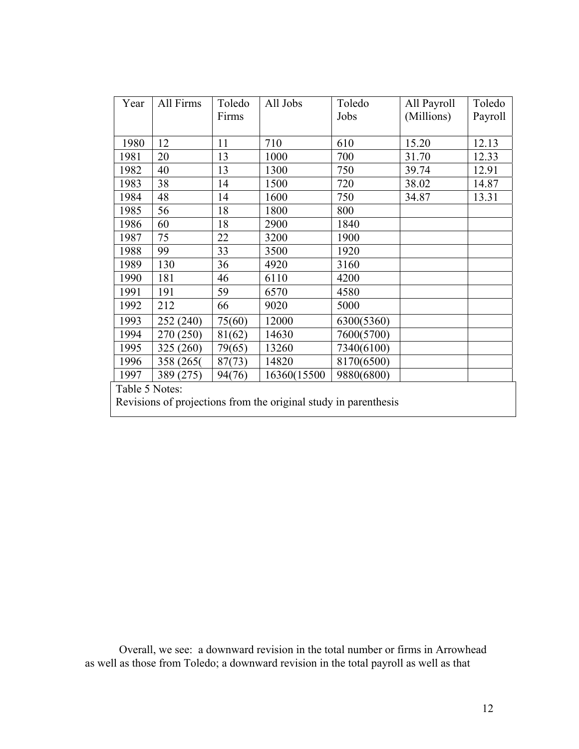| Year | All Firms | Toledo Firms | All Jobs | Toledo Jobs | All Payroll (Millions) | Toledo Payroll |
|---|---|---|---|---|---|---|
| 1980 | 12 | 11 | 710 | 610 | 15.20 | 12.13 |
| 1981 | 20 | 13 | 1000 | 700 | 31.70 | 12.33 |
| 1982 | 40 | 13 | 1300 | 750 | 39.74 | 12.91 |
| 1983 | 38 | 14 | 1500 | 720 | 38.02 | 14.87 |
| 1984 | 48 | 14 | 1600 | 750 | 34.87 | 13.31 |
| 1985 | 56 | 18 | 1800 | 800 | | |
| 1986 | 60 | 18 | 2900 | 1840 | | |
| 1987 | 75 | 22 | 3200 | 1900 | | |
| 1988 | 99 | 33 | 3500 | 1920 | | |
| 1989 | 130 | 36 | 4920 | 3160 | | |
| 1990 | 181 | 46 | 6110 | 4200 | | |
| 1991 | 191 | 59 | 6570 | 4580 | | |
| 1992 | 212 | 66 | 9020 | 5000 | | |
| 1993 | 252 (240) | 75(60) | 12000 | 6300(5360) | | |
| 1994 | 270 (250) | 81(62) | 14630 | 7600(5700) | | |
| 1995 | 325 (260) | 79(65) | 13260 | 7340(6100) | | |
| 1996 | 358 (265( | 87(73) | 14820 | 8170(6500) | | |
| 1997 | 389 (275) | 94(76) | 16360(15500 | 9880(6800) | | |

Table 5 Notes:
Revisions of projections from the original study in parenthesis

Overall, we see: a downward revision in the total number or firms in Arrowhead as well as those from Toledo; a downward revision in the total payroll as well as that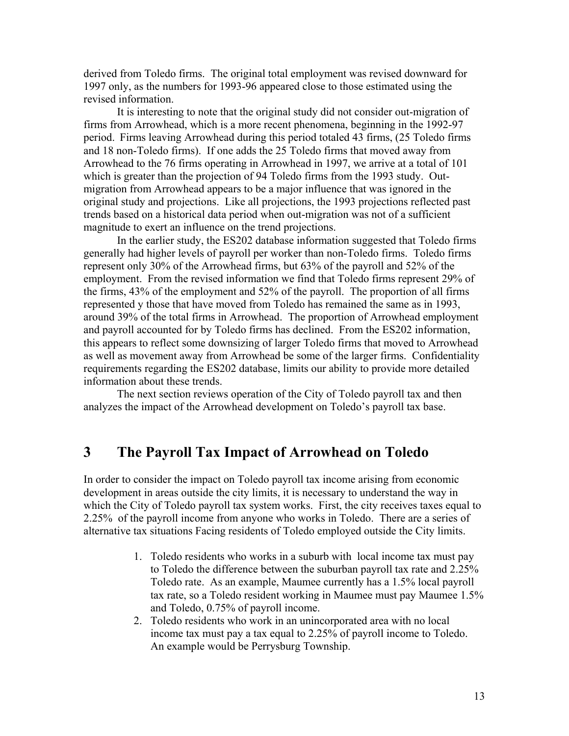derived from Toledo firms. The original total employment was revised downward for 1997 only, as the numbers for 1993-96 appeared close to those estimated using the revised information.

It is interesting to note that the original study did not consider out-migration of firms from Arrowhead, which is a more recent phenomena, beginning in the 1992-97 period. Firms leaving Arrowhead during this period totaled 43 firms, (25 Toledo firms and 18 non-Toledo firms). If one adds the 25 Toledo firms that moved away from Arrowhead to the 76 firms operating in Arrowhead in 1997, we arrive at a total of 101 which is greater than the projection of 94 Toledo firms from the 1993 study. Out-migration from Arrowhead appears to be a major influence that was ignored in the original study and projections. Like all projections, the 1993 projections reflected past trends based on a historical data period when out-migration was not of a sufficient magnitude to exert an influence on the trend projections.

In the earlier study, the ES202 database information suggested that Toledo firms generally had higher levels of payroll per worker than non-Toledo firms. Toledo firms represent only 30% of the Arrowhead firms, but 63% of the payroll and 52% of the employment. From the revised information we find that Toledo firms represent 29% of the firms, 43% of the employment and 52% of the payroll. The proportion of all firms represented y those that have moved from Toledo has remained the same as in 1993, around 39% of the total firms in Arrowhead. The proportion of Arrowhead employment and payroll accounted for by Toledo firms has declined. From the ES202 information, this appears to reflect some downsizing of larger Toledo firms that moved to Arrowhead as well as movement away from Arrowhead be some of the larger firms. Confidentiality requirements regarding the ES202 database, limits our ability to provide more detailed information about these trends.

The next section reviews operation of the City of Toledo payroll tax and then analyzes the impact of the Arrowhead development on Toledo's payroll tax base.

# 3 The Payroll Tax Impact of Arrowhead on Toledo

In order to consider the impact on Toledo payroll tax income arising from economic development in areas outside the city limits, it is necessary to understand the way in which the City of Toledo payroll tax system works. First, the city receives taxes equal to 2.25% of the payroll income from anyone who works in Toledo. There are a series of alternative tax situations Facing residents of Toledo employed outside the City limits.

1. Toledo residents who works in a suburb with local income tax must pay to Toledo the difference between the suburban payroll tax rate and 2.25% Toledo rate. As an example, Maumee currently has a 1.5% local payroll tax rate, so a Toledo resident working in Maumee must pay Maumee 1.5% and Toledo, 0.75% of payroll income.
2. Toledo residents who work in an unincorporated area with no local income tax must pay a tax equal to 2.25% of payroll income to Toledo. An example would be Perrysburg Township.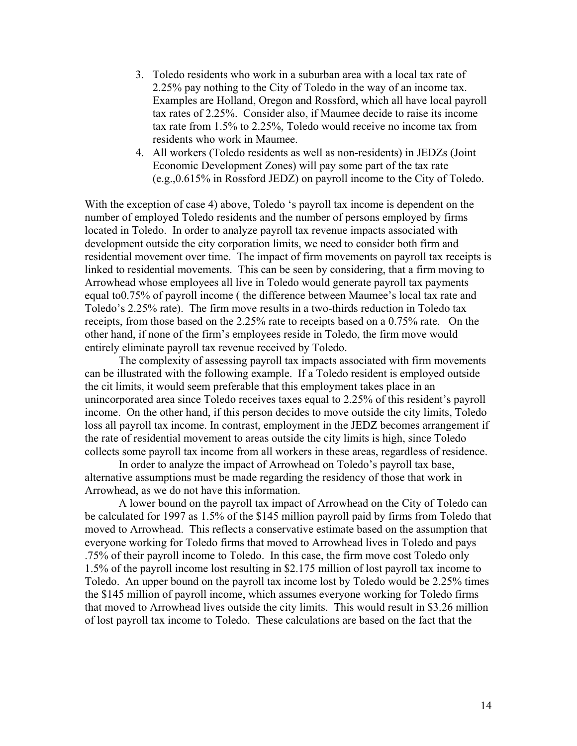3. Toledo residents who work in a suburban area with a local tax rate of 2.25% pay nothing to the City of Toledo in the way of an income tax. Examples are Holland, Oregon and Rossford, which all have local payroll tax rates of 2.25%. Consider also, if Maumee decide to raise its income tax rate from 1.5% to 2.25%, Toledo would receive no income tax from residents who work in Maumee.
4. All workers (Toledo residents as well as non-residents) in JEDZs (Joint Economic Development Zones) will pay some part of the tax rate (e.g.,0.615% in Rossford JEDZ) on payroll income to the City of Toledo.

With the exception of case 4) above, Toledo 's payroll tax income is dependent on the number of employed Toledo residents and the number of persons employed by firms located in Toledo. In order to analyze payroll tax revenue impacts associated with development outside the city corporation limits, we need to consider both firm and residential movement over time. The impact of firm movements on payroll tax receipts is linked to residential movements. This can be seen by considering, that a firm moving to Arrowhead whose employees all live in Toledo would generate payroll tax payments equal to0.75% of payroll income ( the difference between Maumee's local tax rate and Toledo's 2.25% rate). The firm move results in a two-thirds reduction in Toledo tax receipts, from those based on the 2.25% rate to receipts based on a 0.75% rate. On the other hand, if none of the firm's employees reside in Toledo, the firm move would entirely eliminate payroll tax revenue received by Toledo.

The complexity of assessing payroll tax impacts associated with firm movements can be illustrated with the following example. If a Toledo resident is employed outside the cit limits, it would seem preferable that this employment takes place in an unincorporated area since Toledo receives taxes equal to 2.25% of this resident's payroll income. On the other hand, if this person decides to move outside the city limits, Toledo loss all payroll tax income. In contrast, employment in the JEDZ becomes arrangement if the rate of residential movement to areas outside the city limits is high, since Toledo collects some payroll tax income from all workers in these areas, regardless of residence.

In order to analyze the impact of Arrowhead on Toledo's payroll tax base, alternative assumptions must be made regarding the residency of those that work in Arrowhead, as we do not have this information.

A lower bound on the payroll tax impact of Arrowhead on the City of Toledo can be calculated for 1997 as 1.5% of the \$145 million payroll paid by firms from Toledo that moved to Arrowhead. This reflects a conservative estimate based on the assumption that everyone working for Toledo firms that moved to Arrowhead lives in Toledo and pays .75% of their payroll income to Toledo. In this case, the firm move cost Toledo only 1.5% of the payroll income lost resulting in \$2.175 million of lost payroll tax income to Toledo. An upper bound on the payroll tax income lost by Toledo would be 2.25% times the \$145 million of payroll income, which assumes everyone working for Toledo firms that moved to Arrowhead lives outside the city limits. This would result in \$3.26 million of lost payroll tax income to Toledo. These calculations are based on the fact that the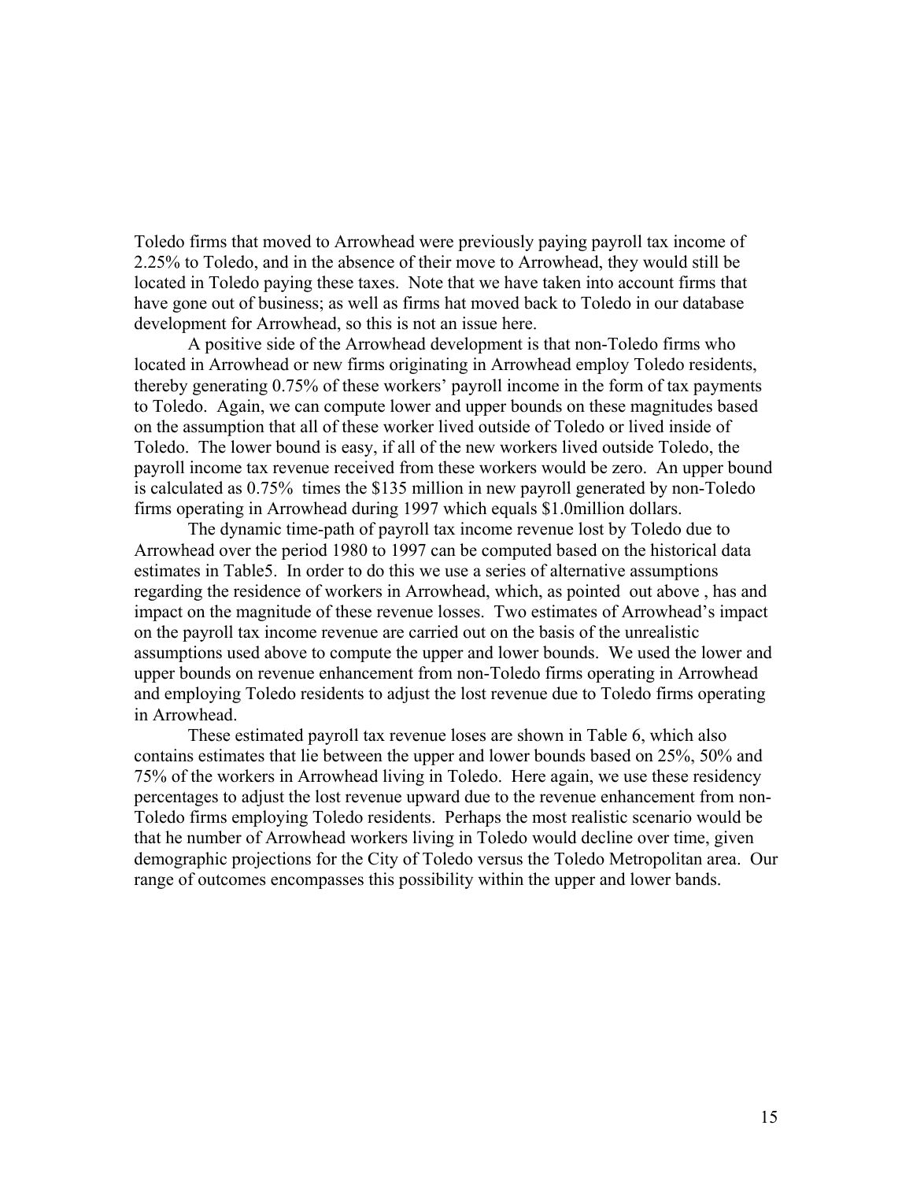Toledo firms that moved to Arrowhead were previously paying payroll tax income of 2.25% to Toledo, and in the absence of their move to Arrowhead, they would still be located in Toledo paying these taxes. Note that we have taken into account firms that have gone out of business; as well as firms hat moved back to Toledo in our database development for Arrowhead, so this is not an issue here.

A positive side of the Arrowhead development is that non-Toledo firms who located in Arrowhead or new firms originating in Arrowhead employ Toledo residents, thereby generating 0.75% of these workers' payroll income in the form of tax payments to Toledo. Again, we can compute lower and upper bounds on these magnitudes based on the assumption that all of these worker lived outside of Toledo or lived inside of Toledo. The lower bound is easy, if all of the new workers lived outside Toledo, the payroll income tax revenue received from these workers would be zero. An upper bound is calculated as 0.75% times the $135 million in new payroll generated by non-Toledo firms operating in Arrowhead during 1997 which equals $1.0million dollars.

The dynamic time-path of payroll tax income revenue lost by Toledo due to Arrowhead over the period 1980 to 1997 can be computed based on the historical data estimates in Table5. In order to do this we use a series of alternative assumptions regarding the residence of workers in Arrowhead, which, as pointed out above , has and impact on the magnitude of these revenue losses. Two estimates of Arrowhead's impact on the payroll tax income revenue are carried out on the basis of the unrealistic assumptions used above to compute the upper and lower bounds. We used the lower and upper bounds on revenue enhancement from non-Toledo firms operating in Arrowhead and employing Toledo residents to adjust the lost revenue due to Toledo firms operating in Arrowhead.

These estimated payroll tax revenue loses are shown in Table 6, which also contains estimates that lie between the upper and lower bounds based on 25%, 50% and 75% of the workers in Arrowhead living in Toledo. Here again, we use these residency percentages to adjust the lost revenue upward due to the revenue enhancement from non-Toledo firms employing Toledo residents. Perhaps the most realistic scenario would be that he number of Arrowhead workers living in Toledo would decline over time, given demographic projections for the City of Toledo versus the Toledo Metropolitan area. Our range of outcomes encompasses this possibility within the upper and lower bands.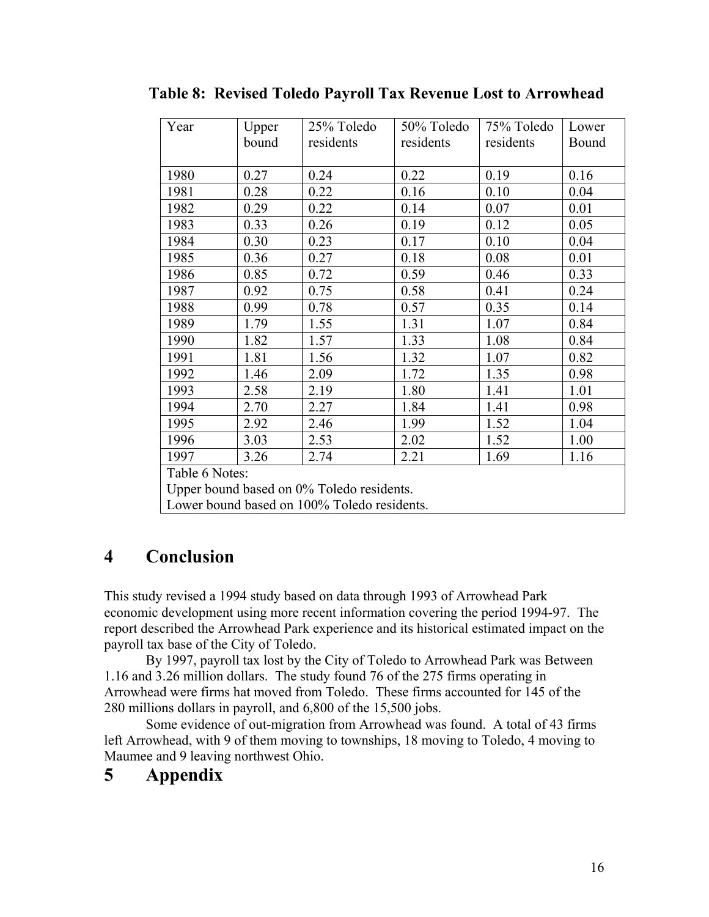**Table 8: Revised Toledo Payroll Tax Revenue Lost to Arrowhead**

| Year | Upper bound | 25% Toledo residents | 50% Toledo residents | 75% Toledo residents | Lower Bound |
|---|---|---|---|---|---|
| 1980 | 0.27 | 0.24 | 0.22 | 0.19 | 0.16 |
| 1981 | 0.28 | 0.22 | 0.16 | 0.10 | 0.04 |
| 1982 | 0.29 | 0.22 | 0.14 | 0.07 | 0.01 |
| 1983 | 0.33 | 0.26 | 0.19 | 0.12 | 0.05 |
| 1984 | 0.30 | 0.23 | 0.17 | 0.10 | 0.04 |
| 1985 | 0.36 | 0.27 | 0.18 | 0.08 | 0.01 |
| 1986 | 0.85 | 0.72 | 0.59 | 0.46 | 0.33 |
| 1987 | 0.92 | 0.75 | 0.58 | 0.41 | 0.24 |
| 1988 | 0.99 | 0.78 | 0.57 | 0.35 | 0.14 |
| 1989 | 1.79 | 1.55 | 1.31 | 1.07 | 0.84 |
| 1990 | 1.82 | 1.57 | 1.33 | 1.08 | 0.84 |
| 1991 | 1.81 | 1.56 | 1.32 | 1.07 | 0.82 |
| 1992 | 1.46 | 2.09 | 1.72 | 1.35 | 0.98 |
| 1993 | 2.58 | 2.19 | 1.80 | 1.41 | 1.01 |
| 1994 | 2.70 | 2.27 | 1.84 | 1.41 | 0.98 |
| 1995 | 2.92 | 2.46 | 1.99 | 1.52 | 1.04 |
| 1996 | 3.03 | 2.53 | 2.02 | 1.52 | 1.00 |
| 1997 | 3.26 | 2.74 | 2.21 | 1.69 | 1.16 |

Table 6 Notes:
Upper bound based on 0% Toledo residents.
Lower bound based on 100% Toledo residents.

# 4 Conclusion

This study revised a 1994 study based on data through 1993 of Arrowhead Park economic development using more recent information covering the period 1994-97. The report described the Arrowhead Park experience and its historical estimated impact on the payroll tax base of the City of Toledo.

By 1997, payroll tax lost by the City of Toledo to Arrowhead Park was Between 1.16 and 3.26 million dollars. The study found 76 of the 275 firms operating in Arrowhead were firms hat moved from Toledo. These firms accounted for 145 of the 280 millions dollars in payroll, and 6,800 of the 15,500 jobs.

Some evidence of out-migration from Arrowhead was found. A total of 43 firms left Arrowhead, with 9 of them moving to townships, 18 moving to Toledo, 4 moving to Maumee and 9 leaving northwest Ohio.

# 5 Appendix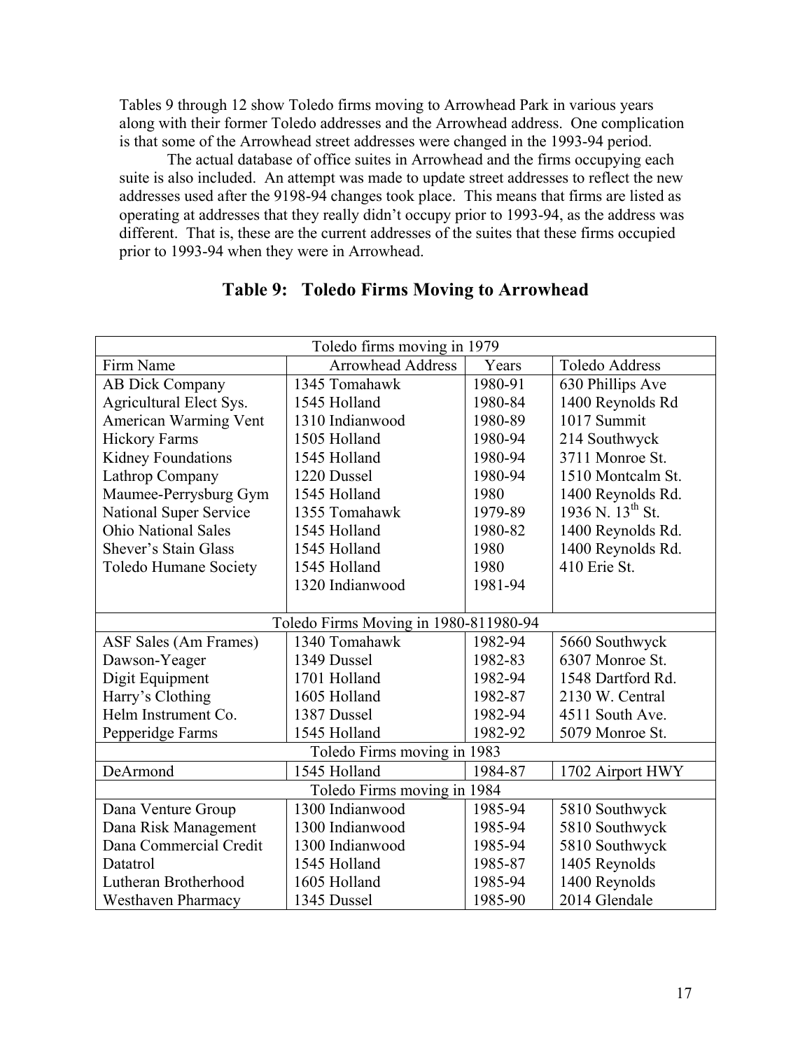Tables 9 through 12 show Toledo firms moving to Arrowhead Park in various years along with their former Toledo addresses and the Arrowhead address. One complication is that some of the Arrowhead street addresses were changed in the 1993-94 period.

The actual database of office suites in Arrowhead and the firms occupying each suite is also included. An attempt was made to update street addresses to reflect the new addresses used after the 9198-94 changes took place. This means that firms are listed as operating at addresses that they really didn't occupy prior to 1993-94, as the address was different. That is, these are the current addresses of the suites that these firms occupied prior to 1993-94 when they were in Arrowhead.

## Table 9: Toledo Firms Moving to Arrowhead

| Toledo firms moving in 1979 | | | |
|---|---|---|---|
| Firm Name | Arrowhead Address | Years | Toledo Address |
| AB Dick Company | 1345 Tomahawk | 1980-91 | 630 Phillips Ave |
| Agricultural Elect Sys. | 1545 Holland | 1980-84 | 1400 Reynolds Rd |
| American Warming Vent | 1310 Indianwood | 1980-89 | 1017 Summit |
| Hickory Farms | 1505 Holland | 1980-94 | 214 Southwyck |
| Kidney Foundations | 1545 Holland | 1980-94 | 3711 Monroe St. |
| Lathrop Company | 1220 Dussel | 1980-94 | 1510 Montcalm St. |
| Maumee-Perrysburg Gym | 1545 Holland | 1980 | 1400 Reynolds Rd. |
| National Super Service | 1355 Tomahawk | 1979-89 | 1936 N. 13th St. |
| Ohio National Sales | 1545 Holland | 1980-82 | 1400 Reynolds Rd. |
| Shever's Stain Glass | 1545 Holland | 1980 | 1400 Reynolds Rd. |
| Toledo Humane Society | 1545 Holland | 1980 | 410 Erie St. |
| | 1320 Indianwood | 1981-94 | |
| Toledo Firms Moving in 1980-811980-94 | | | |
| ASF Sales (Am Frames) | 1340 Tomahawk | 1982-94 | 5660 Southwyck |
| Dawson-Yeager | 1349 Dussel | 1982-83 | 6307 Monroe St. |
| Digit Equipment | 1701 Holland | 1982-94 | 1548 Dartford Rd. |
| Harry's Clothing | 1605 Holland | 1982-87 | 2130 W. Central |
| Helm Instrument Co. | 1387 Dussel | 1982-94 | 4511 South Ave. |
| Pepperidge Farms | 1545 Holland | 1982-92 | 5079 Monroe St. |
| Toledo Firms moving in 1983 | | | |
| DeArmond | 1545 Holland | 1984-87 | 1702 Airport HWY |
| Toledo Firms moving in 1984 | | | |
| Dana Venture Group | 1300 Indianwood | 1985-94 | 5810 Southwyck |
| Dana Risk Management | 1300 Indianwood | 1985-94 | 5810 Southwyck |
| Dana Commercial Credit | 1300 Indianwood | 1985-94 | 5810 Southwyck |
| Datatrol | 1545 Holland | 1985-87 | 1405 Reynolds |
| Lutheran Brotherhood | 1605 Holland | 1985-94 | 1400 Reynolds |
| Westhaven Pharmacy | 1345 Dussel | 1985-90 | 2014 Glendale |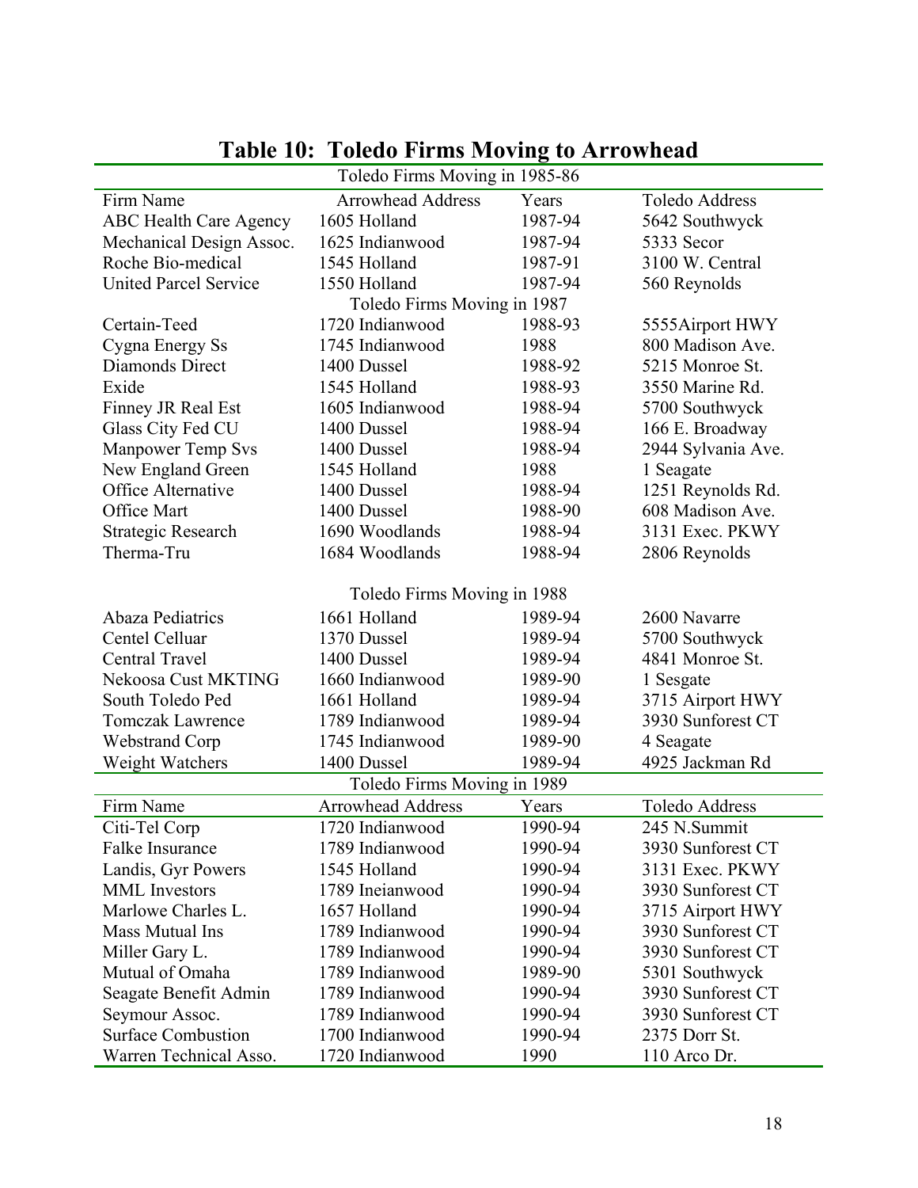## Table 10: Toledo Firms Moving to Arrowhead

| Firm Name | Arrowhead Address | Years | Toledo Address |
|---|---|---|---|
| **Toledo Firms Moving in 1985-86** | | | |
| ABC Health Care Agency | 1605 Holland | 1987-94 | 5642 Southwyck |
| Mechanical Design Assoc. | 1625 Indianwood | 1987-94 | 5333 Secor |
| Roche Bio-medical | 1545 Holland | 1987-91 | 3100 W. Central |
| United Parcel Service | 1550 Holland | 1987-94 | 560 Reynolds |
| **Toledo Firms Moving in 1987** | | | |
| Certain-Teed | 1720 Indianwood | 1988-93 | 5555Airport HWY |
| Cygna Energy Ss | 1745 Indianwood | 1988 | 800 Madison Ave. |
| Diamonds Direct | 1400 Dussel | 1988-92 | 5215 Monroe St. |
| Exide | 1545 Holland | 1988-93 | 3550 Marine Rd. |
| Finney JR Real Est | 1605 Indianwood | 1988-94 | 5700 Southwyck |
| Glass City Fed CU | 1400 Dussel | 1988-94 | 166 E. Broadway |
| Manpower Temp Svs | 1400 Dussel | 1988-94 | 2944 Sylvania Ave. |
| New England Green | 1545 Holland | 1988 | 1 Seagate |
| Office Alternative | 1400 Dussel | 1988-94 | 1251 Reynolds Rd. |
| Office Mart | 1400 Dussel | 1988-90 | 608 Madison Ave. |
| Strategic Research | 1690 Woodlands | 1988-94 | 3131 Exec. PKWY |
| Therma-Tru | 1684 Woodlands | 1988-94 | 2806 Reynolds |
| **Toledo Firms Moving in 1988** | | | |
| Abaza Pediatrics | 1661 Holland | 1989-94 | 2600 Navarre |
| Centel Celluar | 1370 Dussel | 1989-94 | 5700 Southwyck |
| Central Travel | 1400 Dussel | 1989-94 | 4841 Monroe St. |
| Nekoosa Cust MKTING | 1660 Indianwood | 1989-90 | 1 Sesgate |
| South Toledo Ped | 1661 Holland | 1989-94 | 3715 Airport HWY |
| Tomczak Lawrence | 1789 Indianwood | 1989-94 | 3930 Sunforest CT |
| Webstrand Corp | 1745 Indianwood | 1989-90 | 4 Seagate |
| Weight Watchers | 1400 Dussel | 1989-94 | 4925 Jackman Rd |
| **Toledo Firms Moving in 1989** | | | |
| Citi-Tel Corp | 1720 Indianwood | 1990-94 | 245 N.Summit |
| Falke Insurance | 1789 Indianwood | 1990-94 | 3930 Sunforest CT |
| Landis, Gyr Powers | 1545 Holland | 1990-94 | 3131 Exec. PKWY |
| MML Investors | 1789 Ineianwood | 1990-94 | 3930 Sunforest CT |
| Marlowe Charles L. | 1657 Holland | 1990-94 | 3715 Airport HWY |
| Mass Mutual Ins | 1789 Indianwood | 1990-94 | 3930 Sunforest CT |
| Miller Gary L. | 1789 Indianwood | 1990-94 | 3930 Sunforest CT |
| Mutual of Omaha | 1789 Indianwood | 1989-90 | 5301 Southwyck |
| Seagate Benefit Admin | 1789 Indianwood | 1990-94 | 3930 Sunforest CT |
| Seymour Assoc. | 1789 Indianwood | 1990-94 | 3930 Sunforest CT |
| Surface Combustion | 1700 Indianwood | 1990-94 | 2375 Dorr St. |
| Warren Technical Asso. | 1720 Indianwood | 1990 | 110 Arco Dr. |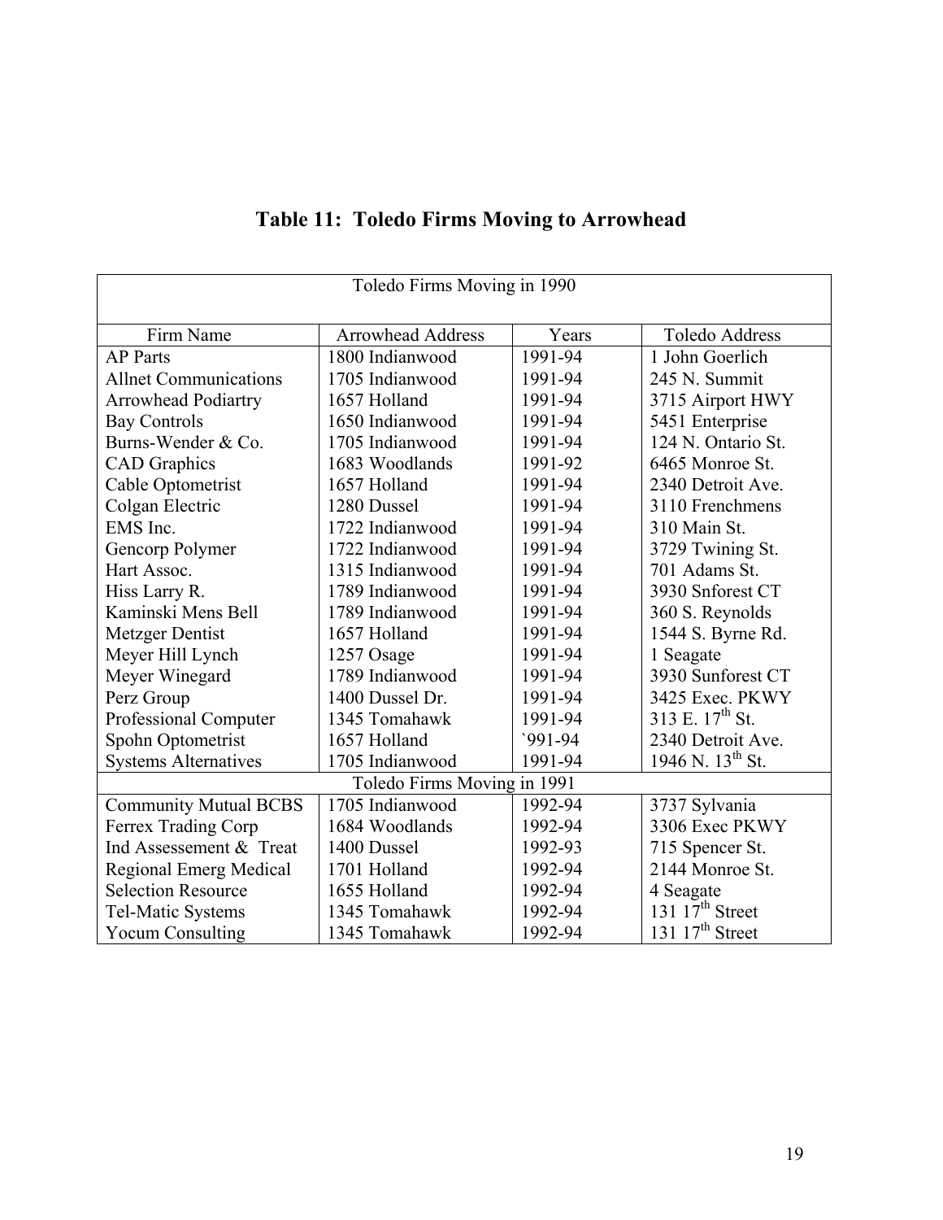# Table 11: Toledo Firms Moving to Arrowhead

| Toledo Firms Moving in 1990 | | | |
|---|---|---|---|
| Firm Name | Arrowhead Address | Years | Toledo Address |
| AP Parts | 1800 Indianwood | 1991-94 | 1 John Goerlich |
| Allnet Communications | 1705 Indianwood | 1991-94 | 245 N. Summit |
| Arrowhead Podiartry | 1657 Holland | 1991-94 | 3715 Airport HWY |
| Bay Controls | 1650 Indianwood | 1991-94 | 5451 Enterprise |
| Burns-Wender & Co. | 1705 Indianwood | 1991-94 | 124 N. Ontario St. |
| CAD Graphics | 1683 Woodlands | 1991-92 | 6465 Monroe St. |
| Cable Optometrist | 1657 Holland | 1991-94 | 2340 Detroit Ave. |
| Colgan Electric | 1280 Dussel | 1991-94 | 3110 Frenchmens |
| EMS Inc. | 1722 Indianwood | 1991-94 | 310 Main St. |
| Gencorp Polymer | 1722 Indianwood | 1991-94 | 3729 Twining St. |
| Hart Assoc. | 1315 Indianwood | 1991-94 | 701 Adams St. |
| Hiss Larry R. | 1789 Indianwood | 1991-94 | 3930 Snforest CT |
| Kaminski Mens Bell | 1789 Indianwood | 1991-94 | 360 S. Reynolds |
| Metzger Dentist | 1657 Holland | 1991-94 | 1544 S. Byrne Rd. |
| Meyer Hill Lynch | 1257 Osage | 1991-94 | 1 Seagate |
| Meyer Winegard | 1789 Indianwood | 1991-94 | 3930 Sunforest CT |
| Perz Group | 1400 Dussel Dr. | 1991-94 | 3425 Exec. PKWY |
| Professional Computer | 1345 Tomahawk | 1991-94 | 313 E. 17th St. |
| Spohn Optometrist | 1657 Holland | `991-94 | 2340 Detroit Ave. |
| Systems Alternatives | 1705 Indianwood | 1991-94 | 1946 N. 13th St. |
| Toledo Firms Moving in 1991 | | | |
| Community Mutual BCBS | 1705 Indianwood | 1992-94 | 3737 Sylvania |
| Ferrex Trading Corp | 1684 Woodlands | 1992-94 | 3306 Exec PKWY |
| Ind Assessement & Treat | 1400 Dussel | 1992-93 | 715 Spencer St. |
| Regional Emerg Medical | 1701 Holland | 1992-94 | 2144 Monroe St. |
| Selection Resource | 1655 Holland | 1992-94 | 4 Seagate |
| Tel-Matic Systems | 1345 Tomahawk | 1992-94 | 131 17th Street |
| Yocum Consulting | 1345 Tomahawk | 1992-94 | 131 17th Street |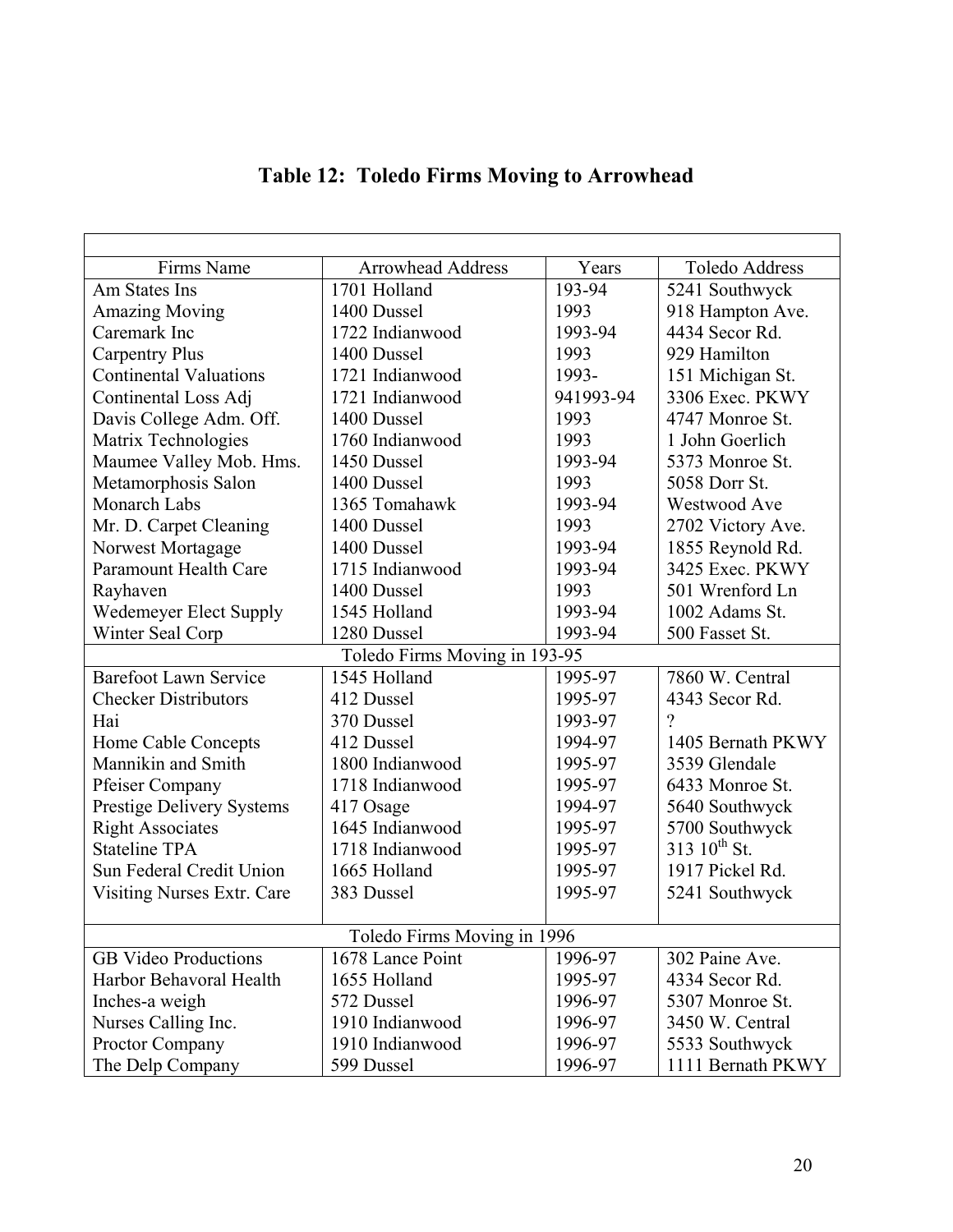# Table 12: Toledo Firms Moving to Arrowhead

| Firms Name | Arrowhead Address | Years | Toledo Address |
|---|---|---|---|
| Am States Ins | 1701 Holland | 193-94 | 5241 Southwyck |
| Amazing Moving | 1400 Dussel | 1993 | 918 Hampton Ave. |
| Caremark Inc | 1722 Indianwood | 1993-94 | 4434 Secor Rd. |
| Carpentry Plus | 1400 Dussel | 1993 | 929 Hamilton |
| Continental Valuations | 1721 Indianwood | 1993- | 151 Michigan St. |
| Continental Loss Adj | 1721 Indianwood | 941993-94 | 3306 Exec. PKWY |
| Davis College Adm. Off. | 1400 Dussel | 1993 | 4747 Monroe St. |
| Matrix Technologies | 1760 Indianwood | 1993 | 1 John Goerlich |
| Maumee Valley Mob. Hms. | 1450 Dussel | 1993-94 | 5373 Monroe St. |
| Metamorphosis Salon | 1400 Dussel | 1993 | 5058 Dorr St. |
| Monarch Labs | 1365 Tomahawk | 1993-94 | Westwood Ave |
| Mr. D. Carpet Cleaning | 1400 Dussel | 1993 | 2702 Victory Ave. |
| Norwest Mortagage | 1400 Dussel | 1993-94 | 1855 Reynold Rd. |
| Paramount Health Care | 1715 Indianwood | 1993-94 | 3425 Exec. PKWY |
| Rayhaven | 1400 Dussel | 1993 | 501 Wrenford Ln |
| Wedemeyer Elect Supply | 1545 Holland | 1993-94 | 1002 Adams St. |
| Winter Seal Corp | 1280 Dussel | 1993-94 | 500 Fasset St. |
| Toledo Firms Moving in 193-95 | | | |
| Barefoot Lawn Service | 1545 Holland | 1995-97 | 7860 W. Central |
| Checker Distributors | 412 Dussel | 1995-97 | 4343 Secor Rd. |
| Hai | 370 Dussel | 1993-97 | ? |
| Home Cable Concepts | 412 Dussel | 1994-97 | 1405 Bernath PKWY |
| Mannikin and Smith | 1800 Indianwood | 1995-97 | 3539 Glendale |
| Pfeiser Company | 1718 Indianwood | 1995-97 | 6433 Monroe St. |
| Prestige Delivery Systems | 417 Osage | 1994-97 | 5640 Southwyck |
| Right Associates | 1645 Indianwood | 1995-97 | 5700 Southwyck |
| Stateline TPA | 1718 Indianwood | 1995-97 | 313 10th St. |
| Sun Federal Credit Union | 1665 Holland | 1995-97 | 1917 Pickel Rd. |
| Visiting Nurses Extr. Care | 383 Dussel | 1995-97 | 5241 Southwyck |
| Toledo Firms Moving in 1996 | | | |
| GB Video Productions | 1678 Lance Point | 1996-97 | 302 Paine Ave. |
| Harbor Behavoral Health | 1655 Holland | 1995-97 | 4334 Secor Rd. |
| Inches-a weigh | 572 Dussel | 1996-97 | 5307 Monroe St. |
| Nurses Calling Inc. | 1910 Indianwood | 1996-97 | 3450 W. Central |
| Proctor Company | 1910 Indianwood | 1996-97 | 5533 Southwyck |
| The Delp Company | 599 Dussel | 1996-97 | 1111 Bernath PKWY |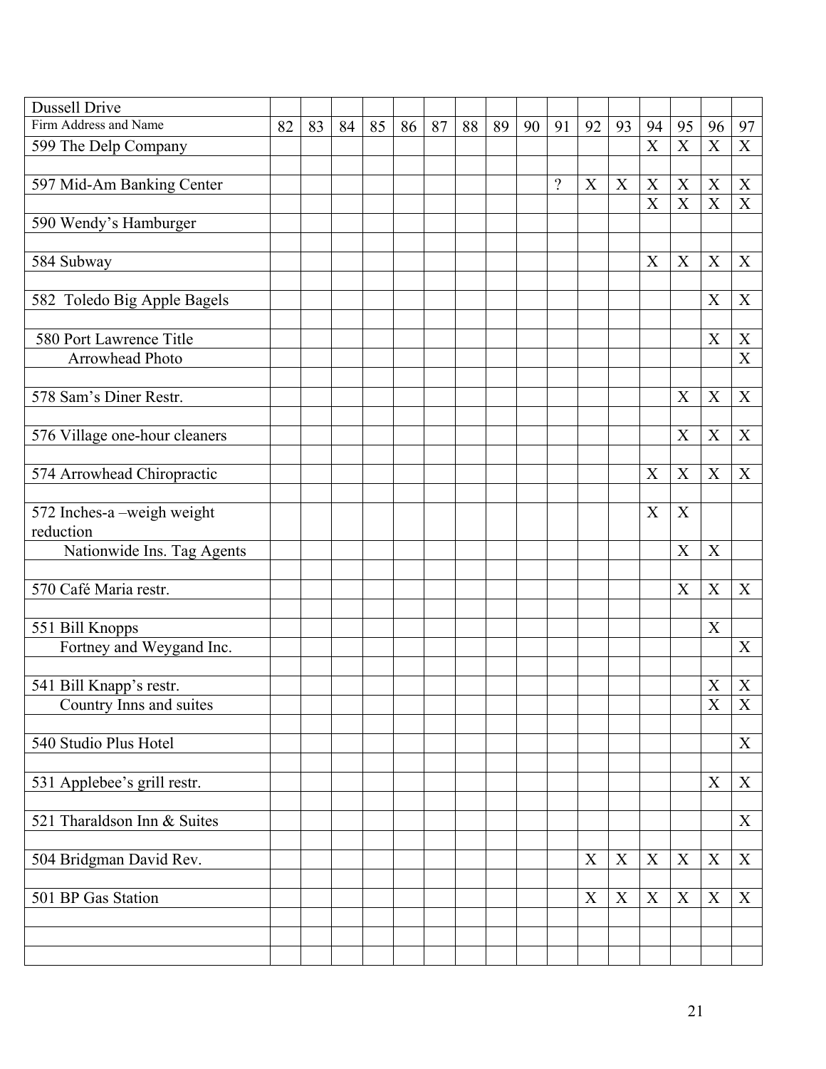| Dussell Drive | | | | | | | | | | | | | | | | |
|---|---|---|---|---|---|---|---|---|---|---|---|---|---|---|---|---|
| Firm Address and Name | 82 | 83 | 84 | 85 | 86 | 87 | 88 | 89 | 90 | 91 | 92 | 93 | 94 | 95 | 96 | 97 |
| 599 The Delp Company | | | | | | | | | | | | | X | X | X | X |
| | | | | | | | | | | | | | | | | |
| 597 Mid-Am Banking Center | | | | | | | | | | ? | X | X | X | X | X | X |
| | | | | | | | | | | | | | X | X | X | X |
| 590 Wendy's Hamburger | | | | | | | | | | | | | | | | |
| | | | | | | | | | | | | | | | | |
| 584 Subway | | | | | | | | | | | | | X | X | X | X |
| | | | | | | | | | | | | | | | | |
| 582 Toledo Big Apple Bagels | | | | | | | | | | | | | | | X | X |
| | | | | | | | | | | | | | | | | |
| 580 Port Lawrence Title | | | | | | | | | | | | | | | X | X |
| Arrowhead Photo | | | | | | | | | | | | | | | | X |
| | | | | | | | | | | | | | | | | |
| 578 Sam's Diner Restr. | | | | | | | | | | | | | | X | X | X |
| | | | | | | | | | | | | | | | | |
| 576 Village one-hour cleaners | | | | | | | | | | | | | | X | X | X |
| | | | | | | | | | | | | | | | | |
| 574 Arrowhead Chiropractic | | | | | | | | | | | | | X | X | X | X |
| | | | | | | | | | | | | | | | | |
| 572 Inches-a –weigh weight reduction | | | | | | | | | | | | | X | X | | |
| Nationwide Ins. Tag Agents | | | | | | | | | | | | | | X | X | |
| | | | | | | | | | | | | | | | | |
| 570 Café Maria restr. | | | | | | | | | | | | | | X | X | X |
| | | | | | | | | | | | | | | | | |
| 551 Bill Knopps | | | | | | | | | | | | | | | X | |
| Fortney and Weygand Inc. | | | | | | | | | | | | | | | | X |
| | | | | | | | | | | | | | | | | |
| 541 Bill Knapp's restr. | | | | | | | | | | | | | | | X | X |
| Country Inns and suites | | | | | | | | | | | | | | | X | X |
| | | | | | | | | | | | | | | | | |
| 540 Studio Plus Hotel | | | | | | | | | | | | | | | | X |
| | | | | | | | | | | | | | | | | |
| 531 Applebee's grill restr. | | | | | | | | | | | | | | | X | X |
| | | | | | | | | | | | | | | | | |
| 521 Tharaldson Inn & Suites | | | | | | | | | | | | | | | | X |
| | | | | | | | | | | | | | | | | |
| 504 Bridgman David Rev. | | | | | | | | | | | X | X | X | X | X | X |
| | | | | | | | | | | | | | | | | |
| 501 BP Gas Station | | | | | | | | | | | X | X | X | X | X | X |
| | | | | | | | | | | | | | | | | |
| | | | | | | | | | | | | | | | | |
| | | | | | | | | | | | | | | | | |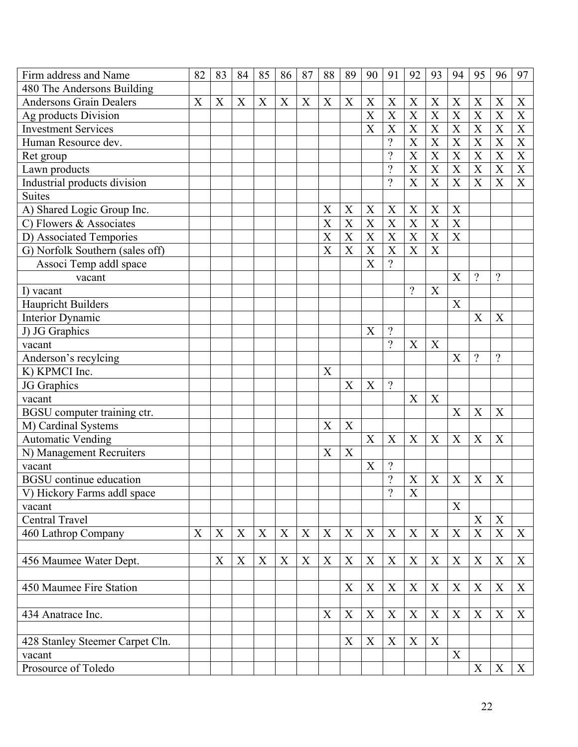| Firm address and Name | 82 | 83 | 84 | 85 | 86 | 87 | 88 | 89 | 90 | 91 | 92 | 93 | 94 | 95 | 96 | 97 |
|---|---|---|---|---|---|---|---|---|---|---|---|---|---|---|---|---|
| 480 The Andersons Building | | | | | | | | | | | | | | | | |
| Andersons Grain Dealers | X | X | X | X | X | X | X | X | X | X | X | X | X | X | X | X |
| Ag products Division | | | | | | | | | X | X | X | X | X | X | X | X |
| Investment Services | | | | | | | | | X | X | X | X | X | X | X | X |
| Human Resource dev. | | | | | | | | | | ? | X | X | X | X | X | X |
| Ret group | | | | | | | | | | ? | X | X | X | X | X | X |
| Lawn products | | | | | | | | | | ? | X | X | X | X | X | X |
| Industrial products division | | | | | | | | | | ? | X | X | X | X | X | X |
| Suites | | | | | | | | | | | | | | | | |
| A) Shared Logic Group Inc. | | | | | | | X | X | X | X | X | X | X | | | |
| C) Flowers & Associates | | | | | | | X | X | X | X | X | X | X | | | |
| D) Associated Tempories | | | | | | | X | X | X | X | X | X | X | | | |
| G) Norfolk Southern (sales off) | | | | | | | X | X | X | X | X | X | | | | |
| Associ Temp addl space | | | | | | | | | X | ? | | | | | | |
| vacant | | | | | | | | | | | | | X | ? | ? | |
| I) vacant | | | | | | | | | | | ? | X | | | | |
| Haupricht Builders | | | | | | | | | | | | | X | | | |
| Interior Dynamic | | | | | | | | | | | | | | X | X | |
| J) JG Graphics | | | | | | | | | X | ? | | | | | | |
| vacant | | | | | | | | | | ? | X | X | | | | |
| Anderson's recylcing | | | | | | | | | | | | | X | ? | ? | |
| K) KPMCI Inc. | | | | | | | X | | | | | | | | | |
| JG Graphics | | | | | | | | X | X | ? | | | | | | |
| vacant | | | | | | | | | | | X | X | | | | |
| BGSU computer training ctr. | | | | | | | | | | | | | X | X | X | |
| M) Cardinal Systems | | | | | | | X | X | | | | | | | | |
| Automatic Vending | | | | | | | | | X | X | X | X | X | X | X | |
| N) Management Recruiters | | | | | | | X | X | | | | | | | | |
| vacant | | | | | | | | | X | ? | | | | | | |
| BGSU continue education | | | | | | | | | | ? | X | X | X | X | X | |
| V) Hickory Farms addl space | | | | | | | | | | ? | X | | | | | |
| vacant | | | | | | | | | | | | | X | | | |
| Central Travel | | | | | | | | | | | | | | X | X | |
| 460 Lathrop Company | X | X | X | X | X | X | X | X | X | X | X | X | X | X | X | X |
| | | | | | | | | | | | | | | | | |
| 456 Maumee Water Dept. | | X | X | X | X | X | X | X | X | X | X | X | X | X | X | X |
| | | | | | | | | | | | | | | | | |
| 450 Maumee Fire Station | | | | | | | | X | X | X | X | X | X | X | X | X |
| | | | | | | | | | | | | | | | | |
| 434 Anatrace Inc. | | | | | | | X | X | X | X | X | X | X | X | X | X |
| | | | | | | | | | | | | | | | | |
| 428 Stanley Steemer Carpet Cln. | | | | | | | | X | X | X | X | X | | | | |
| vacant | | | | | | | | | | | | | X | | | |
| Prosource of Toledo | | | | | | | | | | | | | | X | X | X |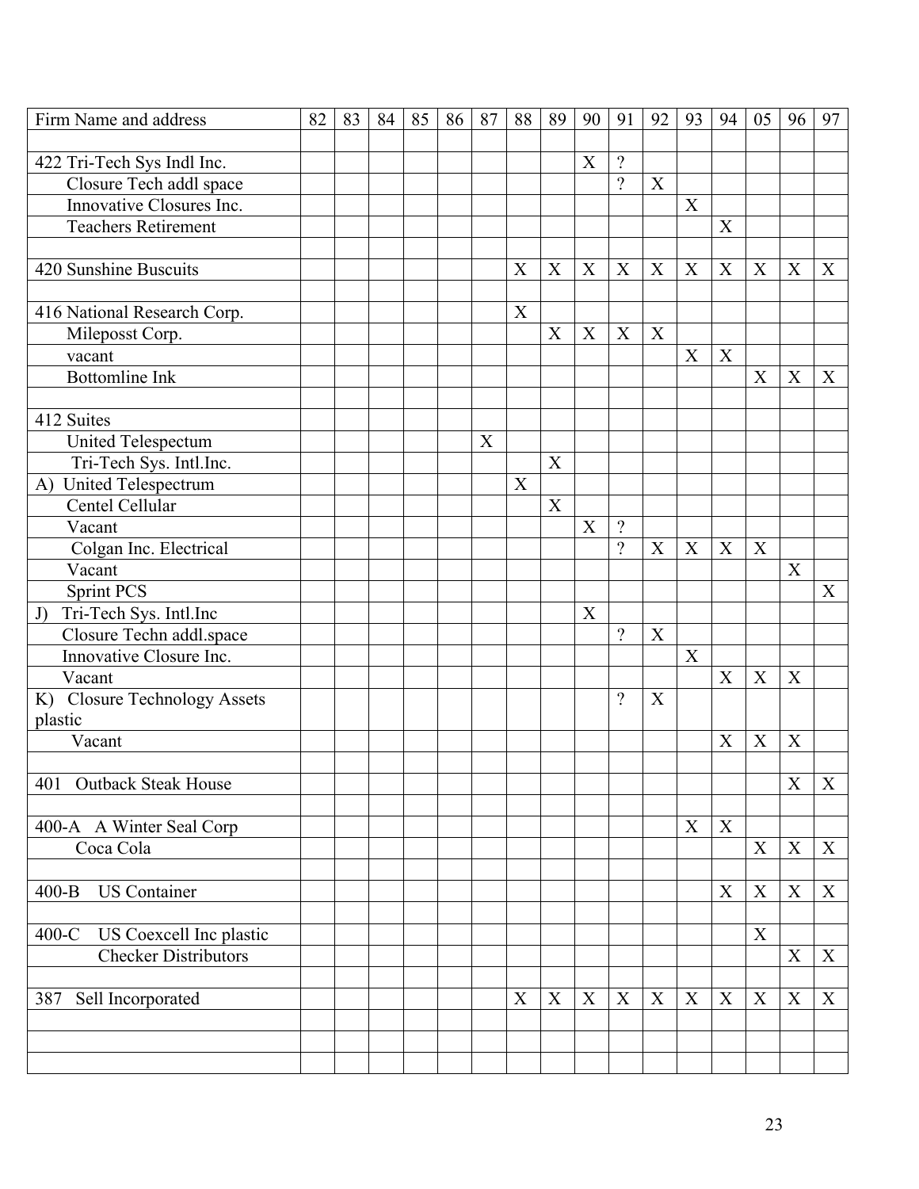| Firm Name and address | 82 | 83 | 84 | 85 | 86 | 87 | 88 | 89 | 90 | 91 | 92 | 93 | 94 | 05 | 96 | 97 |
|---|---|---|---|---|---|---|---|---|---|---|---|---|---|---|---|---|
| | | | | | | | | | | | | | | | | |
| 422 Tri-Tech Sys Indl Inc. | | | | | | | | | X | ? | | | | | | |
| Closure Tech addl space | | | | | | | | | | ? | X | | | | | |
| Innovative Closures Inc. | | | | | | | | | | | | X | | | | |
| Teachers Retirement | | | | | | | | | | | | | X | | | |
| | | | | | | | | | | | | | | | | |
| 420 Sunshine Buscuits | | | | | | | X | X | X | X | X | X | X | X | X | X |
| | | | | | | | | | | | | | | | | |
| 416 National Research Corp. | | | | | | | X | | | | | | | | | |
| Mileposst Corp. | | | | | | | | X | X | X | X | | | | | |
| vacant | | | | | | | | | | | | X | X | | | |
| Bottomline Ink | | | | | | | | | | | | | | X | X | X |
| | | | | | | | | | | | | | | | | |
| 412 Suites | | | | | | | | | | | | | | | | |
| United Telespectum | | | | | | X | | | | | | | | | | |
| Tri-Tech Sys. Intl.Inc. | | | | | | | | X | | | | | | | | |
| A) United Telespectrum | | | | | | | X | | | | | | | | | |
| Centel Cellular | | | | | | | | X | | | | | | | | |
| Vacant | | | | | | | | | X | ? | | | | | | |
| Colgan Inc. Electrical | | | | | | | | | | ? | X | X | X | X | | |
| Vacant | | | | | | | | | | | | | | | X | |
| Sprint PCS | | | | | | | | | | | | | | | | X |
| J) Tri-Tech Sys. Intl.Inc | | | | | | | | | X | | | | | | | |
| Closure Techn addl.space | | | | | | | | | | ? | X | | | | | |
| Innovative Closure Inc. | | | | | | | | | | | | X | | | | |
| Vacant | | | | | | | | | | | | | X | X | X | |
| K) Closure Technology Assets plastic | | | | | | | | | | ? | X | | | | | |
| Vacant | | | | | | | | | | | | | X | X | X | |
| | | | | | | | | | | | | | | | | |
| 401 Outback Steak House | | | | | | | | | | | | | | | X | X |
| | | | | | | | | | | | | | | | | |
| 400-A A Winter Seal Corp | | | | | | | | | | | | X | X | | | |
| Coca Cola | | | | | | | | | | | | | | X | X | X |
| | | | | | | | | | | | | | | | | |
| 400-B US Container | | | | | | | | | | | | | X | X | X | X |
| | | | | | | | | | | | | | | | | |
| 400-C US Coexcell Inc plastic | | | | | | | | | | | | | | X | | |
| Checker Distributors | | | | | | | | | | | | | | | X | X |
| | | | | | | | | | | | | | | | | |
| 387 Sell Incorporated | | | | | | | X | X | X | X | X | X | X | X | X | X |
| | | | | | | | | | | | | | | | | |
| | | | | | | | | | | | | | | | | |
| | | | | | | | | | | | | | | | | |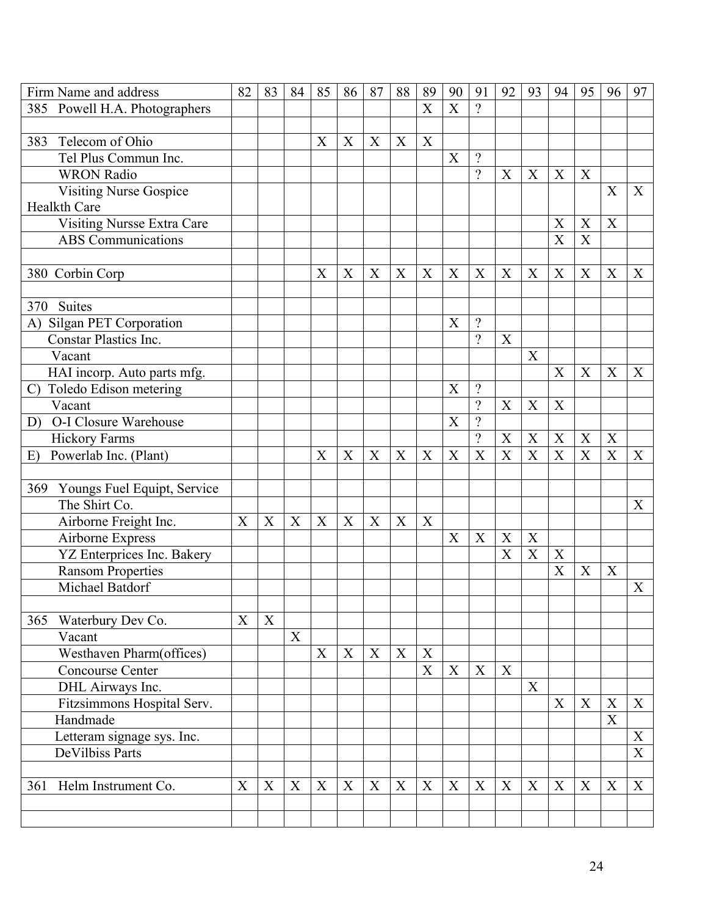| Firm Name and address | 82 | 83 | 84 | 85 | 86 | 87 | 88 | 89 | 90 | 91 | 92 | 93 | 94 | 95 | 96 | 97 |
|---|---|---|---|---|---|---|---|---|---|---|---|---|---|---|---|---|
| 385 Powell H.A. Photographers | | | | | | | | X | X | ? | | | | | | |
| | | | | | | | | | | | | | | | | |
| 383 Telecom of Ohio | | | | X | X | X | X | X | | | | | | | | |
| Tel Plus Commun Inc. | | | | | | | | | X | ? | | | | | | |
| WRON Radio | | | | | | | | | | ? | X | X | X | X | | |
| Visiting Nurse Gospice Healkth Care | | | | | | | | | | | | | | | X | X |
| Visiting Nursse Extra Care | | | | | | | | | | | | | X | X | X | |
| ABS Communications | | | | | | | | | | | | | X | X | | |
| | | | | | | | | | | | | | | | | |
| 380 Corbin Corp | | | | X | X | X | X | X | X | X | X | X | X | X | X | X |
| | | | | | | | | | | | | | | | | |
| 370 Suites | | | | | | | | | | | | | | | | |
| A) Silgan PET Corporation | | | | | | | | | X | ? | | | | | | |
| Constar Plastics Inc. | | | | | | | | | | ? | X | | | | | |
| Vacant | | | | | | | | | | | | X | | | | |
| HAI incorp. Auto parts mfg. | | | | | | | | | | | | | X | X | X | X |
| C) Toledo Edison metering | | | | | | | | | X | ? | | | | | | |
| Vacant | | | | | | | | | | ? | X | X | X | | | |
| D) O-I Closure Warehouse | | | | | | | | | X | ? | | | | | | |
| Hickory Farms | | | | | | | | | | ? | X | X | X | X | X | |
| E) Powerlab Inc. (Plant) | | | | X | X | X | X | X | X | X | X | X | X | X | X | X |
| | | | | | | | | | | | | | | | | |
| 369 Youngs Fuel Equipt, Service | | | | | | | | | | | | | | | | |
| The Shirt Co. | | | | | | | | | | | | | | | | X |
| Airborne Freight Inc. | X | X | X | X | X | X | X | X | | | | | | | | |
| Airborne Express | | | | | | | | | X | X | X | X | | | | |
| YZ Enterprices Inc. Bakery | | | | | | | | | | | X | X | X | | | |
| Ransom Properties | | | | | | | | | | | | | X | X | X | |
| Michael Batdorf | | | | | | | | | | | | | | | | X |
| | | | | | | | | | | | | | | | | |
| 365 Waterbury Dev Co. | X | X | | | | | | | | | | | | | | |
| Vacant | | | X | | | | | | | | | | | | | |
| Westhaven Pharm(offices) | | | | X | X | X | X | X | | | | | | | | |
| Concourse Center | | | | | | | | X | X | X | X | | | | | |
| DHL Airways Inc. | | | | | | | | | | | | X | | | | |
| Fitzsimmons Hospital Serv. | | | | | | | | | | | | | X | X | X | X |
| Handmade | | | | | | | | | | | | | | | X | |
| Letteram signage sys. Inc. | | | | | | | | | | | | | | | | X |
| DeVilbiss Parts | | | | | | | | | | | | | | | | X |
| | | | | | | | | | | | | | | | | |
| 361 Helm Instrument Co. | X | X | X | X | X | X | X | X | X | X | X | X | X | X | X | X |
| | | | | | | | | | | | | | | | | |
| | | | | | | | | | | | | | | | | |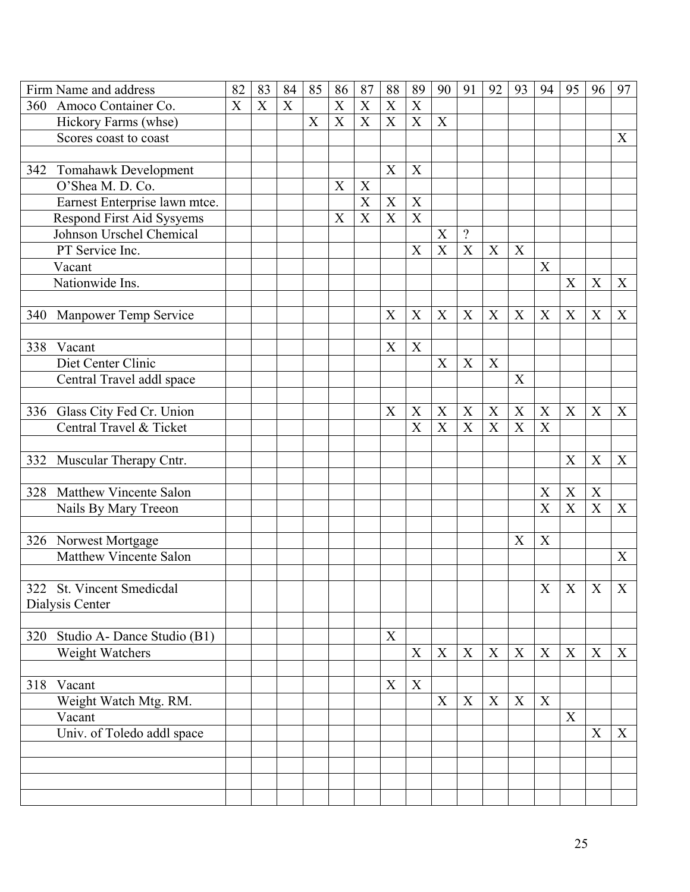| Firm Name and address | 82 | 83 | 84 | 85 | 86 | 87 | 88 | 89 | 90 | 91 | 92 | 93 | 94 | 95 | 96 | 97 |
|---|---|---|---|---|---|---|---|---|---|---|---|---|---|---|---|---|
| 360 Amoco Container Co. | X | X | X | | X | X | X | X | | | | | | | | |
| Hickory Farms (whse) | | | | X | X | X | X | X | X | | | | | | | |
| Scores coast to coast | | | | | | | | | | | | | | | | X |
| | | | | | | | | | | | | | | | | |
| 342 Tomahawk Development | | | | | | | X | X | | | | | | | | |
| O'Shea M. D. Co. | | | | | X | X | | | | | | | | | | |
| Earnest Enterprise lawn mtce. | | | | | | X | X | X | | | | | | | | |
| Respond First Aid Sysyems | | | | | X | X | X | X | | | | | | | | |
| Johnson Urschel Chemical | | | | | | | | | X | ? | | | | | | |
| PT Service Inc. | | | | | | | | X | X | X | X | X | | | | |
| Vacant | | | | | | | | | | | | | X | | | |
| Nationwide Ins. | | | | | | | | | | | | | | X | X | X |
| | | | | | | | | | | | | | | | | |
| 340 Manpower Temp Service | | | | | | | X | X | X | X | X | X | X | X | X | X |
| | | | | | | | | | | | | | | | | |
| 338 Vacant | | | | | | | X | X | | | | | | | | |
| Diet Center Clinic | | | | | | | | | X | X | X | | | | | |
| Central Travel addl space | | | | | | | | | | | | X | | | | |
| | | | | | | | | | | | | | | | | |
| 336 Glass City Fed Cr. Union | | | | | | | X | X | X | X | X | X | X | X | X | X |
| Central Travel & Ticket | | | | | | | | X | X | X | X | X | X | | | |
| | | | | | | | | | | | | | | | | |
| 332 Muscular Therapy Cntr. | | | | | | | | | | | | | | X | X | X |
| | | | | | | | | | | | | | | | | |
| 328 Matthew Vincente Salon | | | | | | | | | | | | | X | X | X | |
| Nails By Mary Treeon | | | | | | | | | | | | | X | X | X | X |
| | | | | | | | | | | | | | | | | |
| 326 Norwest Mortgage | | | | | | | | | | | | X | X | | | |
| Matthew Vincente Salon | | | | | | | | | | | | | | | | X |
| | | | | | | | | | | | | | | | | |
| 322 St. Vincent Smedicdal Dialysis Center | | | | | | | | | | | | | X | X | X | X |
| | | | | | | | | | | | | | | | | |
| 320 Studio A- Dance Studio (B1) | | | | | | | X | | | | | | | | | |
| Weight Watchers | | | | | | | | X | X | X | X | X | X | X | X | X |
| | | | | | | | | | | | | | | | | |
| 318 Vacant | | | | | | | X | X | | | | | | | | |
| Weight Watch Mtg. RM. | | | | | | | | | X | X | X | X | X | | | |
| Vacant | | | | | | | | | | | | | | X | | |
| Univ. of Toledo addl space | | | | | | | | | | | | | | | X | X |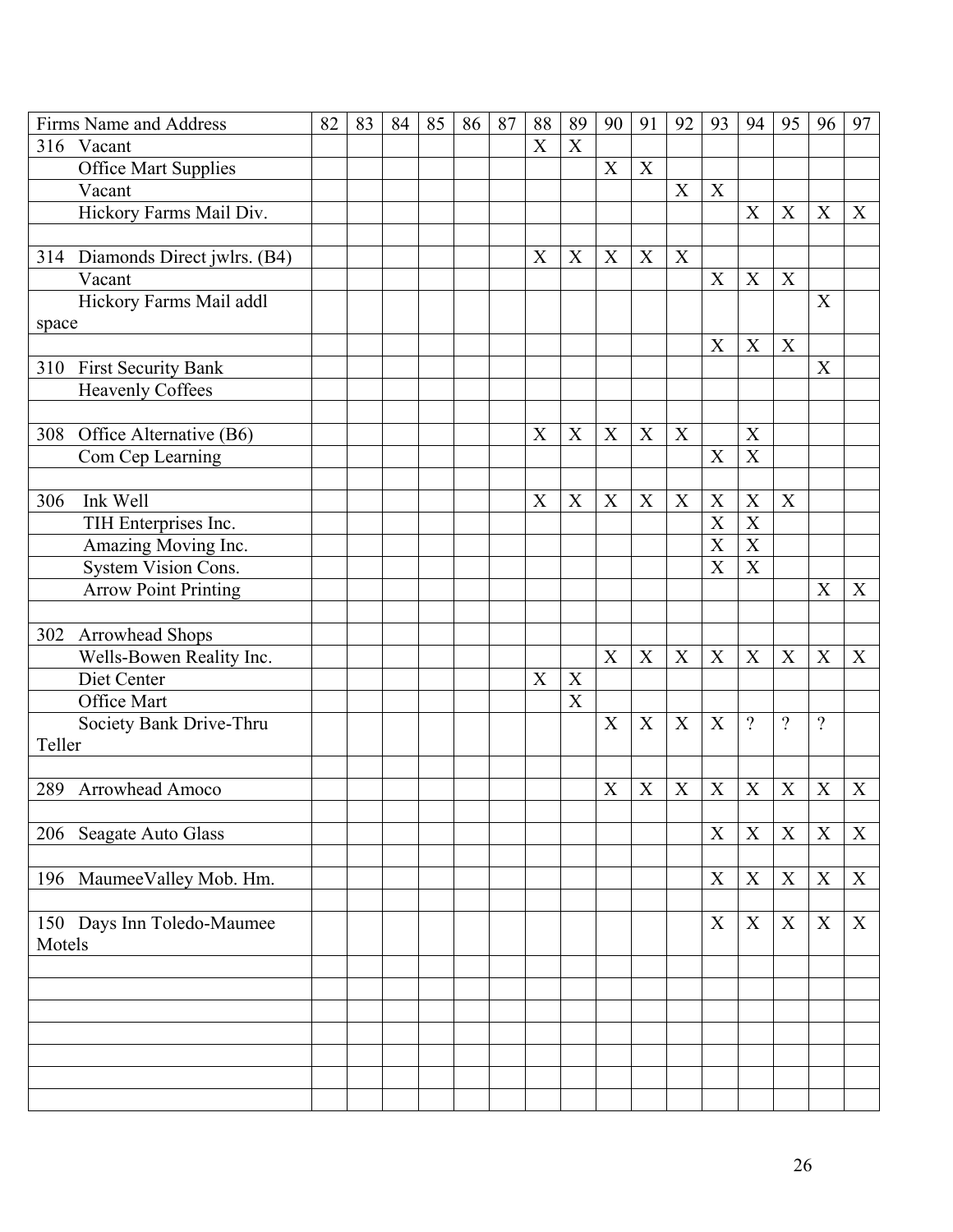| Firms Name and Address | 82 | 83 | 84 | 85 | 86 | 87 | 88 | 89 | 90 | 91 | 92 | 93 | 94 | 95 | 96 | 97 |
|---|---|---|---|---|---|---|---|---|---|---|---|---|---|---|---|---|
| 316 Vacant | | | | | | | X | X | | | | | | | | |
| Office Mart Supplies | | | | | | | | | X | X | | | | | | |
| Vacant | | | | | | | | | | | X | X | | | | |
| Hickory Farms Mail Div. | | | | | | | | | | | | | X | X | X | X |
| | | | | | | | | | | | | | | | | |
| 314 Diamonds Direct jwlrs. (B4) | | | | | | | X | X | X | X | X | | | | | |
| Vacant | | | | | | | | | | | | X | X | X | | |
| Hickory Farms Mail addl space | | | | | | | | | | | | | | | X | |
| | | | | | | | | | | | | X | X | X | | |
| 310 First Security Bank | | | | | | | | | | | | | | | X | |
| Heavenly Coffees | | | | | | | | | | | | | | | | |
| | | | | | | | | | | | | | | | | |
| 308 Office Alternative (B6) | | | | | | | X | X | X | X | X | | X | | | |
| Com Cep Learning | | | | | | | | | | | | X | X | | | |
| | | | | | | | | | | | | | | | | |
| 306 Ink Well | | | | | | | X | X | X | X | X | X | X | X | | |
| TIH Enterprises Inc. | | | | | | | | | | | | X | X | | | |
| Amazing Moving Inc. | | | | | | | | | | | | X | X | | | |
| System Vision Cons. | | | | | | | | | | | | X | X | | | |
| Arrow Point Printing | | | | | | | | | | | | | | | X | X |
| | | | | | | | | | | | | | | | | |
| 302 Arrowhead Shops | | | | | | | | | | | | | | | | |
| Wells-Bowen Reality Inc. | | | | | | | | | X | X | X | X | X | X | X | X |
| Diet Center | | | | | | | X | X | | | | | | | | |
| Office Mart | | | | | | | | X | | | | | | | | |
| Society Bank Drive-Thru Teller | | | | | | | | | X | X | X | X | ? | ? | ? | |
| | | | | | | | | | | | | | | | | |
| 289 Arrowhead Amoco | | | | | | | | | X | X | X | X | X | X | X | X |
| | | | | | | | | | | | | | | | | |
| 206 Seagate Auto Glass | | | | | | | | | | | | X | X | X | X | X |
| | | | | | | | | | | | | | | | | |
| 196 MaumeeValley Mob. Hm. | | | | | | | | | | | | X | X | X | X | X |
| | | | | | | | | | | | | | | | | |
| 150 Days Inn Toledo-Maumee Motels | | | | | | | | | | | | X | X | X | X | X |
| | | | | | | | | | | | | | | | | |
| | | | | | | | | | | | | | | | | |
| | | | | | | | | | | | | | | | | |
| | | | | | | | | | | | | | | | | |
| | | | | | | | | | | | | | | | | |
| | | | | | | | | | | | | | | | | |
| | | | | | | | | | | | | | | | | |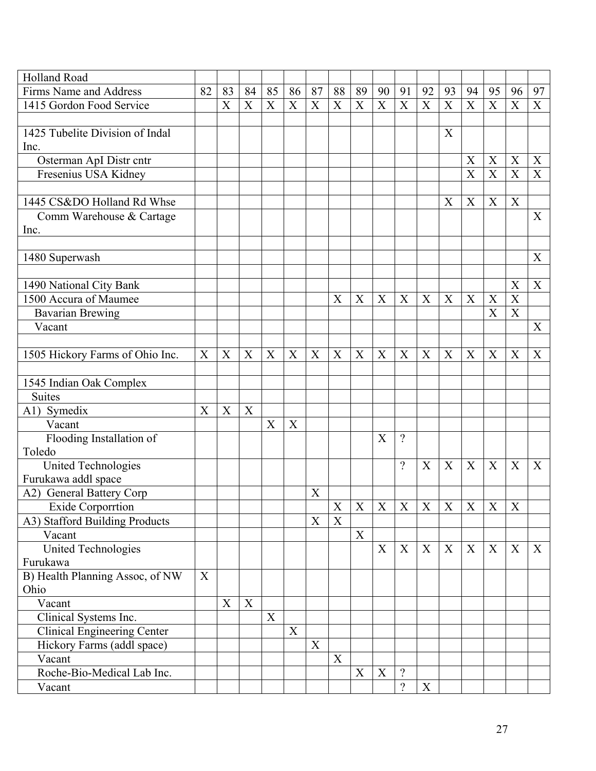| Holland Road | | | | | | | | | | | | | | | | |
|---|---|---|---|---|---|---|---|---|---|---|---|---|---|---|---|---|
| Firms Name and Address | 82 | 83 | 84 | 85 | 86 | 87 | 88 | 89 | 90 | 91 | 92 | 93 | 94 | 95 | 96 | 97 |
| 1415 Gordon Food Service | | X | X | X | X | X | X | X | X | X | X | X | X | X | X | X |
| | | | | | | | | | | | | | | | | |
| 1425 Tubelite Division of Indal Inc. | | | | | | | | | | | | X | | | | |
| Osterman ApI Distr cntr | | | | | | | | | | | | | X | X | X | X |
| Fresenius USA Kidney | | | | | | | | | | | | | X | X | X | X |
| | | | | | | | | | | | | | | | | |
| 1445 CS&DO Holland Rd Whse | | | | | | | | | | | | X | X | X | X | |
| Comm Warehouse & Cartage Inc. | | | | | | | | | | | | | | | | X |
| | | | | | | | | | | | | | | | | |
| 1480 Superwash | | | | | | | | | | | | | | | | X |
| | | | | | | | | | | | | | | | | |
| 1490 National City Bank | | | | | | | | | | | | | | | X | X |
| 1500 Accura of Maumee | | | | | | | X | X | X | X | X | X | X | X | X | |
| Bavarian Brewing | | | | | | | | | | | | | | X | X | |
| Vacant | | | | | | | | | | | | | | | | X |
| | | | | | | | | | | | | | | | | |
| 1505 Hickory Farms of Ohio Inc. | X | X | X | X | X | X | X | X | X | X | X | X | X | X | X | X |
| | | | | | | | | | | | | | | | | |
| 1545 Indian Oak Complex | | | | | | | | | | | | | | | | |
| Suites | | | | | | | | | | | | | | | | |
| A1) Symedix | X | X | X | | | | | | | | | | | | | |
| Vacant | | | | X | X | | | | | | | | | | | |
| Flooding Installation of Toledo | | | | | | | | | X | ? | | | | | | |
| United Technologies Furukawa addl space | | | | | | | | | | ? | X | X | X | X | X | X |
| A2) General Battery Corp | | | | | | X | | | | | | | | | | |
| Exide Corporrtion | | | | | | | X | X | X | X | X | X | X | X | X | |
| A3) Stafford Building Products | | | | | | X | X | | | | | | | | | |
| Vacant | | | | | | | | X | | | | | | | | |
| United Technologies Furukawa | | | | | | | | | X | X | X | X | X | X | X | X |
| B) Health Planning Assoc, of NW Ohio | X | | | | | | | | | | | | | | | |
| Vacant | | X | X | | | | | | | | | | | | | |
| Clinical Systems Inc. | | | | X | | | | | | | | | | | | |
| Clinical Engineering Center | | | | | X | | | | | | | | | | | |
| Hickory Farms (addl space) | | | | | | X | | | | | | | | | | |
| Vacant | | | | | | | X | | | | | | | | | |
| Roche-Bio-Medical Lab Inc. | | | | | | | | X | X | ? | | | | | | |
| Vacant | | | | | | | | | | ? | X | | | | | |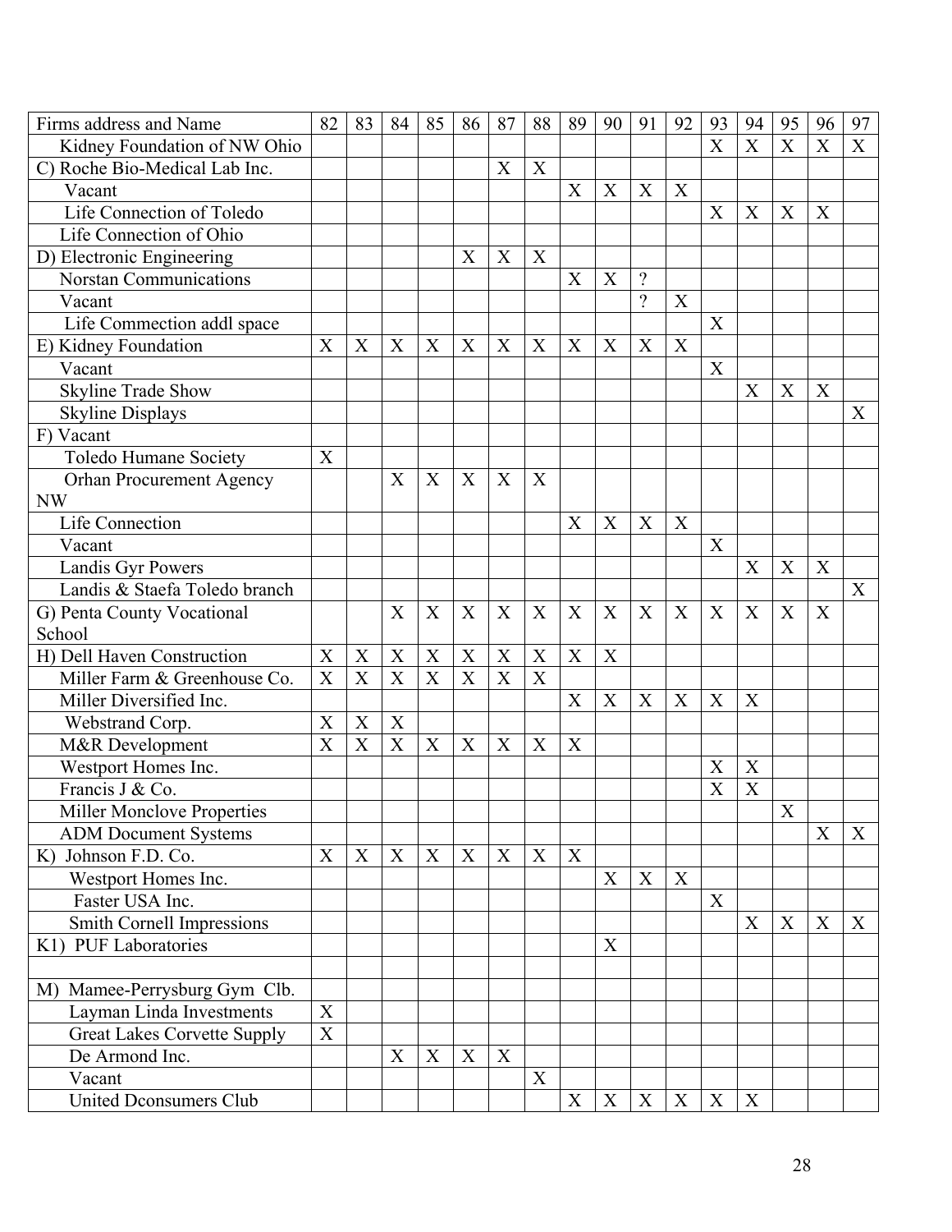| Firms address and Name | 82 | 83 | 84 | 85 | 86 | 87 | 88 | 89 | 90 | 91 | 92 | 93 | 94 | 95 | 96 | 97 |
|---|---|---|---|---|---|---|---|---|---|---|---|---|---|---|---|---|
| Kidney Foundation of NW Ohio | | | | | | | | | | | | X | X | X | X | X |
| C) Roche Bio-Medical Lab Inc. | | | | | | X | X | | | | | | | | | |
| Vacant | | | | | | | | X | X | X | X | | | | | |
| Life Connection of Toledo | | | | | | | | | | | | X | X | X | X | |
| Life Connection of Ohio | | | | | | | | | | | | | | | | |
| D) Electronic Engineering | | | | | X | X | X | | | | | | | | | |
| Norstan Communications | | | | | | | | X | X | ? | | | | | | |
| Vacant | | | | | | | | | | ? | X | | | | | |
| Life Commection addl space | | | | | | | | | | | | X | | | | |
| E) Kidney Foundation | X | X | X | X | X | X | X | X | X | X | X | | | | | |
| Vacant | | | | | | | | | | | | X | | | | |
| Skyline Trade Show | | | | | | | | | | | | | X | X | X | |
| Skyline Displays | | | | | | | | | | | | | | | | X |
| F) Vacant | | | | | | | | | | | | | | | | |
| Toledo Humane Society | X | | | | | | | | | | | | | | | |
| Orhan Procurement Agency NW | | | X | X | X | X | X | | | | | | | | | |
| Life Connection | | | | | | | | X | X | X | X | | | | | |
| Vacant | | | | | | | | | | | | X | | | | |
| Landis Gyr Powers | | | | | | | | | | | | | X | X | X | |
| Landis & Staefa Toledo branch | | | | | | | | | | | | | | | | X |
| G) Penta County Vocational School | | | X | X | X | X | X | X | X | X | X | X | X | X | X | |
| H) Dell Haven Construction | X | X | X | X | X | X | X | X | X | | | | | | | |
| Miller Farm & Greenhouse Co. | X | X | X | X | X | X | X | | | | | | | | | |
| Miller Diversified Inc. | | | | | | | | X | X | X | X | X | X | | | |
| Webstrand Corp. | X | X | X | | | | | | | | | | | | | |
| M&R Development | X | X | X | X | X | X | X | X | | | | | | | | |
| Westport Homes Inc. | | | | | | | | | | | | X | X | | | |
| Francis J & Co. | | | | | | | | | | | | X | X | | | |
| Miller Monclove Properties | | | | | | | | | | | | | | X | | |
| ADM Document Systems | | | | | | | | | | | | | | | X | X |
| K) Johnson F.D. Co. | X | X | X | X | X | X | X | X | | | | | | | | |
| Westport Homes Inc. | | | | | | | | | X | X | X | | | | | |
| Faster USA Inc. | | | | | | | | | | | | X | | | | |
| Smith Cornell Impressions | | | | | | | | | | | | | X | X | X | X |
| K1) PUF Laboratories | | | | | | | | | X | | | | | | | |
| | | | | | | | | | | | | | | | | |
| M) Mamee-Perrysburg Gym Clb. | | | | | | | | | | | | | | | | |
| Layman Linda Investments | X | | | | | | | | | | | | | | | |
| Great Lakes Corvette Supply | X | | | | | | | | | | | | | | | |
| De Armond Inc. | | | X | X | X | X | | | | | | | | | | |
| Vacant | | | | | | | X | | | | | | | | | |
| United Dconsumers Club | | | | | | | | X | X | X | X | X | X | | | |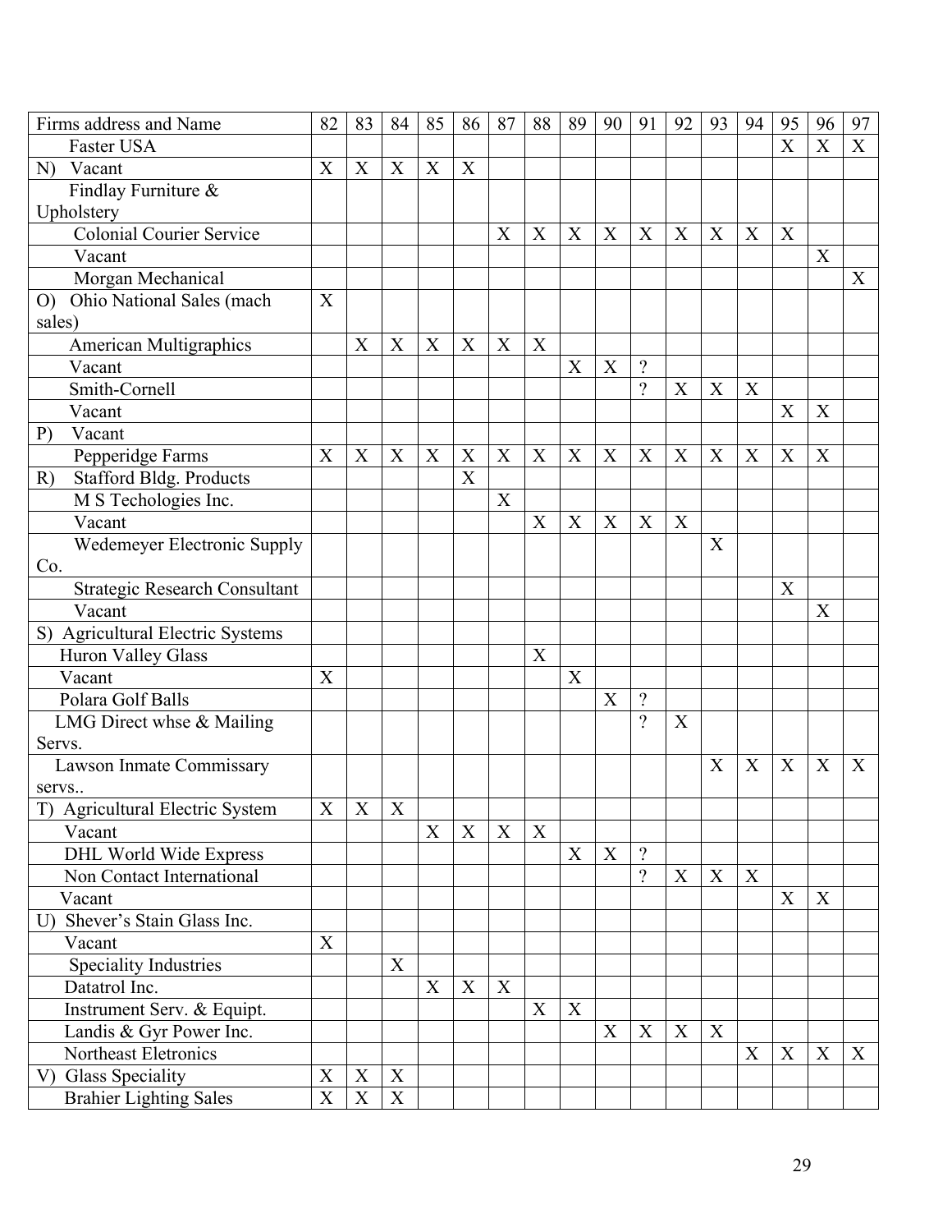| Firms address and Name | 82 | 83 | 84 | 85 | 86 | 87 | 88 | 89 | 90 | 91 | 92 | 93 | 94 | 95 | 96 | 97 |
|---|---|---|---|---|---|---|---|---|---|---|---|---|---|---|---|---|
| Faster USA | | | | | | | | | | | | | | X | X | X |
| N) Vacant | X | X | X | X | X | | | | | | | | | | | |
| Findlay Furniture & Upholstery | | | | | | | | | | | | | | | | |
| Colonial Courier Service | | | | | | X | X | X | X | X | X | X | X | X | | |
| Vacant | | | | | | | | | | | | | | | X | |
| Morgan Mechanical | | | | | | | | | | | | | | | | X |
| O) Ohio National Sales (mach sales) | X | | | | | | | | | | | | | | | |
| American Multigraphics | | X | X | X | X | X | X | | | | | | | | | |
| Vacant | | | | | | | | X | X | ? | | | | | | |
| Smith-Cornell | | | | | | | | | | ? | X | X | X | | | |
| Vacant | | | | | | | | | | | | | | X | X | |
| P) Vacant | | | | | | | | | | | | | | | | |
| Pepperidge Farms | X | X | X | X | X | X | X | X | X | X | X | X | X | X | X | |
| R) Stafford Bldg. Products | | | | | X | | | | | | | | | | | |
| M S Techologies Inc. | | | | | | X | | | | | | | | | | |
| Vacant | | | | | | | X | X | X | X | X | | | | | |
| Wedemeyer Electronic Supply Co. | | | | | | | | | | | | X | | | | |
| Strategic Research Consultant | | | | | | | | | | | | | | X | | |
| Vacant | | | | | | | | | | | | | | | X | |
| S) Agricultural Electric Systems | | | | | | | | | | | | | | | | |
| Huron Valley Glass | | | | | | | X | | | | | | | | | |
| Vacant | X | | | | | | | X | | | | | | | | |
| Polara Golf Balls | | | | | | | | | X | ? | | | | | | |
| LMG Direct whse & Mailing Servs. | | | | | | | | | | ? | X | | | | | |
| Lawson Inmate Commissary servs.. | | | | | | | | | | | | X | X | X | X | X |
| T) Agricultural Electric System | X | X | X | | | | | | | | | | | | | |
| Vacant | | | | X | X | X | X | | | | | | | | | |
| DHL World Wide Express | | | | | | | | X | X | ? | | | | | | |
| Non Contact International | | | | | | | | | | ? | X | X | X | | | |
| Vacant | | | | | | | | | | | | | | X | X | |
| U) Shever's Stain Glass Inc. | | | | | | | | | | | | | | | | |
| Vacant | X | | | | | | | | | | | | | | | |
| Speciality Industries | | | X | | | | | | | | | | | | | |
| Datatrol Inc. | | | | X | X | X | | | | | | | | | | |
| Instrument Serv. & Equipt. | | | | | | | X | X | | | | | | | | |
| Landis & Gyr Power Inc. | | | | | | | | | X | X | X | X | | | | |
| Northeast Eletronics | | | | | | | | | | | | | X | X | X | X |
| V) Glass Speciality | X | X | X | | | | | | | | | | | | | |
| Brahier Lighting Sales | X | X | X | | | | | | | | | | | | | |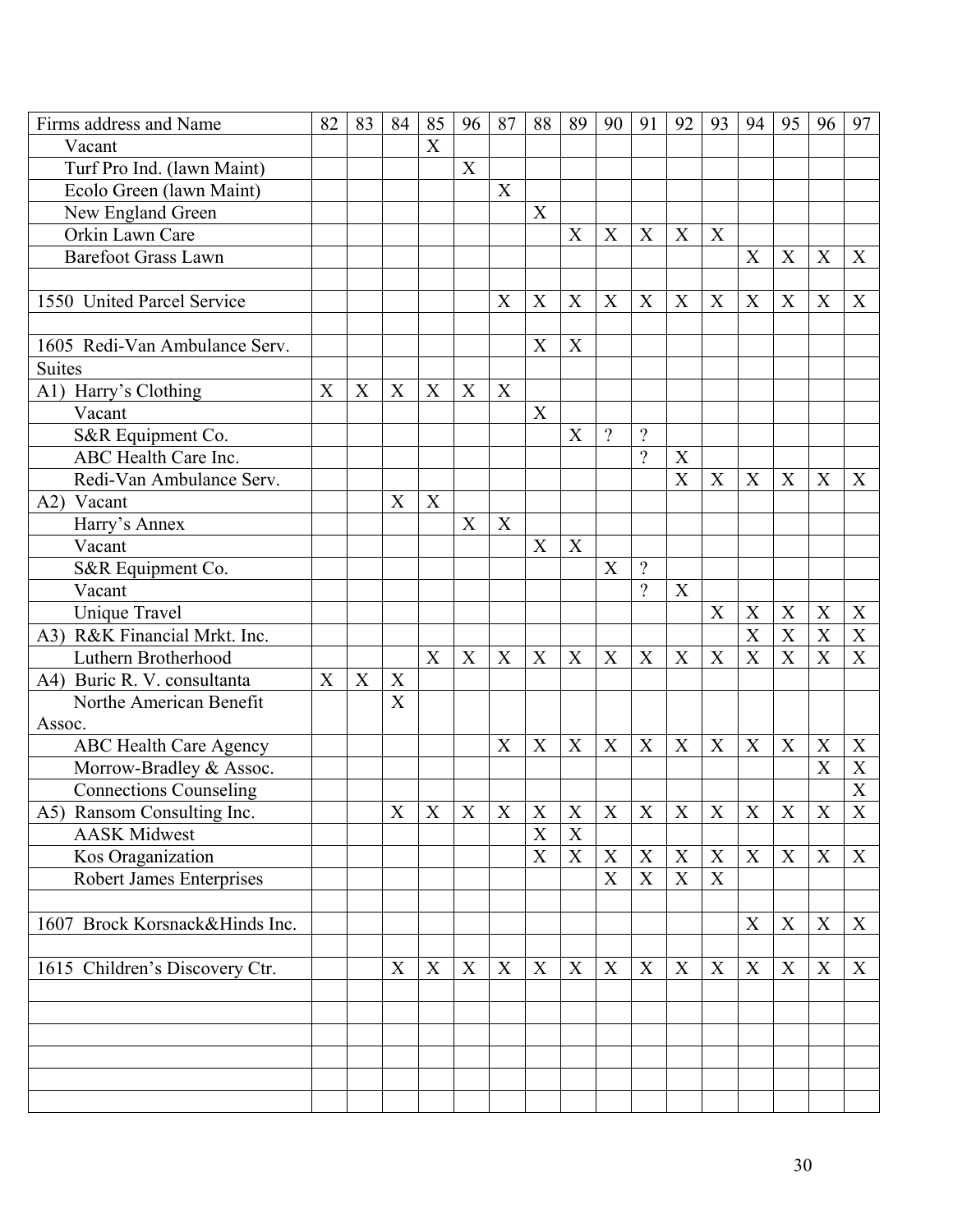| Firms address and Name | 82 | 83 | 84 | 85 | 96 | 87 | 88 | 89 | 90 | 91 | 92 | 93 | 94 | 95 | 96 | 97 |
|---|---|---|---|---|---|---|---|---|---|---|---|---|---|---|---|---|
| Vacant | | | | X | | | | | | | | | | | | |
| Turf Pro Ind. (lawn Maint) | | | | | X | | | | | | | | | | | |
| Ecolo Green (lawn Maint) | | | | | | X | | | | | | | | | | |
| New England Green | | | | | | | X | | | | | | | | | |
| Orkin Lawn Care | | | | | | | | X | X | X | X | X | | | | |
| Barefoot Grass Lawn | | | | | | | | | | | | | X | X | X | X |
| | | | | | | | | | | | | | | | | |
| 1550 United Parcel Service | | | | | | X | X | X | X | X | X | X | X | X | X | X |
| | | | | | | | | | | | | | | | | |
| 1605 Redi-Van Ambulance Serv. | | | | | | | X | X | | | | | | | | |
| Suites | | | | | | | | | | | | | | | | |
| A1) Harry's Clothing | X | X | X | X | X | X | | | | | | | | | | |
| Vacant | | | | | | | X | | | | | | | | | |
| S&R Equipment Co. | | | | | | | | X | ? | ? | | | | | | |
| ABC Health Care Inc. | | | | | | | | | | ? | X | | | | | |
| Redi-Van Ambulance Serv. | | | | | | | | | | | X | X | X | X | X | X |
| A2) Vacant | | | X | X | | | | | | | | | | | | |
| Harry's Annex | | | | | X | X | | | | | | | | | | |
| Vacant | | | | | | | X | X | | | | | | | | |
| S&R Equipment Co. | | | | | | | | | X | ? | | | | | | |
| Vacant | | | | | | | | | | ? | X | | | | | |
| Unique Travel | | | | | | | | | | | | X | X | X | X | X |
| A3) R&K Financial Mrkt. Inc. | | | | | | | | | | | | | X | X | X | X |
| Luthern Brotherhood | | | | X | X | X | X | X | X | X | X | X | X | X | X | X |
| A4) Buric R. V. consultanta | X | X | X | | | | | | | | | | | | | |
| Northe American Benefit Assoc. | | | X | | | | | | | | | | | | | |
| ABC Health Care Agency | | | | | | X | X | X | X | X | X | X | X | X | X | X |
| Morrow-Bradley & Assoc. | | | | | | | | | | | | | | | X | X |
| Connections Counseling | | | | | | | | | | | | | | | | X |
| A5) Ransom Consulting Inc. | | | X | X | X | X | X | X | X | X | X | X | X | X | X | X |
| AASK Midwest | | | | | | | X | X | | | | | | | | |
| Kos Oraganization | | | | | | | X | X | X | X | X | X | X | X | X | X |
| Robert James Enterprises | | | | | | | | | X | X | X | X | | | | |
| | | | | | | | | | | | | | | | | |
| 1607 Brock Korsnack&Hinds Inc. | | | | | | | | | | | | | X | X | X | X |
| | | | | | | | | | | | | | | | | |
| 1615 Children's Discovery Ctr. | | | X | X | X | X | X | X | X | X | X | X | X | X | X | X |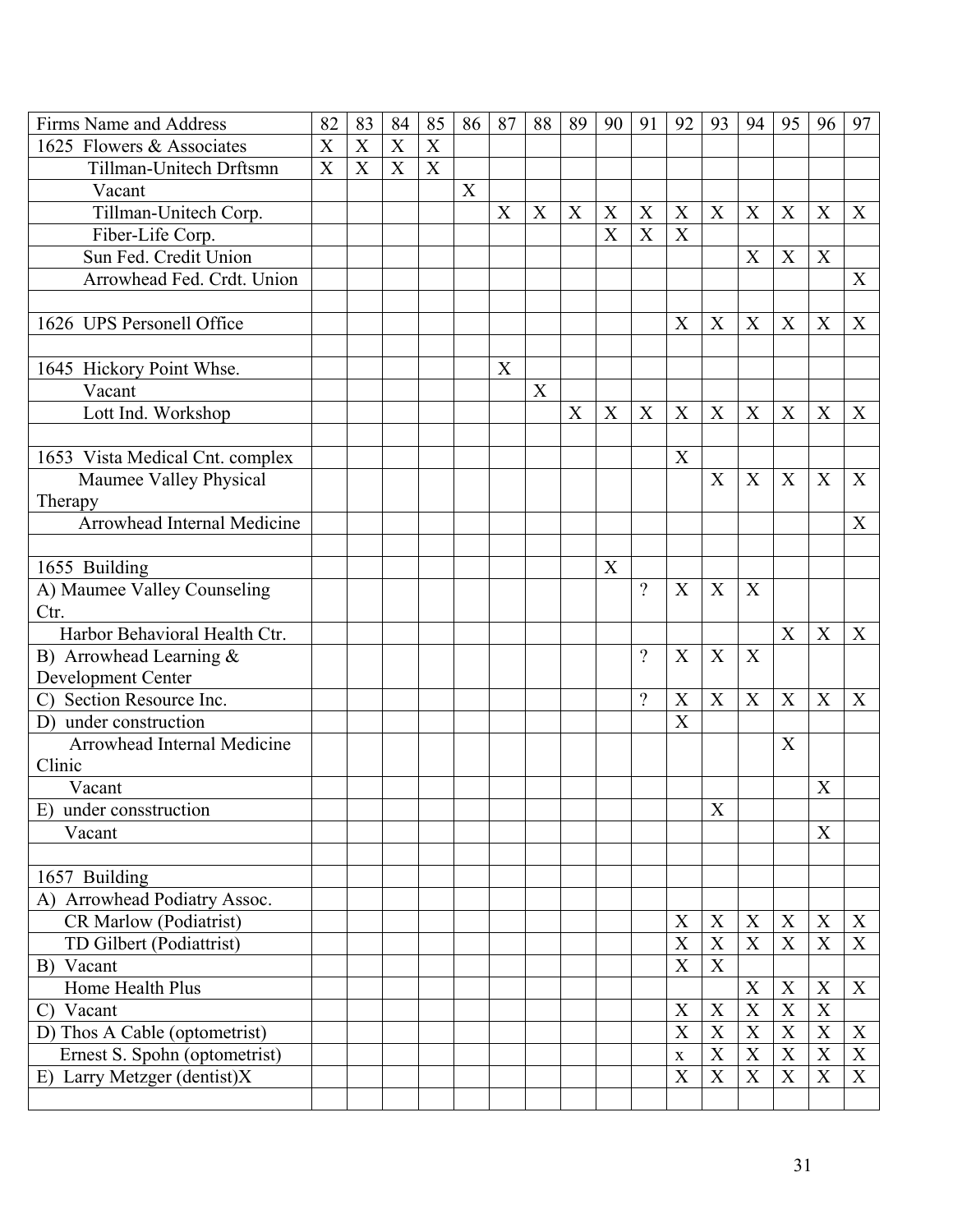| Firms Name and Address | 82 | 83 | 84 | 85 | 86 | 87 | 88 | 89 | 90 | 91 | 92 | 93 | 94 | 95 | 96 | 97 |
|---|---|---|---|---|---|---|---|---|---|---|---|---|---|---|---|---|
| 1625 Flowers & Associates | X | X | X | X | | | | | | | | | | | | |
| Tillman-Unitech Drftsmn | X | X | X | X | | | | | | | | | | | | |
| Vacant | | | | | X | | | | | | | | | | | |
| Tillman-Unitech Corp. | | | | | | X | X | X | X | X | X | X | X | X | X | X |
| Fiber-Life Corp. | | | | | | | | | X | X | X | | | | | |
| Sun Fed. Credit Union | | | | | | | | | | | | | X | X | X | |
| Arrowhead Fed. Crdt. Union | | | | | | | | | | | | | | | | X |
| | | | | | | | | | | | | | | | | |
| 1626 UPS Personell Office | | | | | | | | | | | X | X | X | X | X | X |
| | | | | | | | | | | | | | | | | |
| 1645 Hickory Point Whse. | | | | | | X | | | | | | | | | | |
| Vacant | | | | | | | X | | | | | | | | | |
| Lott Ind. Workshop | | | | | | | | X | X | X | X | X | X | X | X | X |
| | | | | | | | | | | | | | | | | |
| 1653 Vista Medical Cnt. complex | | | | | | | | | | | X | | | | | |
| Maumee Valley Physical Therapy | | | | | | | | | | | | X | X | X | X | X |
| Arrowhead Internal Medicine | | | | | | | | | | | | | | | | X |
| | | | | | | | | | | | | | | | | |
| 1655 Building | | | | | | | | | X | | | | | | | |
| A) Maumee Valley Counseling Ctr. | | | | | | | | | | ? | X | X | X | | | |
| Harbor Behavioral Health Ctr. | | | | | | | | | | | | | | X | X | X |
| B) Arrowhead Learning & Development Center | | | | | | | | | | ? | X | X | X | | | |
| C) Section Resource Inc. | | | | | | | | | | ? | X | X | X | X | X | X |
| D) under construction | | | | | | | | | | | X | | | | | |
| Arrowhead Internal Medicine Clinic | | | | | | | | | | | | | | X | | |
| Vacant | | | | | | | | | | | | | | | X | |
| E) under consstruction | | | | | | | | | | | | X | | | | |
| Vacant | | | | | | | | | | | | | | | X | |
| | | | | | | | | | | | | | | | | |
| 1657 Building | | | | | | | | | | | | | | | | |
| A) Arrowhead Podiatry Assoc. | | | | | | | | | | | | | | | | |
| CR Marlow (Podiatrist) | | | | | | | | | | | X | X | X | X | X | X |
| TD Gilbert (Podiattrist) | | | | | | | | | | | X | X | X | X | X | X |
| B) Vacant | | | | | | | | | | | X | X | | | | |
| Home Health Plus | | | | | | | | | | | | | X | X | X | X |
| C) Vacant | | | | | | | | | | | X | X | X | X | X | |
| D) Thos A Cable (optometrist) | | | | | | | | | | | X | X | X | X | X | X |
| Ernest S. Spohn (optometrist) | | | | | | | | | | | x | X | X | X | X | X |
| E) Larry Metzger (dentist)X | | | | | | | | | | | X | X | X | X | X | X |
| | | | | | | | | | | | | | | | | |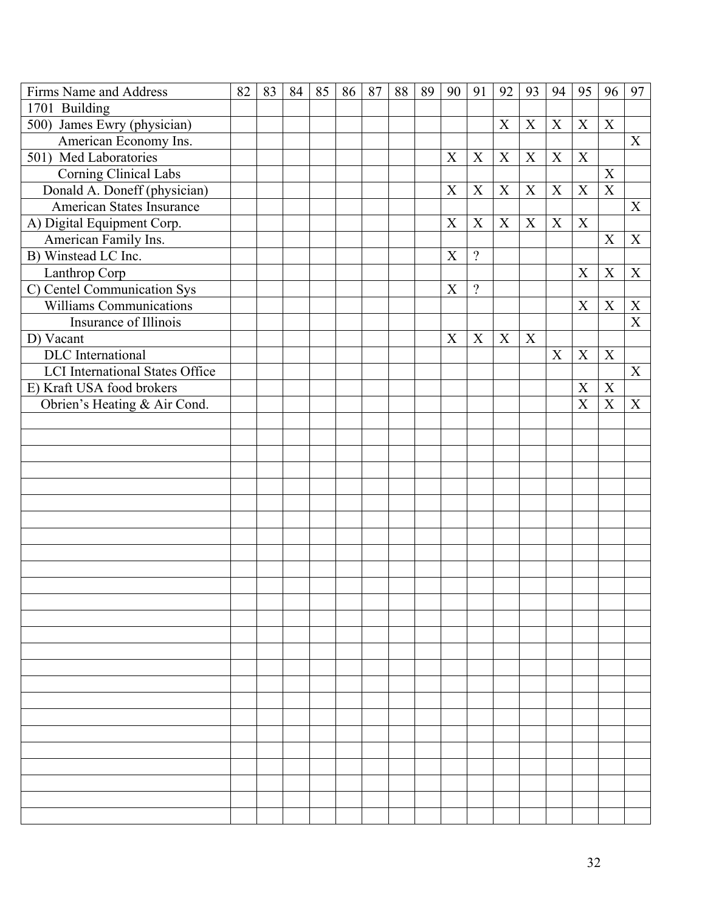| Firms Name and Address | 82 | 83 | 84 | 85 | 86 | 87 | 88 | 89 | 90 | 91 | 92 | 93 | 94 | 95 | 96 | 97 |
|---|---|---|---|---|---|---|---|---|---|---|---|---|---|---|---|---|
| 1701 Building | | | | | | | | | | | | | | | | |
| 500) James Ewry (physician) | | | | | | | | | | | X | X | X | X | X | |
| American Economy Ins. | | | | | | | | | | | | | | | | X |
| 501) Med Laboratories | | | | | | | | | X | X | X | X | X | X | | |
| Corning Clinical Labs | | | | | | | | | | | | | | | X | |
| Donald A. Doneff (physician) | | | | | | | | | X | X | X | X | X | X | X | |
| American States Insurance | | | | | | | | | | | | | | | | X |
| A) Digital Equipment Corp. | | | | | | | | | X | X | X | X | X | X | | |
| American Family Ins. | | | | | | | | | | | | | | | X | X |
| B) Winstead LC Inc. | | | | | | | | | X | ? | | | | | | |
| Lanthrop Corp | | | | | | | | | | | | | | X | X | X |
| C) Centel Communication Sys | | | | | | | | | X | ? | | | | | | |
| Williams Communications | | | | | | | | | | | | | | X | X | X |
| Insurance of Illinois | | | | | | | | | | | | | | | | X |
| D) Vacant | | | | | | | | | X | X | X | X | | | | |
| DLC International | | | | | | | | | | | | | X | X | X | |
| LCI International States Office | | | | | | | | | | | | | | | | X |
| E) Kraft USA food brokers | | | | | | | | | | | | | | X | X | |
| Obrien's Heating & Air Cond. | | | | | | | | | | | | | | X | X | X |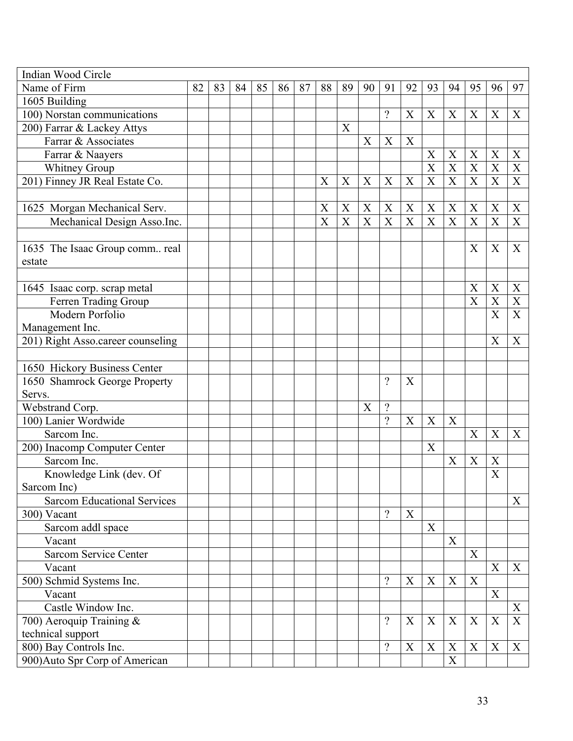| Indian Wood Circle | | | | | | | | | | | | | | | | |
|---|---|---|---|---|---|---|---|---|---|---|---|---|---|---|---|---|
| Name of Firm | 82 | 83 | 84 | 85 | 86 | 87 | 88 | 89 | 90 | 91 | 92 | 93 | 94 | 95 | 96 | 97 |
| 1605 Building | | | | | | | | | | | | | | | | |
| 100) Norstan communications | | | | | | | | | | ? | X | X | X | X | X | X |
| 200) Farrar & Lackey Attys | | | | | | | | X | | | | | | | | |
| Farrar & Associates | | | | | | | | | X | X | X | | | | | |
| Farrar & Naayers | | | | | | | | | | | | X | X | X | X | X |
| Whitney Group | | | | | | | | | | | | X | X | X | X | X |
| 201) Finney JR Real Estate Co. | | | | | | | X | X | X | X | X | X | X | X | X | X |
| | | | | | | | | | | | | | | | | |
| 1625 Morgan Mechanical Serv. | | | | | | | X | X | X | X | X | X | X | X | X | X |
| Mechanical Design Asso.Inc. | | | | | | | X | X | X | X | X | X | X | X | X | X |
| | | | | | | | | | | | | | | | | |
| 1635 The Isaac Group comm.. real estate | | | | | | | | | | | | | | X | X | X |
| | | | | | | | | | | | | | | | | |
| 1645 Isaac corp. scrap metal | | | | | | | | | | | | | | X | X | X |
| Ferren Trading Group | | | | | | | | | | | | | | X | X | X |
| Modern Porfolio Management Inc. | | | | | | | | | | | | | | | X | X |
| 201) Right Asso.career counseling | | | | | | | | | | | | | | | X | X |
| | | | | | | | | | | | | | | | | |
| 1650 Hickory Business Center | | | | | | | | | | | | | | | | |
| 1650 Shamrock George Property Servs. | | | | | | | | | | ? | X | | | | | |
| Webstrand Corp. | | | | | | | | | X | ? | | | | | | |
| 100) Lanier Wordwide | | | | | | | | | | ? | X | X | X | | | |
| Sarcom Inc. | | | | | | | | | | | | | | X | X | X |
| 200) Inacomp Computer Center | | | | | | | | | | | | X | | | | |
| Sarcom Inc. | | | | | | | | | | | | | X | X | X | |
| Knowledge Link (dev. Of Sarcom Inc) | | | | | | | | | | | | | | | X | |
| Sarcom Educational Services | | | | | | | | | | | | | | | | X |
| 300) Vacant | | | | | | | | | | ? | X | | | | | |
| Sarcom addl space | | | | | | | | | | | | X | | | | |
| Vacant | | | | | | | | | | | | | X | | | |
| Sarcom Service Center | | | | | | | | | | | | | | X | | |
| Vacant | | | | | | | | | | | | | | | X | X |
| 500) Schmid Systems Inc. | | | | | | | | | | ? | X | X | X | X | | |
| Vacant | | | | | | | | | | | | | | | X | |
| Castle Window Inc. | | | | | | | | | | | | | | | | X |
| 700) Aeroquip Training & technical support | | | | | | | | | | ? | X | X | X | X | X | X |
| 800) Bay Controls Inc. | | | | | | | | | | ? | X | X | X | X | X | X |
| 900)Auto Spr Corp of American | | | | | | | | | | | | | X | | | |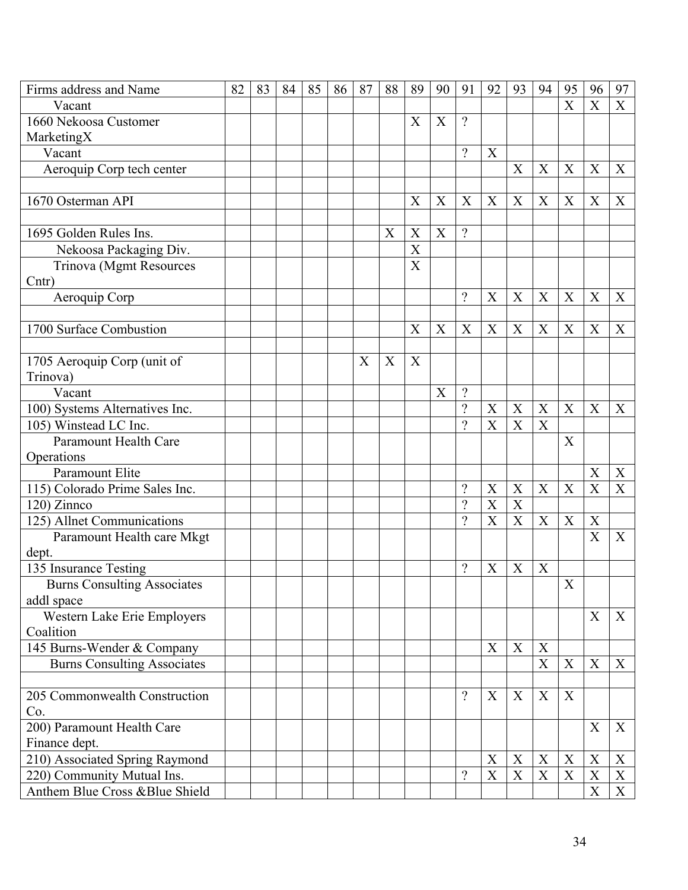| Firms address and Name | 82 | 83 | 84 | 85 | 86 | 87 | 88 | 89 | 90 | 91 | 92 | 93 | 94 | 95 | 96 | 97 |
|---|---|---|---|---|---|---|---|---|---|---|---|---|---|---|---|---|
| Vacant | | | | | | | | | | | | | | X | X | X |
| 1660 Nekoosa Customer MarketingX | | | | | | | | X | X | ? | | | | | | |
| Vacant | | | | | | | | | | ? | X | | | | | |
| Aeroquip Corp tech center | | | | | | | | | | | | X | X | X | X | X |
| | | | | | | | | | | | | | | | | |
| 1670 Osterman API | | | | | | | | X | X | X | X | X | X | X | X | X |
| | | | | | | | | | | | | | | | | |
| 1695 Golden Rules Ins. | | | | | | | X | X | X | ? | | | | | | |
| Nekoosa Packaging Div. | | | | | | | | X | | | | | | | | |
| Trinova (Mgmt Resources Cntr) | | | | | | | | X | | | | | | | | |
| Aeroquip Corp | | | | | | | | | | ? | X | X | X | X | X | X |
| | | | | | | | | | | | | | | | | |
| 1700 Surface Combustion | | | | | | | | X | X | X | X | X | X | X | X | X |
| | | | | | | | | | | | | | | | | |
| 1705 Aeroquip Corp (unit of Trinova) | | | | | | X | X | X | | | | | | | | |
| Vacant | | | | | | | | | X | ? | | | | | | |
| 100) Systems Alternatives Inc. | | | | | | | | | | ? | X | X | X | X | X | X |
| 105) Winstead LC Inc. | | | | | | | | | | ? | X | X | X | | | |
| Paramount Health Care Operations | | | | | | | | | | | | | | X | | |
| Paramount Elite | | | | | | | | | | | | | | | X | X |
| 115) Colorado Prime Sales Inc. | | | | | | | | | | ? | X | X | X | X | X | X |
| 120) Zinnco | | | | | | | | | | ? | X | X | | | | |
| 125) Allnet Communications | | | | | | | | | | ? | X | X | X | X | X | |
| Paramount Health care Mkgt dept. | | | | | | | | | | | | | | | X | X |
| 135 Insurance Testing | | | | | | | | | | ? | X | X | X | | | |
| Burns Consulting Associates addl space | | | | | | | | | | | | | | X | | |
| Western Lake Erie Employers Coalition | | | | | | | | | | | | | | | X | X |
| 145 Burns-Wender & Company | | | | | | | | | | | X | X | X | | | |
| Burns Consulting Associates | | | | | | | | | | | | | X | X | X | X |
| | | | | | | | | | | | | | | | | |
| 205 Commonwealth Construction Co. | | | | | | | | | | ? | X | X | X | X | | |
| 200) Paramount Health Care Finance dept. | | | | | | | | | | | | | | | X | X |
| 210) Associated Spring Raymond | | | | | | | | | | | X | X | X | X | X | X |
| 220) Community Mutual Ins. | | | | | | | | | | ? | X | X | X | X | X | X |
| Anthem Blue Cross &Blue Shield | | | | | | | | | | | | | | | X | X |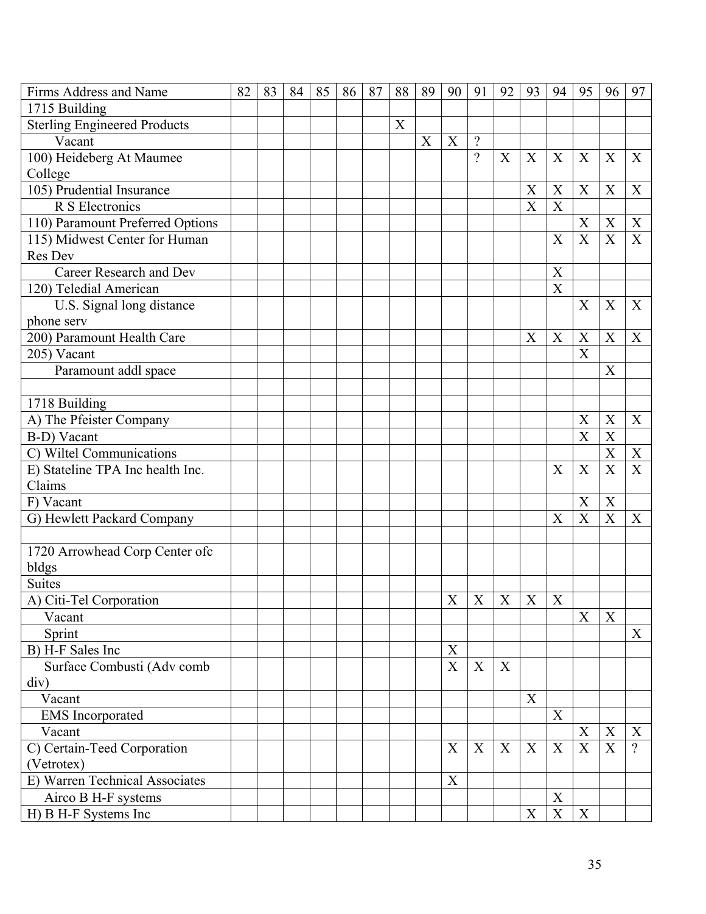| Firms Address and Name | 82 | 83 | 84 | 85 | 86 | 87 | 88 | 89 | 90 | 91 | 92 | 93 | 94 | 95 | 96 | 97 |
|---|---|---|---|---|---|---|---|---|---|---|---|---|---|---|---|---|
| 1715 Building | | | | | | | | | | | | | | | | |
| Sterling Engineered Products | | | | | | | X | | | | | | | | | |
| Vacant | | | | | | | | X | X | ? | | | | | | |
| 100) Heideberg At Maumee College | | | | | | | | | | ? | X | X | X | X | X | X |
| 105) Prudential Insurance | | | | | | | | | | | | X | X | X | X | X |
| R S Electronics | | | | | | | | | | | | X | X | | | |
| 110) Paramount Preferred Options | | | | | | | | | | | | | | X | X | X |
| 115) Midwest Center for Human Res Dev | | | | | | | | | | | | | X | X | X | X |
| Career Research and Dev | | | | | | | | | | | | | X | | | |
| 120) Teledial American | | | | | | | | | | | | | X | | | |
| U.S. Signal long distance phone serv | | | | | | | | | | | | | | X | X | X |
| 200) Paramount Health Care | | | | | | | | | | | | X | X | X | X | X |
| 205) Vacant | | | | | | | | | | | | | | X | | |
| Paramount addl space | | | | | | | | | | | | | | | X | |
| | | | | | | | | | | | | | | | | |
| 1718 Building | | | | | | | | | | | | | | | | |
| A) The Pfeister Company | | | | | | | | | | | | | | X | X | X |
| B-D) Vacant | | | | | | | | | | | | | | X | X | |
| C) Wiltel Communications | | | | | | | | | | | | | | | X | X |
| E) Stateline TPA Inc health Inc. Claims | | | | | | | | | | | | | X | X | X | X |
| F) Vacant | | | | | | | | | | | | | | X | X | |
| G) Hewlett Packard Company | | | | | | | | | | | | | X | X | X | X |
| | | | | | | | | | | | | | | | | |
| 1720 Arrowhead Corp Center ofc bldgs | | | | | | | | | | | | | | | | |
| Suites | | | | | | | | | | | | | | | | |
| A) Citi-Tel Corporation | | | | | | | | | X | X | X | X | X | | | |
| Vacant | | | | | | | | | | | | | | X | X | |
| Sprint | | | | | | | | | | | | | | | | X |
| B) H-F Sales Inc | | | | | | | | | X | | | | | | | |
| Surface Combusti (Adv comb div) | | | | | | | | | X | X | X | | | | | |
| Vacant | | | | | | | | | | | | X | | | | |
| EMS Incorporated | | | | | | | | | | | | | X | | | |
| Vacant | | | | | | | | | | | | | | X | X | X |
| C) Certain-Teed Corporation (Vetrotex) | | | | | | | | | X | X | X | X | X | X | X | ? |
| E) Warren Technical Associates | | | | | | | | | X | | | | | | | |
| Airco B H-F systems | | | | | | | | | | | | | X | | | |
| H) B H-F Systems Inc | | | | | | | | | | | | X | X | X | | |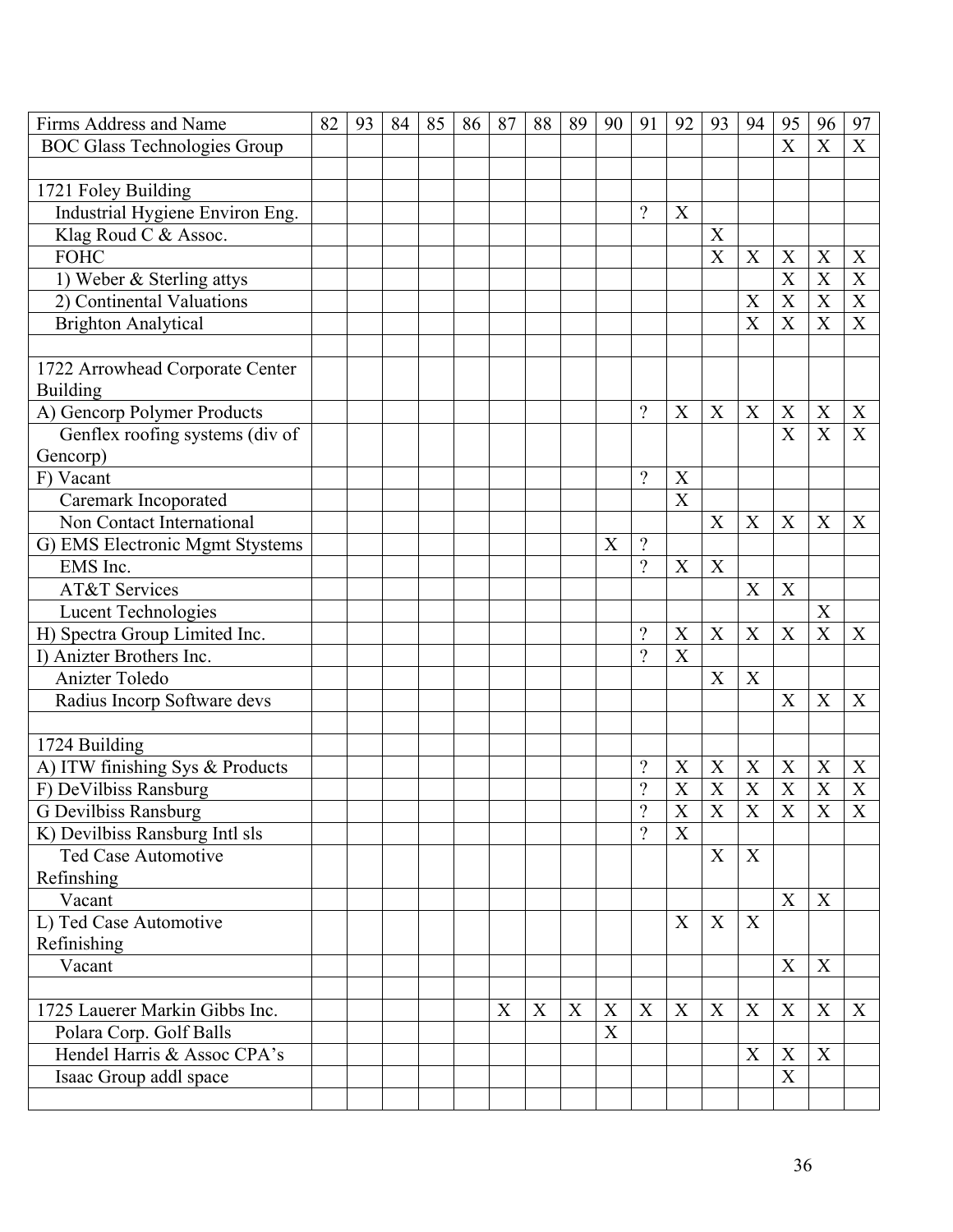| Firms Address and Name | 82 | 93 | 84 | 85 | 86 | 87 | 88 | 89 | 90 | 91 | 92 | 93 | 94 | 95 | 96 | 97 |
|---|---|---|---|---|---|---|---|---|---|---|---|---|---|---|---|---|
| BOC Glass Technologies Group | | | | | | | | | | | | | | X | X | X |
| | | | | | | | | | | | | | | | | |
| 1721 Foley Building | | | | | | | | | | | | | | | | |
| Industrial Hygiene Environ Eng. | | | | | | | | | | ? | X | | | | | |
| Klag Roud C & Assoc. | | | | | | | | | | | | X | | | | |
| FOHC | | | | | | | | | | | | X | X | X | X | X |
| 1) Weber & Sterling attys | | | | | | | | | | | | | | X | X | X |
| 2) Continental Valuations | | | | | | | | | | | | | X | X | X | X |
| Brighton Analytical | | | | | | | | | | | | | X | X | X | X |
| | | | | | | | | | | | | | | | | |
| 1722 Arrowhead Corporate Center Building | | | | | | | | | | | | | | | | |
| A) Gencorp Polymer Products | | | | | | | | | | ? | X | X | X | X | X | X |
| Genflex roofing systems (div of Gencorp) | | | | | | | | | | | | | | X | X | X |
| F) Vacant | | | | | | | | | | ? | X | | | | | |
| Caremark Incoporated | | | | | | | | | | | X | | | | | |
| Non Contact International | | | | | | | | | | | | X | X | X | X | X |
| G) EMS Electronic Mgmt Stystems | | | | | | | | | X | ? | | | | | | |
| EMS Inc. | | | | | | | | | | ? | X | X | | | | |
| AT&T Services | | | | | | | | | | | | | X | X | | |
| Lucent Technologies | | | | | | | | | | | | | | | X | |
| H) Spectra Group Limited Inc. | | | | | | | | | | ? | X | X | X | X | X | X |
| I) Anizter Brothers Inc. | | | | | | | | | | ? | X | | | | | |
| Anizter Toledo | | | | | | | | | | | | X | X | | | |
| Radius Incorp Software devs | | | | | | | | | | | | | | X | X | X |
| | | | | | | | | | | | | | | | | |
| 1724 Building | | | | | | | | | | | | | | | | |
| A) ITW finishing Sys & Products | | | | | | | | | | ? | X | X | X | X | X | X |
| F) DeVilbiss Ransburg | | | | | | | | | | ? | X | X | X | X | X | X |
| G Devilbiss Ransburg | | | | | | | | | | ? | X | X | X | X | X | X |
| K) Devilbiss Ransburg Intl sls | | | | | | | | | | ? | X | | | | | |
| Ted Case Automotive Refinshing | | | | | | | | | | | | X | X | | | |
| Vacant | | | | | | | | | | | | | | X | X | |
| L) Ted Case Automotive Refinishing | | | | | | | | | | | X | X | X | | | |
| Vacant | | | | | | | | | | | | | | X | X | |
| | | | | | | | | | | | | | | | | |
| 1725 Lauerer Markin Gibbs Inc. | | | | | | X | X | X | X | X | X | X | X | X | X | X |
| Polara Corp. Golf Balls | | | | | | | | | X | | | | | | | |
| Hendel Harris & Assoc CPA's | | | | | | | | | | | | | X | X | X | |
| Isaac Group addl space | | | | | | | | | | | | | | X | | |
| | | | | | | | | | | | | | | | | |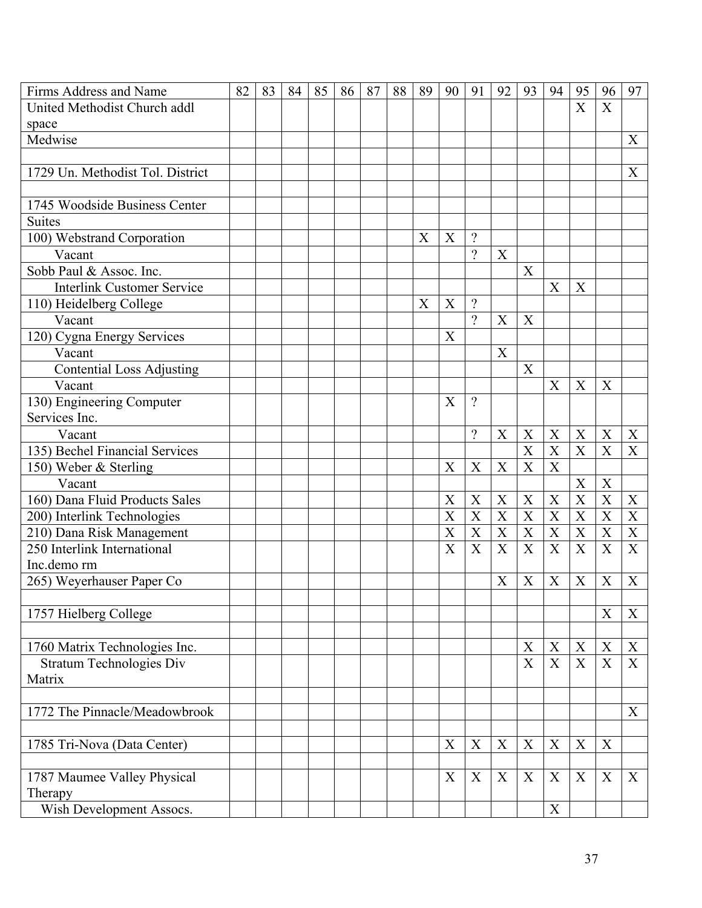| Firms Address and Name | 82 | 83 | 84 | 85 | 86 | 87 | 88 | 89 | 90 | 91 | 92 | 93 | 94 | 95 | 96 | 97 |
|---|---|---|---|---|---|---|---|---|---|---|---|---|---|---|---|---|
| United Methodist Church addl space | | | | | | | | | | | | | | X | X | |
| Medwise | | | | | | | | | | | | | | | | X |
| | | | | | | | | | | | | | | | | |
| 1729 Un. Methodist Tol. District | | | | | | | | | | | | | | | | X |
| | | | | | | | | | | | | | | | | |
| 1745 Woodside Business Center | | | | | | | | | | | | | | | | |
| Suites | | | | | | | | | | | | | | | | |
| 100) Webstrand Corporation | | | | | | | | X | X | ? | | | | | | |
| Vacant | | | | | | | | | | ? | X | | | | | |
| Sobb Paul & Assoc. Inc. | | | | | | | | | | | | X | | | | |
| Interlink Customer Service | | | | | | | | | | | | | X | X | | |
| 110) Heidelberg College | | | | | | | | X | X | ? | | | | | | |
| Vacant | | | | | | | | | | ? | X | X | | | | |
| 120) Cygna Energy Services | | | | | | | | | X | | | | | | | |
| Vacant | | | | | | | | | | | X | | | | | |
| Contential Loss Adjusting | | | | | | | | | | | | X | | | | |
| Vacant | | | | | | | | | | | | | X | X | X | |
| 130) Engineering Computer Services Inc. | | | | | | | | | X | ? | | | | | | |
| Vacant | | | | | | | | | | ? | X | X | X | X | X | X |
| 135) Bechel Financial Services | | | | | | | | | | | | X | X | X | X | X |
| 150) Weber & Sterling | | | | | | | | | X | X | X | X | X | | | |
| Vacant | | | | | | | | | | | | | | X | X | |
| 160) Dana Fluid Products Sales | | | | | | | | | X | X | X | X | X | X | X | X |
| 200) Interlink Technologies | | | | | | | | | X | X | X | X | X | X | X | X |
| 210) Dana Risk Management | | | | | | | | | X | X | X | X | X | X | X | X |
| 250 Interlink International Inc.demo rm | | | | | | | | | X | X | X | X | X | X | X | X |
| 265) Weyerhauser Paper Co | | | | | | | | | | | X | X | X | X | X | X |
| | | | | | | | | | | | | | | | | |
| 1757 Hielberg College | | | | | | | | | | | | | | | X | X |
| | | | | | | | | | | | | | | | | |
| 1760 Matrix Technologies Inc. | | | | | | | | | | | | X | X | X | X | X |
| Stratum Technologies Div Matrix | | | | | | | | | | | | X | X | X | X | X |
| | | | | | | | | | | | | | | | | |
| 1772 The Pinnacle/Meadowbrook | | | | | | | | | | | | | | | | X |
| | | | | | | | | | | | | | | | | |
| 1785 Tri-Nova (Data Center) | | | | | | | | | X | X | X | X | X | X | X | |
| | | | | | | | | | | | | | | | | |
| 1787 Maumee Valley Physical Therapy | | | | | | | | | X | X | X | X | X | X | X | X |
| Wish Development Assocs. | | | | | | | | | | | | | X | | | |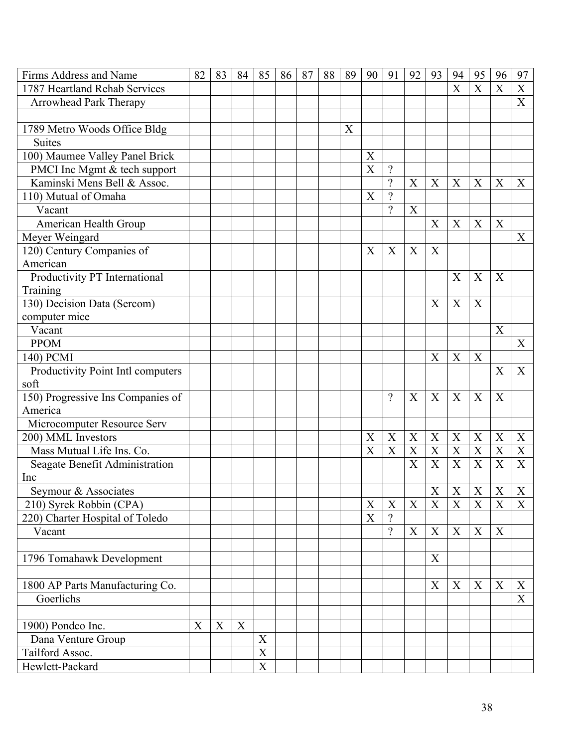| Firms Address and Name | 82 | 83 | 84 | 85 | 86 | 87 | 88 | 89 | 90 | 91 | 92 | 93 | 94 | 95 | 96 | 97 |
|---|---|---|---|---|---|---|---|---|---|---|---|---|---|---|---|---|
| 1787 Heartland Rehab Services | | | | | | | | | | | | | X | X | X | X |
| Arrowhead Park Therapy | | | | | | | | | | | | | | | | X |
| | | | | | | | | | | | | | | | | |
| 1789 Metro Woods Office Bldg | | | | | | | | X | | | | | | | | |
| Suites | | | | | | | | | | | | | | | | |
| 100) Maumee Valley Panel Brick | | | | | | | | | X | | | | | | | |
| PMCI Inc Mgmt & tech support | | | | | | | | | X | ? | | | | | | |
| Kaminski Mens Bell & Assoc. | | | | | | | | | | ? | X | X | X | X | X | X |
| 110) Mutual of Omaha | | | | | | | | | X | ? | | | | | | |
| Vacant | | | | | | | | | | ? | X | | | | | |
| American Health Group | | | | | | | | | | | | X | X | X | X | |
| Meyer Weingard | | | | | | | | | | | | | | | | X |
| 120) Century Companies of American | | | | | | | | | X | X | X | X | | | | |
| Productivity PT International Training | | | | | | | | | | | | | X | X | X | |
| 130) Decision Data (Sercom) computer mice | | | | | | | | | | | | X | X | X | | |
| Vacant | | | | | | | | | | | | | | | X | |
| PPOM | | | | | | | | | | | | | | | | X |
| 140) PCMI | | | | | | | | | | | | X | X | X | | |
| Productivity Point Intl computers soft | | | | | | | | | | | | | | | X | X |
| 150) Progressive Ins Companies of America | | | | | | | | | | ? | X | X | X | X | X | |
| Microcomputer Resource Serv | | | | | | | | | | | | | | | | |
| 200) MML Investors | | | | | | | | | X | X | X | X | X | X | X | X |
| Mass Mutual Life Ins. Co. | | | | | | | | | X | X | X | X | X | X | X | X |
| Seagate Benefit Administration Inc | | | | | | | | | | | X | X | X | X | X | X |
| Seymour & Associates | | | | | | | | | | | | X | X | X | X | X |
| 210) Syrek Robbin (CPA) | | | | | | | | | X | X | X | X | X | X | X | X |
| 220) Charter Hospital of Toledo | | | | | | | | | X | ? | | | | | | |
| Vacant | | | | | | | | | | ? | X | X | X | X | X | |
| | | | | | | | | | | | | | | | | |
| 1796 Tomahawk Development | | | | | | | | | | | | X | | | | |
| | | | | | | | | | | | | | | | | |
| 1800 AP Parts Manufacturing Co. | | | | | | | | | | | | X | X | X | X | X |
| Goerlichs | | | | | | | | | | | | | | | | X |
| | | | | | | | | | | | | | | | | |
| 1900) Pondco Inc. | X | X | X | | | | | | | | | | | | | |
| Dana Venture Group | | | | X | | | | | | | | | | | | |
| Tailford Assoc. | | | | X | | | | | | | | | | | | |
| Hewlett-Packard | | | | X | | | | | | | | | | | | |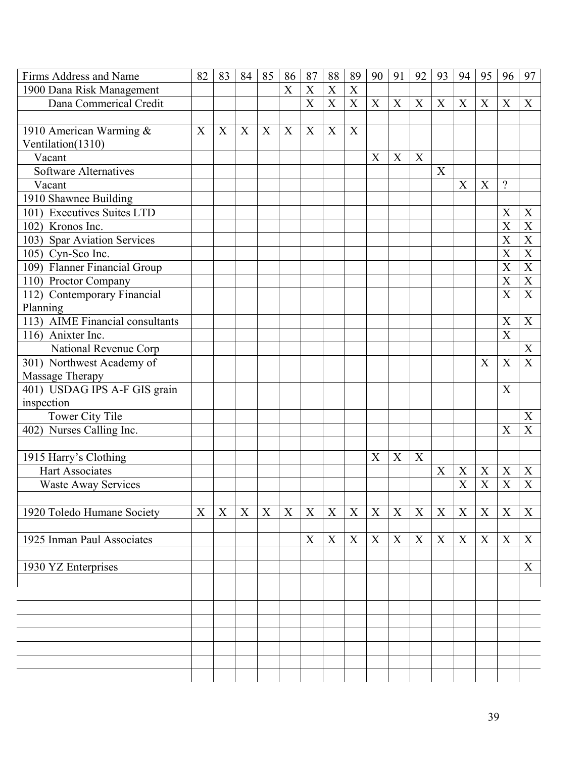| Firms Address and Name | 82 | 83 | 84 | 85 | 86 | 87 | 88 | 89 | 90 | 91 | 92 | 93 | 94 | 95 | 96 | 97 |
|---|---|---|---|---|---|---|---|---|---|---|---|---|---|---|---|---|
| 1900 Dana Risk Management | | | | | X | X | X | X | | | | | | | | |
| Dana Commerical Credit | | | | | | X | X | X | X | X | X | X | X | X | X | X |
| | | | | | | | | | | | | | | | | |
| 1910 American Warming & Ventilation(1310) | X | X | X | X | X | X | X | X | | | | | | | | |
| Vacant | | | | | | | | | X | X | X | | | | | |
| Software Alternatives | | | | | | | | | | | | X | | | | |
| Vacant | | | | | | | | | | | | | X | X | ? | |
| 1910 Shawnee Building | | | | | | | | | | | | | | | | |
| 101) Executives Suites LTD | | | | | | | | | | | | | | | X | X |
| 102) Kronos Inc. | | | | | | | | | | | | | | | X | X |
| 103) Spar Aviation Services | | | | | | | | | | | | | | | X | X |
| 105) Cyn-Sco Inc. | | | | | | | | | | | | | | | X | X |
| 109) Flanner Financial Group | | | | | | | | | | | | | | | X | X |
| 110) Proctor Company | | | | | | | | | | | | | | | X | X |
| 112) Contemporary Financial Planning | | | | | | | | | | | | | | | X | X |
| 113) AIME Financial consultants | | | | | | | | | | | | | | | X | X |
| 116) Anixter Inc. | | | | | | | | | | | | | | | X | |
| National Revenue Corp | | | | | | | | | | | | | | | | X |
| 301) Northwest Academy of Massage Therapy | | | | | | | | | | | | | | X | X | X |
| 401) USDAG IPS A-F GIS grain inspection | | | | | | | | | | | | | | | X | |
| Tower City Tile | | | | | | | | | | | | | | | | X |
| 402) Nurses Calling Inc. | | | | | | | | | | | | | | | X | X |
| | | | | | | | | | | | | | | | | |
| 1915 Harry's Clothing | | | | | | | | | X | X | X | | | | | |
| Hart Associates | | | | | | | | | | | | X | X | X | X | X |
| Waste Away Services | | | | | | | | | | | | | X | X | X | X |
| | | | | | | | | | | | | | | | | |
| 1920 Toledo Humane Society | X | X | X | X | X | X | X | X | X | X | X | X | X | X | X | X |
| | | | | | | | | | | | | | | | | |
| 1925 Inman Paul Associates | | | | | | X | X | X | X | X | X | X | X | X | X | X |
| | | | | | | | | | | | | | | | | |
| 1930 YZ Enterprises | | | | | | | | | | | | | | | | X |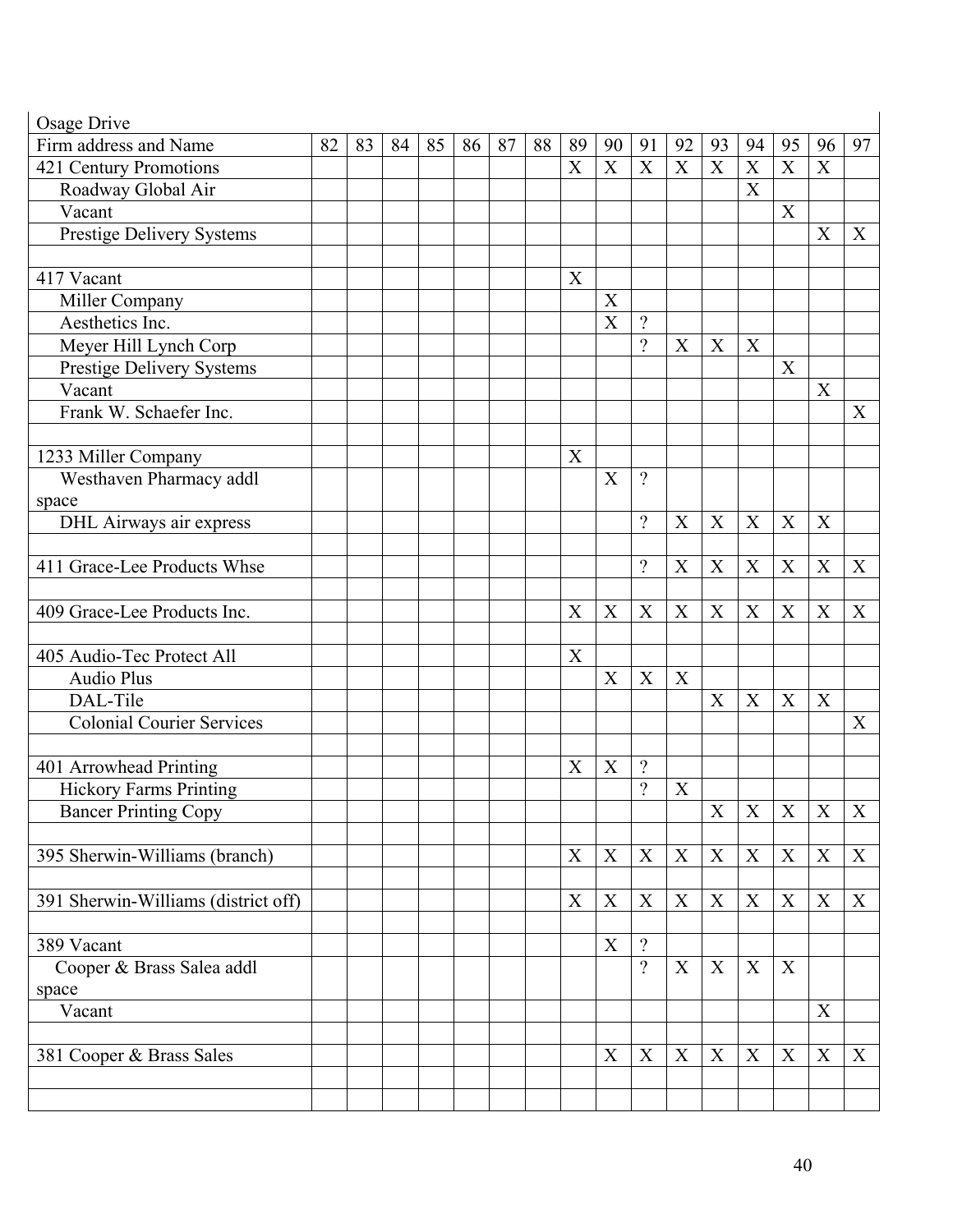| Osage Drive | | | | | | | | | | | | | | | | |
|---|---|---|---|---|---|---|---|---|---|---|---|---|---|---|---|---|
| Firm address and Name | 82 | 83 | 84 | 85 | 86 | 87 | 88 | 89 | 90 | 91 | 92 | 93 | 94 | 95 | 96 | 97 |
| 421 Century Promotions | | | | | | | | X | X | X | X | X | X | X | X | |
| Roadway Global Air | | | | | | | | | | | | | X | | | |
| Vacant | | | | | | | | | | | | | | X | | |
| Prestige Delivery Systems | | | | | | | | | | | | | | | X | X |
| | | | | | | | | | | | | | | | | |
| 417 Vacant | | | | | | | | X | | | | | | | | |
| Miller Company | | | | | | | | | X | | | | | | | |
| Aesthetics Inc. | | | | | | | | | X | ? | | | | | | |
| Meyer Hill Lynch Corp | | | | | | | | | | ? | X | X | X | | | |
| Prestige Delivery Systems | | | | | | | | | | | | | | X | | |
| Vacant | | | | | | | | | | | | | | | X | |
| Frank W. Schaefer Inc. | | | | | | | | | | | | | | | | X |
| | | | | | | | | | | | | | | | | |
| 1233 Miller Company | | | | | | | | X | | | | | | | | |
| Westhaven Pharmacy addl space | | | | | | | | | X | ? | | | | | | |
| DHL Airways air express | | | | | | | | | | ? | X | X | X | X | X | |
| | | | | | | | | | | | | | | | | |
| 411 Grace-Lee Products Whse | | | | | | | | | | ? | X | X | X | X | X | X |
| | | | | | | | | | | | | | | | | |
| 409 Grace-Lee Products Inc. | | | | | | | | X | X | X | X | X | X | X | X | X |
| | | | | | | | | | | | | | | | | |
| 405 Audio-Tec Protect All | | | | | | | | X | | | | | | | | |
| Audio Plus | | | | | | | | | X | X | X | | | | | |
| DAL-Tile | | | | | | | | | | | | X | X | X | X | |
| Colonial Courier Services | | | | | | | | | | | | | | | | X |
| | | | | | | | | | | | | | | | | |
| 401 Arrowhead Printing | | | | | | | | X | X | ? | | | | | | |
| Hickory Farms Printing | | | | | | | | | | ? | X | | | | | |
| Bancer Printing Copy | | | | | | | | | | | | X | X | X | X | X |
| | | | | | | | | | | | | | | | | |
| 395 Sherwin-Williams (branch) | | | | | | | | X | X | X | X | X | X | X | X | X |
| | | | | | | | | | | | | | | | | |
| 391 Sherwin-Williams (district off) | | | | | | | | X | X | X | X | X | X | X | X | X |
| | | | | | | | | | | | | | | | | |
| 389 Vacant | | | | | | | | | X | ? | | | | | | |
| Cooper & Brass Salea addl space | | | | | | | | | | ? | X | X | X | X | | |
| Vacant | | | | | | | | | | | | | | | X | |
| | | | | | | | | | | | | | | | | |
| 381 Cooper & Brass Sales | | | | | | | | | X | X | X | X | X | X | X | X |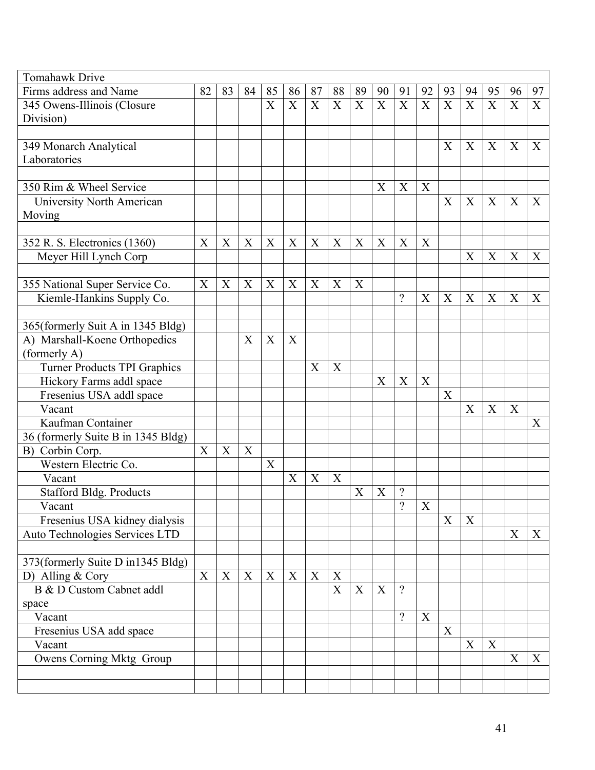| Tomahawk Drive | | | | | | | | | | | | | | | | |
|---|---|---|---|---|---|---|---|---|---|---|---|---|---|---|---|---|
| Firms address and Name | 82 | 83 | 84 | 85 | 86 | 87 | 88 | 89 | 90 | 91 | 92 | 93 | 94 | 95 | 96 | 97 |
| 345 Owens-Illinois (Closure Division) | | | | X | X | X | X | X | X | X | X | X | X | X | X | X |
| | | | | | | | | | | | | | | | | |
| 349 Monarch Analytical Laboratories | | | | | | | | | | | | X | X | X | X | X |
| | | | | | | | | | | | | | | | | |
| 350 Rim & Wheel Service | | | | | | | | | X | X | X | | | | | |
| University North American Moving | | | | | | | | | | | | X | X | X | X | X |
| | | | | | | | | | | | | | | | | |
| 352 R. S. Electronics (1360) | X | X | X | X | X | X | X | X | X | X | X | | | | | |
| Meyer Hill Lynch Corp | | | | | | | | | | | | | X | X | X | X |
| | | | | | | | | | | | | | | | | |
| 355 National Super Service Co. | X | X | X | X | X | X | X | X | | | | | | | | |
| Kiemle-Hankins Supply Co. | | | | | | | | | | ? | X | X | X | X | X | X |
| | | | | | | | | | | | | | | | | |
| 365(formerly Suit A in 1345 Bldg) | | | | | | | | | | | | | | | | |
| A) Marshall-Koene Orthopedics (formerly A) | | | X | X | X | | | | | | | | | | | |
| Turner Products TPI Graphics | | | | | | X | X | | | | | | | | | |
| Hickory Farms addl space | | | | | | | | | X | X | X | | | | | |
| Fresenius USA addl space | | | | | | | | | | | | X | | | | |
| Vacant | | | | | | | | | | | | | X | X | X | |
| Kaufman Container | | | | | | | | | | | | | | | | X |
| 36 (formerly Suite B in 1345 Bldg) | | | | | | | | | | | | | | | | |
| B) Corbin Corp. | X | X | X | | | | | | | | | | | | | |
| Western Electric Co. | | | | X | | | | | | | | | | | | |
| Vacant | | | | | X | X | X | | | | | | | | | |
| Stafford Bldg. Products | | | | | | | | X | X | ? | | | | | | |
| Vacant | | | | | | | | | | ? | X | | | | | |
| Fresenius USA kidney dialysis | | | | | | | | | | | | X | X | | | |
| Auto Technologies Services LTD | | | | | | | | | | | | | | | X | X |
| | | | | | | | | | | | | | | | | |
| 373(formerly Suite D in1345 Bldg) | | | | | | | | | | | | | | | | |
| D) Alling & Cory | X | X | X | X | X | X | X | | | | | | | | | |
| B & D Custom Cabnet addl space | | | | | | | X | X | X | ? | | | | | | |
| Vacant | | | | | | | | | | ? | X | | | | | |
| Fresenius USA add space | | | | | | | | | | | | X | | | | |
| Vacant | | | | | | | | | | | | | X | X | | |
| Owens Corning Mktg Group | | | | | | | | | | | | | | | X | X |
| | | | | | | | | | | | | | | | | |
| | | | | | | | | | | | | | | | | |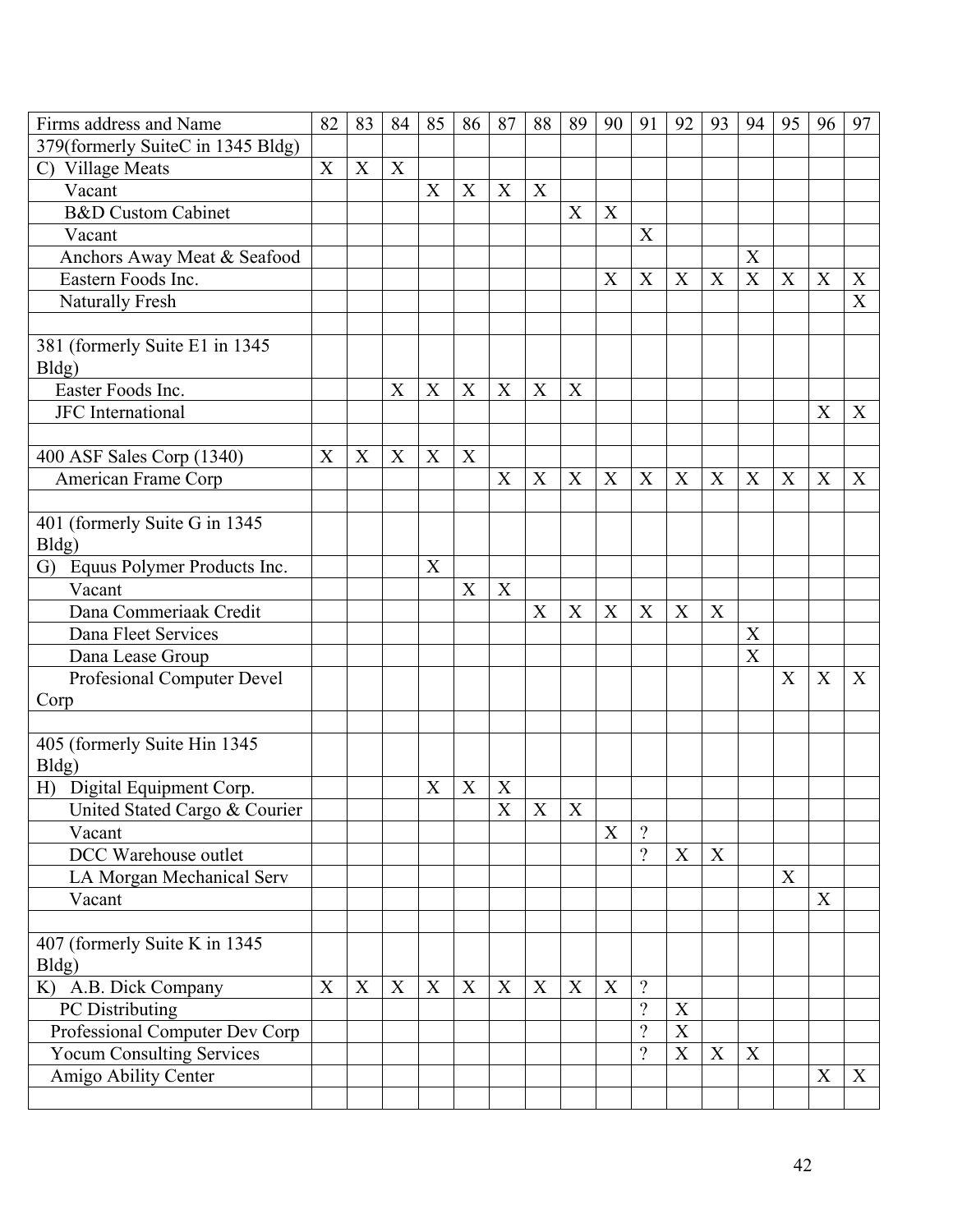| Firms address and Name | 82 | 83 | 84 | 85 | 86 | 87 | 88 | 89 | 90 | 91 | 92 | 93 | 94 | 95 | 96 | 97 |
|---|---|---|---|---|---|---|---|---|---|---|---|---|---|---|---|---|
| 379(formerly SuiteC in 1345 Bldg) | | | | | | | | | | | | | | | | |
| C) Village Meats | X | X | X | | | | | | | | | | | | | |
| Vacant | | | | X | X | X | X | | | | | | | | | |
| B&D Custom Cabinet | | | | | | | | X | X | | | | | | | |
| Vacant | | | | | | | | | | X | | | | | | |
| Anchors Away Meat & Seafood | | | | | | | | | | | | | X | | | |
| Eastern Foods Inc. | | | | | | | | | X | X | X | X | X | X | X | X |
| Naturally Fresh | | | | | | | | | | | | | | | | X |
| | | | | | | | | | | | | | | | | |
| 381 (formerly Suite E1 in 1345 Bldg) | | | | | | | | | | | | | | | | |
| Easter Foods Inc. | | | X | X | X | X | X | X | | | | | | | | |
| JFC International | | | | | | | | | | | | | | | X | X |
| | | | | | | | | | | | | | | | | |
| 400 ASF Sales Corp (1340) | X | X | X | X | X | | | | | | | | | | | |
| American Frame Corp | | | | | | X | X | X | X | X | X | X | X | X | X | X |
| | | | | | | | | | | | | | | | | |
| 401 (formerly Suite G in 1345 Bldg) | | | | | | | | | | | | | | | | |
| G) Equus Polymer Products Inc. | | | | X | | | | | | | | | | | | |
| Vacant | | | | | X | X | | | | | | | | | | |
| Dana Commeriaak Credit | | | | | | | X | X | X | X | X | X | | | | |
| Dana Fleet Services | | | | | | | | | | | | | X | | | |
| Dana Lease Group | | | | | | | | | | | | | X | | | |
| Profesional Computer Devel Corp | | | | | | | | | | | | | | X | X | X |
| | | | | | | | | | | | | | | | | |
| 405 (formerly Suite Hin 1345 Bldg) | | | | | | | | | | | | | | | | |
| H) Digital Equipment Corp. | | | | X | X | X | | | | | | | | | | |
| United Stated Cargo & Courier | | | | | | X | X | X | | | | | | | | |
| Vacant | | | | | | | | | X | ? | | | | | | |
| DCC Warehouse outlet | | | | | | | | | | ? | X | X | | | | |
| LA Morgan Mechanical Serv | | | | | | | | | | | | | | X | | |
| Vacant | | | | | | | | | | | | | | | X | |
| | | | | | | | | | | | | | | | | |
| 407 (formerly Suite K in 1345 Bldg) | | | | | | | | | | | | | | | | |
| K) A.B. Dick Company | X | X | X | X | X | X | X | X | X | ? | | | | | | |
| PC Distributing | | | | | | | | | | ? | X | | | | | |
| Professional Computer Dev Corp | | | | | | | | | | ? | X | | | | | |
| Yocum Consulting Services | | | | | | | | | | ? | X | X | X | | | |
| Amigo Ability Center | | | | | | | | | | | | | | | X | X |
| | | | | | | | | | | | | | | | | |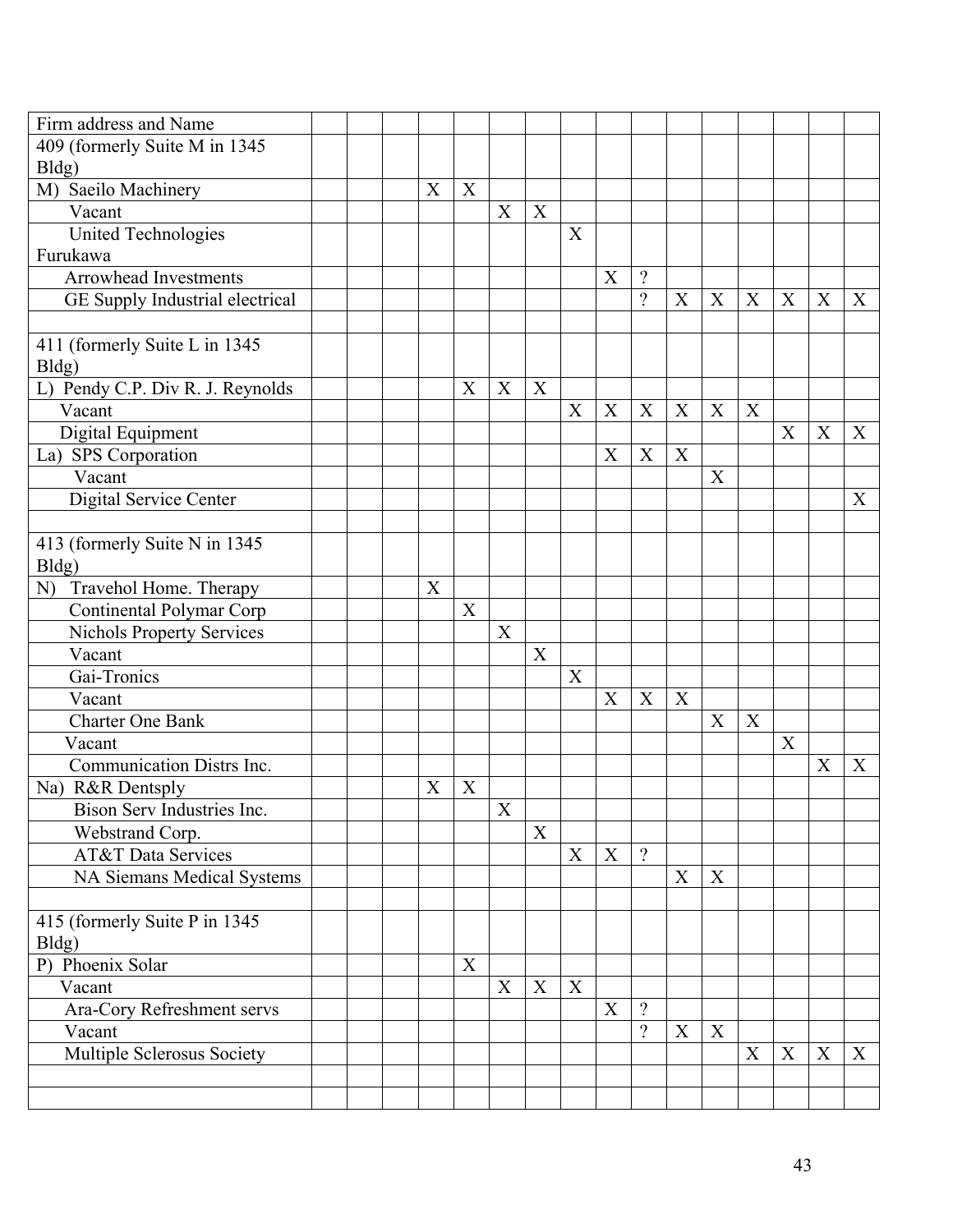| Firm address and Name | | | | | | | | | | | | | | | | |
|---|---|---|---|---|---|---|---|---|---|---|---|---|---|---|---|---|
| 409 (formerly Suite M in 1345 Bldg) | | | | | | | | | | | | | | | | |
| M) Saeilo Machinery | | | | X | X | | | | | | | | | | | |
| Vacant | | | | | | X | X | | | | | | | | | |
| United Technologies Furukawa | | | | | | | | X | | | | | | | | |
| Arrowhead Investments | | | | | | | | | X | ? | | | | | | |
| GE Supply Industrial electrical | | | | | | | | | | ? | X | X | X | X | X | X |
| | | | | | | | | | | | | | | | | |
| 411 (formerly Suite L in 1345 Bldg) | | | | | | | | | | | | | | | | |
| L) Pendy C.P. Div R. J. Reynolds | | | | | X | X | X | | | | | | | | | |
| Vacant | | | | | | | | X | X | X | X | X | X | | | |
| Digital Equipment | | | | | | | | | | | | | | X | X | X |
| La) SPS Corporation | | | | | | | | | X | X | X | | | | | |
| Vacant | | | | | | | | | | | | X | | | | |
| Digital Service Center | | | | | | | | | | | | | | | | X |
| | | | | | | | | | | | | | | | | |
| 413 (formerly Suite N in 1345 Bldg) | | | | | | | | | | | | | | | | |
| N) Travehol Home. Therapy | | | | X | | | | | | | | | | | | |
| Continental Polymar Corp | | | | | X | | | | | | | | | | | |
| Nichols Property Services | | | | | | X | | | | | | | | | | |
| Vacant | | | | | | | X | | | | | | | | | |
| Gai-Tronics | | | | | | | | X | | | | | | | | |
| Vacant | | | | | | | | | X | X | X | | | | | |
| Charter One Bank | | | | | | | | | | | | X | X | | | |
| Vacant | | | | | | | | | | | | | | X | | |
| Communication Distrs Inc. | | | | | | | | | | | | | | | X | X |
| Na) R&R Dentsply | | | | X | X | | | | | | | | | | | |
| Bison Serv Industries Inc. | | | | | | X | | | | | | | | | | |
| Webstrand Corp. | | | | | | | X | | | | | | | | | |
| AT&T Data Services | | | | | | | | X | X | ? | | | | | | |
| NA Siemans Medical Systems | | | | | | | | | | | X | X | | | | |
| | | | | | | | | | | | | | | | | |
| 415 (formerly Suite P in 1345 Bldg) | | | | | | | | | | | | | | | | |
| P) Phoenix Solar | | | | | X | | | | | | | | | | | |
| Vacant | | | | | | X | X | X | | | | | | | | |
| Ara-Cory Refreshment servs | | | | | | | | | X | ? | | | | | | |
| Vacant | | | | | | | | | | ? | X | X | | | | |
| Multiple Sclerosus Society | | | | | | | | | | | | | X | X | X | X |
| | | | | | | | | | | | | | | | | |
| | | | | | | | | | | | | | | | | |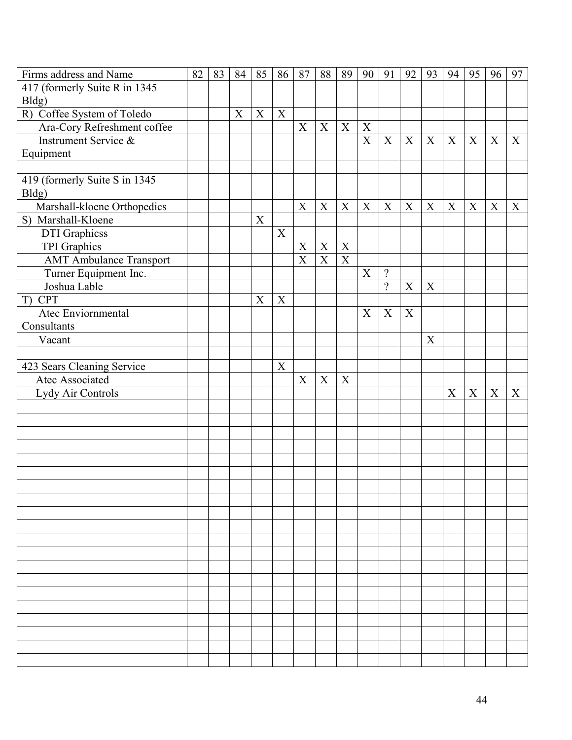| Firms address and Name | 82 | 83 | 84 | 85 | 86 | 87 | 88 | 89 | 90 | 91 | 92 | 93 | 94 | 95 | 96 | 97 |
|---|---|---|---|---|---|---|---|---|---|---|---|---|---|---|---|---|
| 417 (formerly Suite R in 1345 Bldg) | | | | | | | | | | | | | | | | |
| R) Coffee System of Toledo | | | X | X | X | | | | | | | | | | | |
| Ara-Cory Refreshment coffee | | | | | | X | X | X | X | | | | | | | |
| Instrument Service & Equipment | | | | | | | | | X | X | X | X | X | X | X | X |
| | | | | | | | | | | | | | | | | |
| 419 (formerly Suite S in 1345 Bldg) | | | | | | | | | | | | | | | | |
| Marshall-kloene Orthopedics | | | | | | X | X | X | X | X | X | X | X | X | X | X |
| S) Marshall-Kloene | | | | X | | | | | | | | | | | | |
| DTI Graphicss | | | | | X | | | | | | | | | | | |
| TPI Graphics | | | | | | X | X | X | | | | | | | | |
| AMT Ambulance Transport | | | | | | X | X | X | | | | | | | | |
| Turner Equipment Inc. | | | | | | | | | X | ? | | | | | | |
| Joshua Lable | | | | | | | | | | ? | X | X | | | | |
| T) CPT | | | | X | X | | | | | | | | | | | |
| Atec Enviornmental Consultants | | | | | | | | | X | X | X | | | | | |
| Vacant | | | | | | | | | | | | X | | | | |
| | | | | | | | | | | | | | | | | |
| 423 Sears Cleaning Service | | | | | X | | | | | | | | | | | |
| Atec Associated | | | | | | X | X | X | | | | | | | | |
| Lydy Air Controls | | | | | | | | | | | | | X | X | X | X |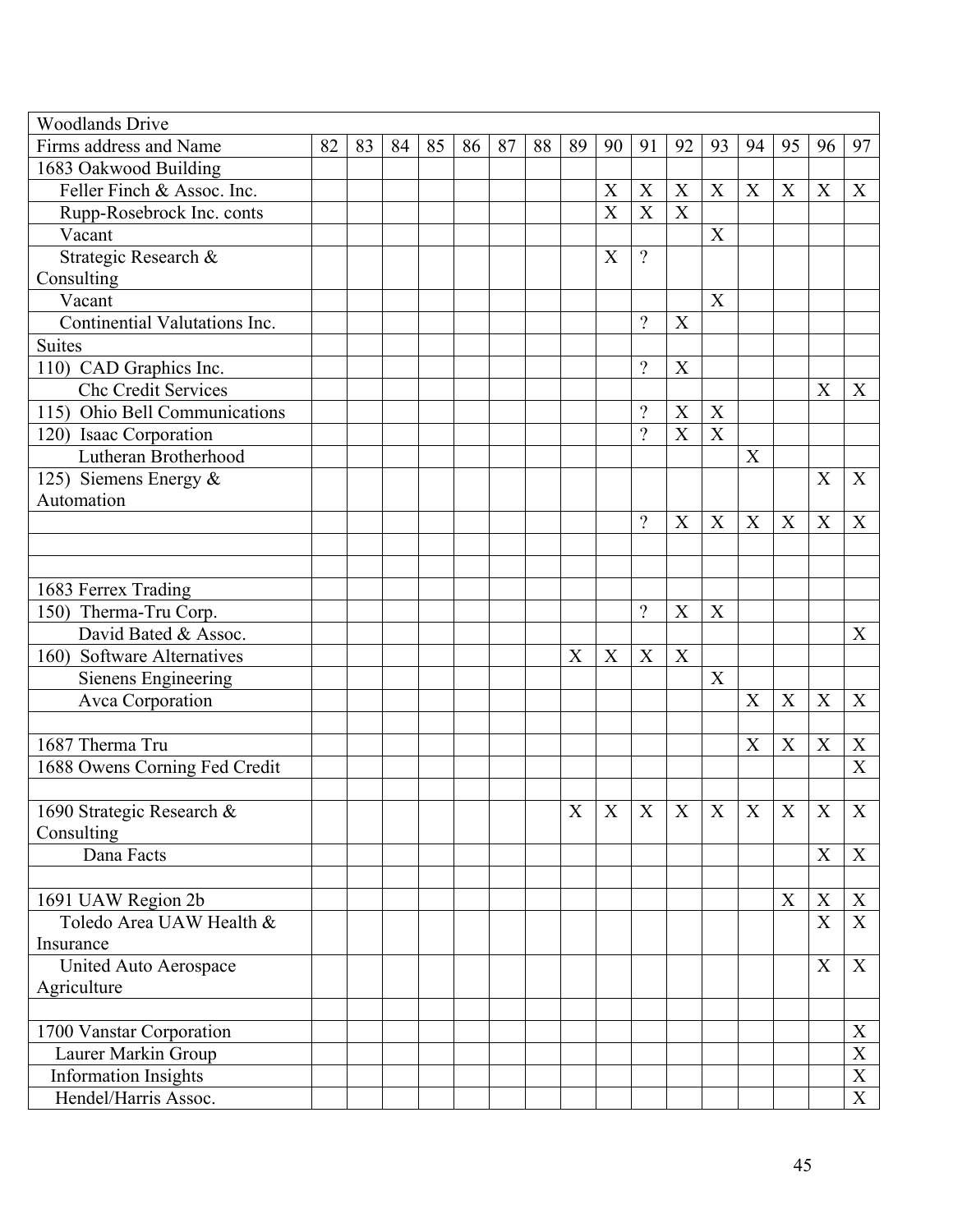| Woodlands Drive | | | | | | | | | | | | | | | | |
|---|---|---|---|---|---|---|---|---|---|---|---|---|---|---|---|---|
| Firms address and Name | 82 | 83 | 84 | 85 | 86 | 87 | 88 | 89 | 90 | 91 | 92 | 93 | 94 | 95 | 96 | 97 |
| 1683 Oakwood Building | | | | | | | | | | | | | | | | |
| Feller Finch & Assoc. Inc. | | | | | | | | | X | X | X | X | X | X | X | X |
| Rupp-Rosebrock Inc. conts | | | | | | | | | X | X | X | | | | | |
| Vacant | | | | | | | | | | | | X | | | | |
| Strategic Research & Consulting | | | | | | | | | X | ? | | | | | | |
| Vacant | | | | | | | | | | | | X | | | | |
| Continential Valutations Inc. | | | | | | | | | | ? | X | | | | | |
| Suites | | | | | | | | | | | | | | | | |
| 110) CAD Graphics Inc. | | | | | | | | | | ? | X | | | | | |
| Chc Credit Services | | | | | | | | | | | | | | | X | X |
| 115) Ohio Bell Communications | | | | | | | | | | ? | X | X | | | | |
| 120) Isaac Corporation | | | | | | | | | | ? | X | X | | | | |
| Lutheran Brotherhood | | | | | | | | | | | | | X | | | |
| 125) Siemens Energy & Automation | | | | | | | | | | | | | | | X | X |
| | | | | | | | | | | ? | X | X | X | X | X | X |
| | | | | | | | | | | | | | | | | |
| | | | | | | | | | | | | | | | | |
| 1683 Ferrex Trading | | | | | | | | | | | | | | | | |
| 150) Therma-Tru Corp. | | | | | | | | | | ? | X | X | | | | |
| David Bated & Assoc. | | | | | | | | | | | | | | | | X |
| 160) Software Alternatives | | | | | | | | X | X | X | X | | | | | |
| Sienens Engineering | | | | | | | | | | | | X | | | | |
| Avca Corporation | | | | | | | | | | | | | X | X | X | X |
| | | | | | | | | | | | | | | | | |
| 1687 Therma Tru | | | | | | | | | | | | | X | X | X | X |
| 1688 Owens Corning Fed Credit | | | | | | | | | | | | | | | | X |
| | | | | | | | | | | | | | | | | |
| 1690 Strategic Research & Consulting | | | | | | | | X | X | X | X | X | X | X | X | X |
| Dana Facts | | | | | | | | | | | | | | | X | X |
| | | | | | | | | | | | | | | | | |
| 1691 UAW Region 2b | | | | | | | | | | | | | | X | X | X |
| Toledo Area UAW Health & Insurance | | | | | | | | | | | | | | | X | X |
| United Auto Aerospace Agriculture | | | | | | | | | | | | | | | X | X |
| | | | | | | | | | | | | | | | | |
| 1700 Vanstar Corporation | | | | | | | | | | | | | | | | X |
| Laurer Markin Group | | | | | | | | | | | | | | | | X |
| Information Insights | | | | | | | | | | | | | | | | X |
| Hendel/Harris Assoc. | | | | | | | | | | | | | | | | X |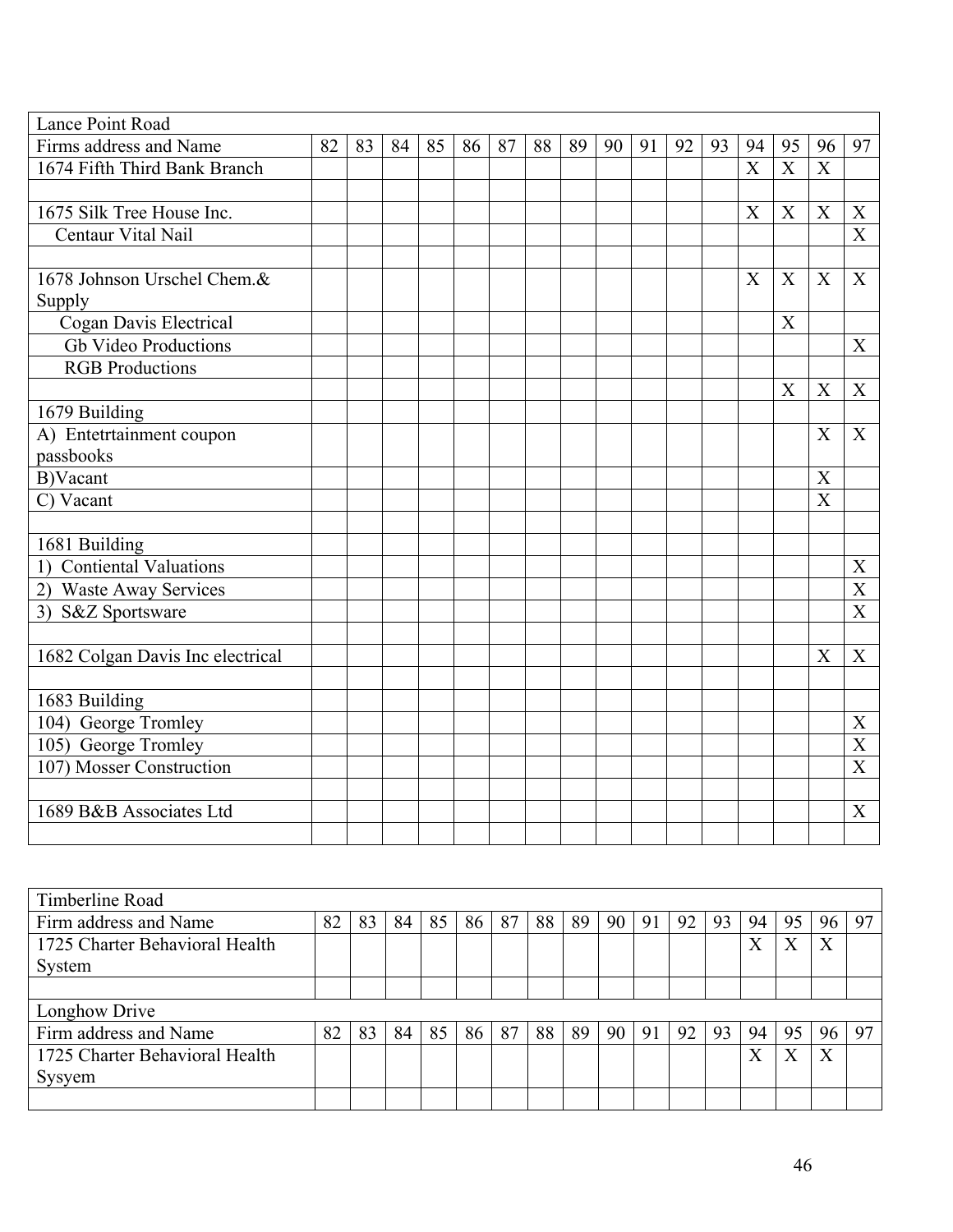| Lance Point Road | | | | | | | | | | | | | | | | |
|---|---|---|---|---|---|---|---|---|---|---|---|---|---|---|---|---|
| Firms address and Name | 82 | 83 | 84 | 85 | 86 | 87 | 88 | 89 | 90 | 91 | 92 | 93 | 94 | 95 | 96 | 97 |
| 1674 Fifth Third Bank Branch | | | | | | | | | | | | | X | X | X | |
| | | | | | | | | | | | | | | | | |
| 1675 Silk Tree House Inc. | | | | | | | | | | | | | X | X | X | X |
| Centaur Vital Nail | | | | | | | | | | | | | | | | X |
| | | | | | | | | | | | | | | | | |
| 1678 Johnson Urschel Chem.& Supply | | | | | | | | | | | | | X | X | X | X |
| Cogan Davis Electrical | | | | | | | | | | | | | | X | | |
| Gb Video Productions | | | | | | | | | | | | | | | | X |
| RGB Productions | | | | | | | | | | | | | | | | |
| | | | | | | | | | | | | | | X | X | X |
| 1679 Building | | | | | | | | | | | | | | | | |
| A) Entetrtainment coupon passbooks | | | | | | | | | | | | | | | X | X |
| B)Vacant | | | | | | | | | | | | | | | X | |
| C) Vacant | | | | | | | | | | | | | | | X | |
| | | | | | | | | | | | | | | | | |
| 1681 Building | | | | | | | | | | | | | | | | |
| 1) Contiental Valuations | | | | | | | | | | | | | | | | X |
| 2) Waste Away Services | | | | | | | | | | | | | | | | X |
| 3) S&Z Sportsware | | | | | | | | | | | | | | | | X |
| | | | | | | | | | | | | | | | | |
| 1682 Colgan Davis Inc electrical | | | | | | | | | | | | | | | X | X |
| | | | | | | | | | | | | | | | | |
| 1683 Building | | | | | | | | | | | | | | | | |
| 104) George Tromley | | | | | | | | | | | | | | | | X |
| 105) George Tromley | | | | | | | | | | | | | | | | X |
| 107) Mosser Construction | | | | | | | | | | | | | | | | X |
| | | | | | | | | | | | | | | | | |
| 1689 B&B Associates Ltd | | | | | | | | | | | | | | | | X |
| | | | | | | | | | | | | | | | | |

| Timberline Road | | | | | | | | | | | | | | | | |
|---|---|---|---|---|---|---|---|---|---|---|---|---|---|---|---|---|
| Firm address and Name | 82 | 83 | 84 | 85 | 86 | 87 | 88 | 89 | 90 | 91 | 92 | 93 | 94 | 95 | 96 | 97 |
| 1725 Charter Behavioral Health System | | | | | | | | | | | | | X | X | X | |
| | | | | | | | | | | | | | | | | |
| Longhow Drive | | | | | | | | | | | | | | | | |
| Firm address and Name | 82 | 83 | 84 | 85 | 86 | 87 | 88 | 89 | 90 | 91 | 92 | 93 | 94 | 95 | 96 | 97 |
| 1725 Charter Behavioral Health Sysyem | | | | | | | | | | | | | X | X | X | |
| | | | | | | | | | | | | | | | | |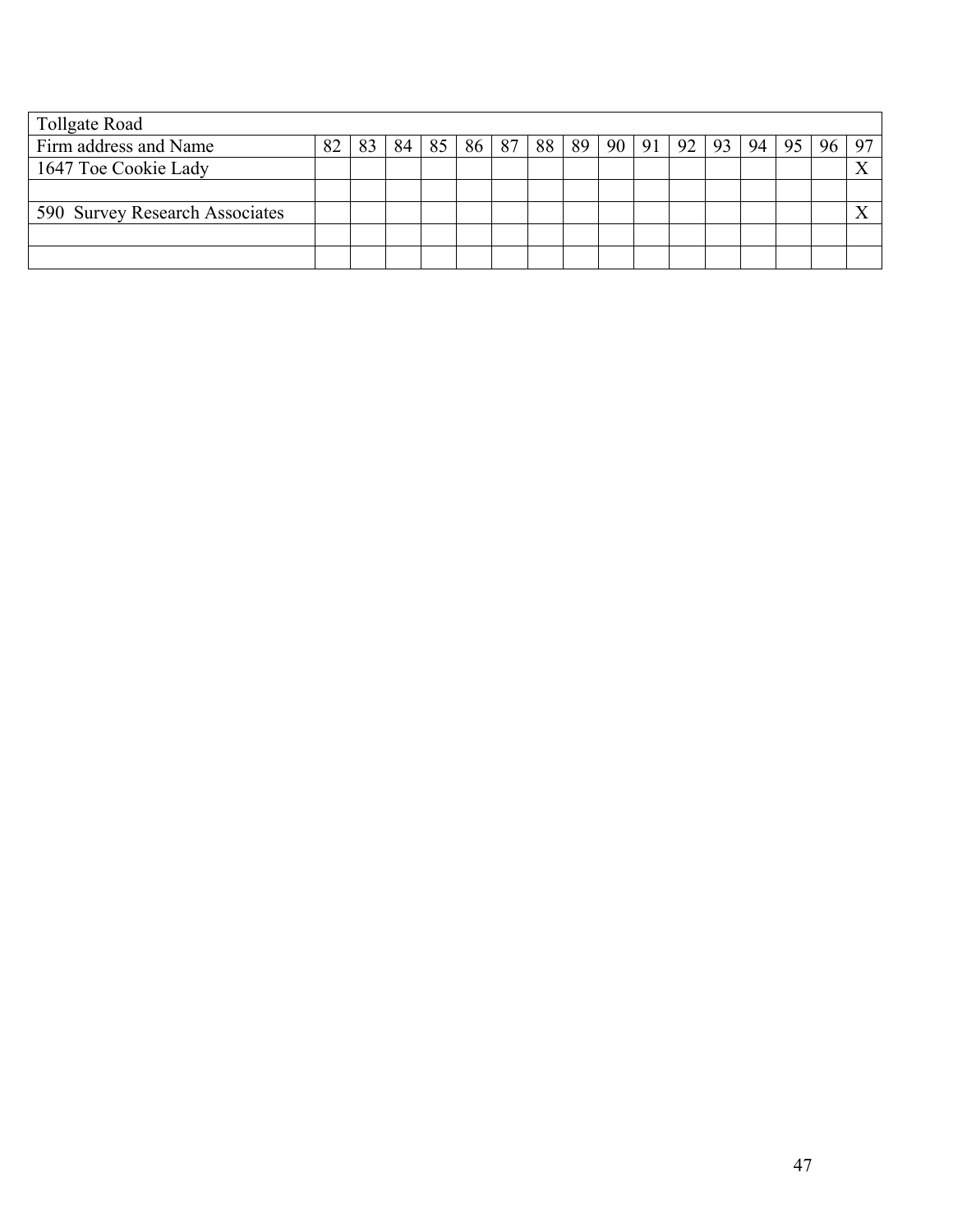| Tollgate Road | | | | | | | | | | | | | | | | |
|---|---|---|---|---|---|---|---|---|---|---|---|---|---|---|---|---|
| Firm address and Name | 82 | 83 | 84 | 85 | 86 | 87 | 88 | 89 | 90 | 91 | 92 | 93 | 94 | 95 | 96 | 97 |
| 1647 Toe Cookie Lady | | | | | | | | | | | | | | | | X |
| | | | | | | | | | | | | | | | | |
| 590 Survey Research Associates | | | | | | | | | | | | | | | | X |
| | | | | | | | | | | | | | | | | |
| | | | | | | | | | | | | | | | | |